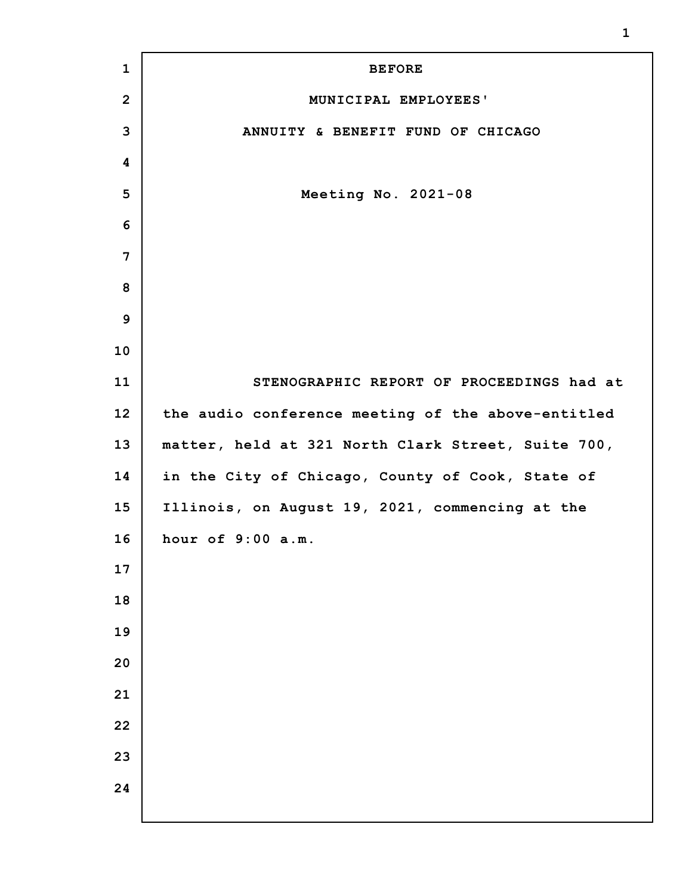BEFORE

MUNICIPAL EMPLOYEES'

ANNUITY & BENEFIT FUND OF CHICAGO

Meeting No. 2021-08

STENOGRAPHIC REPORT OF PROCEEDINGS had at the audio conference meeting of the above-entitled matter, held at 321 North Clark Street, Suite 700, in the City of Chicago, County of Cook, State of Illinois, on August 19, 2021, commencing at the hour of 9:00 a.m.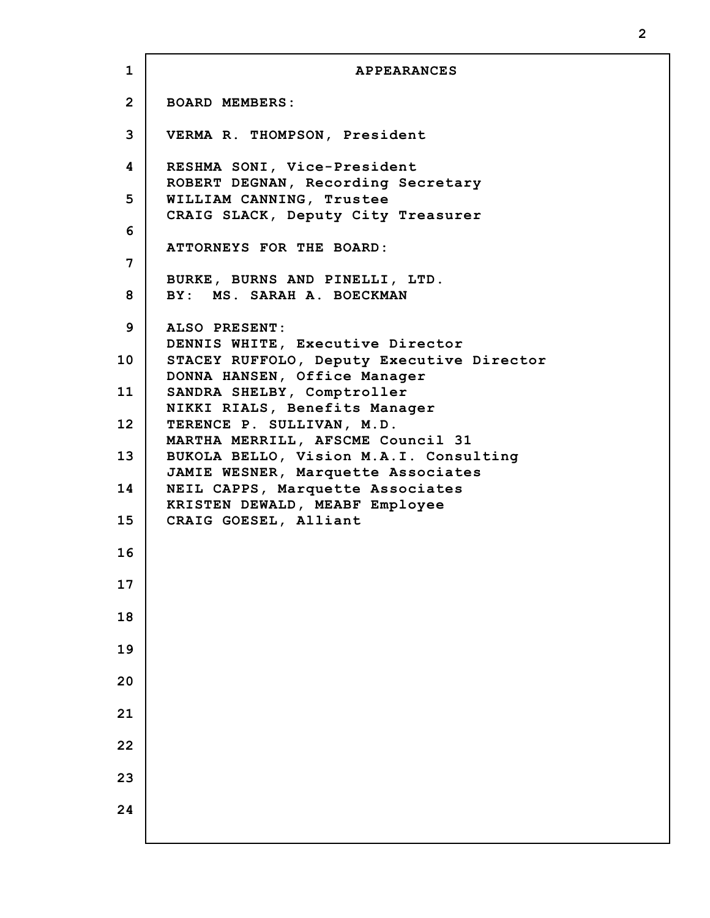# APPEARANCES

**BOARD MEMBERS:**

VERMA R. THOMPSON, President

RESHMA SONI, Vice-President
ROBERT DEGNAN, Recording Secretary
WILLIAM CANNING, Trustee
CRAIG SLACK, Deputy City Treasurer

**ATTORNEYS FOR THE BOARD:**

BURKE, BURNS AND PINELLI, LTD.
BY: MS. SARAH A. BOECKMAN

**ALSO PRESENT:**
DENNIS WHITE, Executive Director
STACEY RUFFOLO, Deputy Executive Director
DONNA HANSEN, Office Manager
SANDRA SHELBY, Comptroller
NIKKI RIALS, Benefits Manager
TERENCE P. SULLIVAN, M.D.
MARTHA MERRILL, AFSCME Council 31
BUKOLA BELLO, Vision M.A.I. Consulting
JAMIE WESNER, Marquette Associates
NEIL CAPPS, Marquette Associates
KRISTEN DEWALD, MEABF Employee
CRAIG GOESEL, Alliant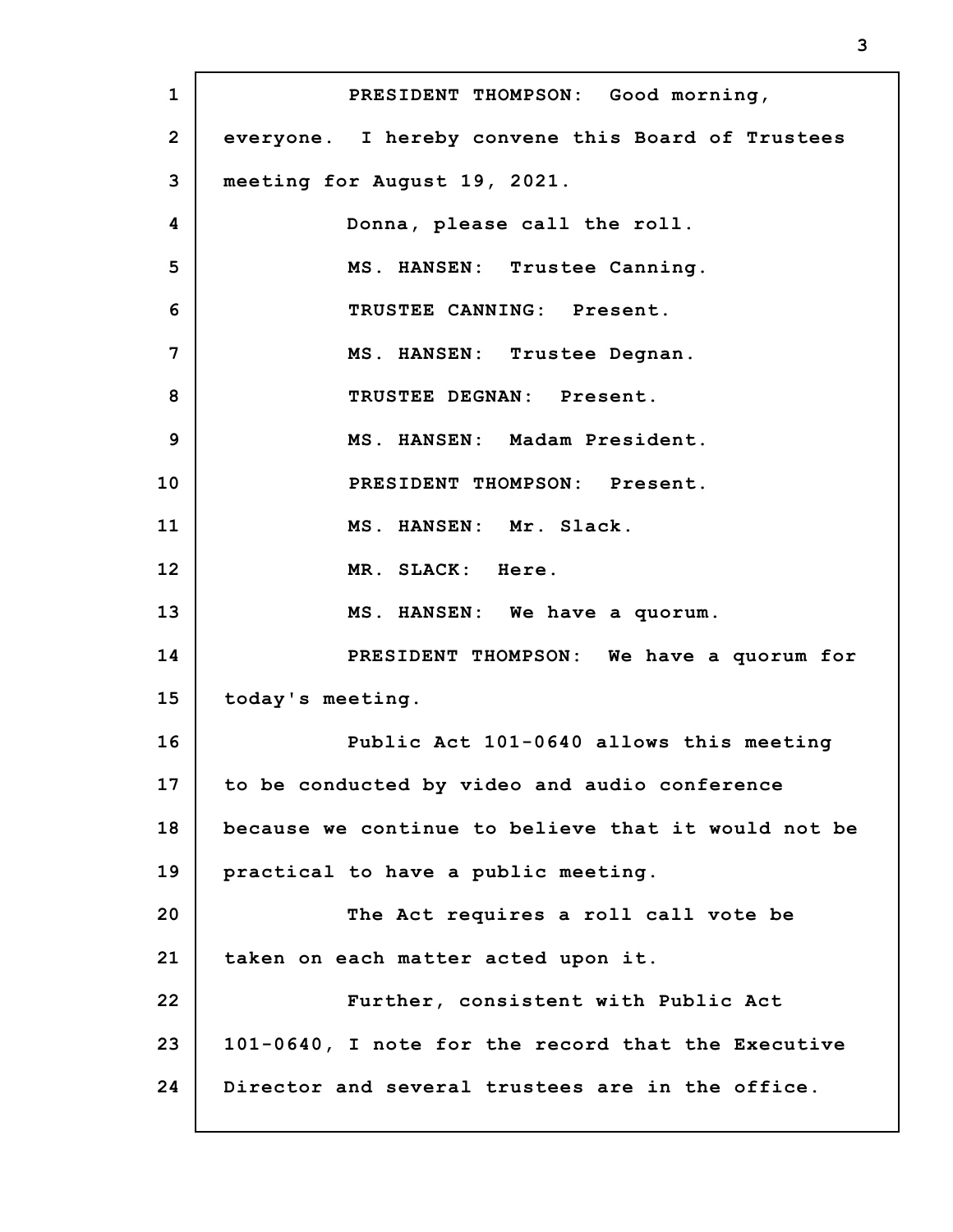PRESIDENT THOMPSON: Good morning, everyone. I hereby convene this Board of Trustees meeting for August 19, 2021.

Donna, please call the roll.

MS. HANSEN: Trustee Canning.

TRUSTEE CANNING: Present.

MS. HANSEN: Trustee Degnan.

TRUSTEE DEGNAN: Present.

MS. HANSEN: Madam President.

PRESIDENT THOMPSON: Present.

MS. HANSEN: Mr. Slack.

MR. SLACK: Here.

MS. HANSEN: We have a quorum.

PRESIDENT THOMPSON: We have a quorum for today's meeting.

Public Act 101-0640 allows this meeting to be conducted by video and audio conference because we continue to believe that it would not be practical to have a public meeting.

The Act requires a roll call vote be taken on each matter acted upon it.

Further, consistent with Public Act 101-0640, I note for the record that the Executive Director and several trustees are in the office.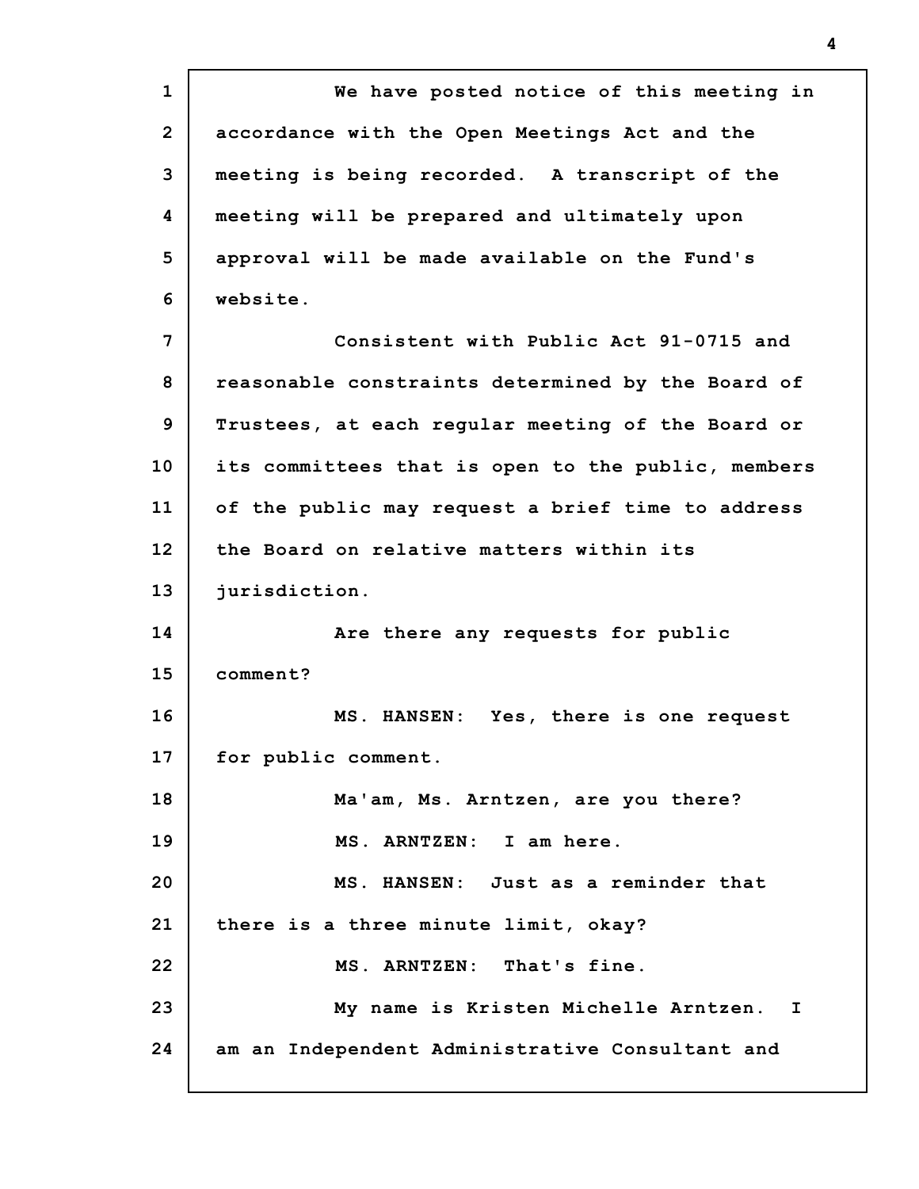We have posted notice of this meeting in accordance with the Open Meetings Act and the meeting is being recorded. A transcript of the meeting will be prepared and ultimately upon approval will be made available on the Fund's website.

Consistent with Public Act 91-0715 and reasonable constraints determined by the Board of Trustees, at each regular meeting of the Board or its committees that is open to the public, members of the public may request a brief time to address the Board on relative matters within its jurisdiction.

Are there any requests for public comment?

MS. HANSEN: Yes, there is one request for public comment.

Ma'am, Ms. Arntzen, are you there?

MS. ARNTZEN: I am here.

MS. HANSEN: Just as a reminder that there is a three minute limit, okay?

MS. ARNTZEN: That's fine.

My name is Kristen Michelle Arntzen. I am an Independent Administrative Consultant and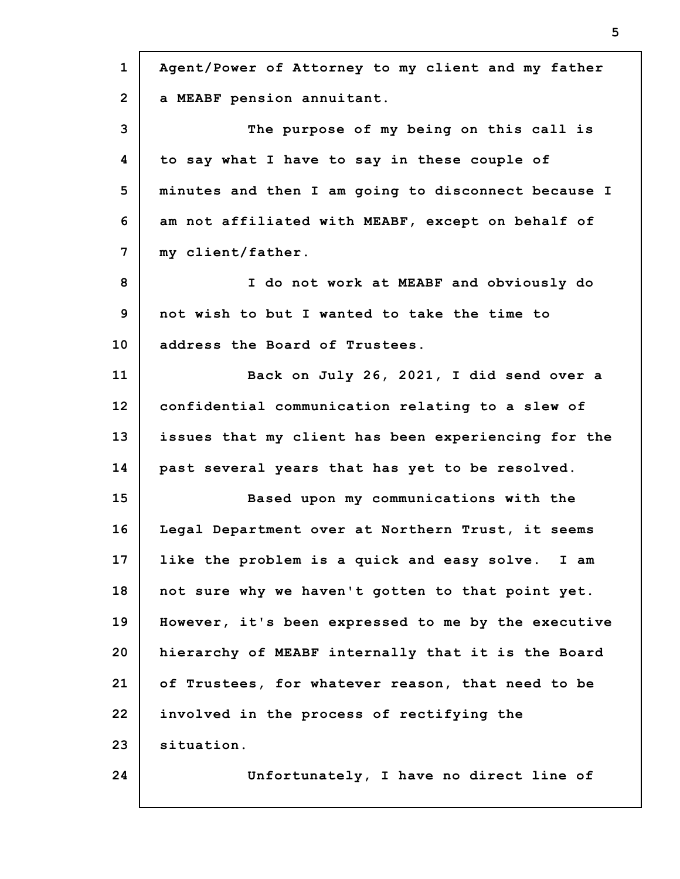Agent/Power of Attorney to my client and my father a MEABF pension annuitant.

The purpose of my being on this call is to say what I have to say in these couple of minutes and then I am going to disconnect because I am not affiliated with MEABF, except on behalf of my client/father.

I do not work at MEABF and obviously do not wish to but I wanted to take the time to address the Board of Trustees.

Back on July 26, 2021, I did send over a confidential communication relating to a slew of issues that my client has been experiencing for the past several years that has yet to be resolved.

Based upon my communications with the Legal Department over at Northern Trust, it seems like the problem is a quick and easy solve. I am not sure why we haven't gotten to that point yet. However, it's been expressed to me by the executive hierarchy of MEABF internally that it is the Board of Trustees, for whatever reason, that need to be involved in the process of rectifying the situation.

Unfortunately, I have no direct line of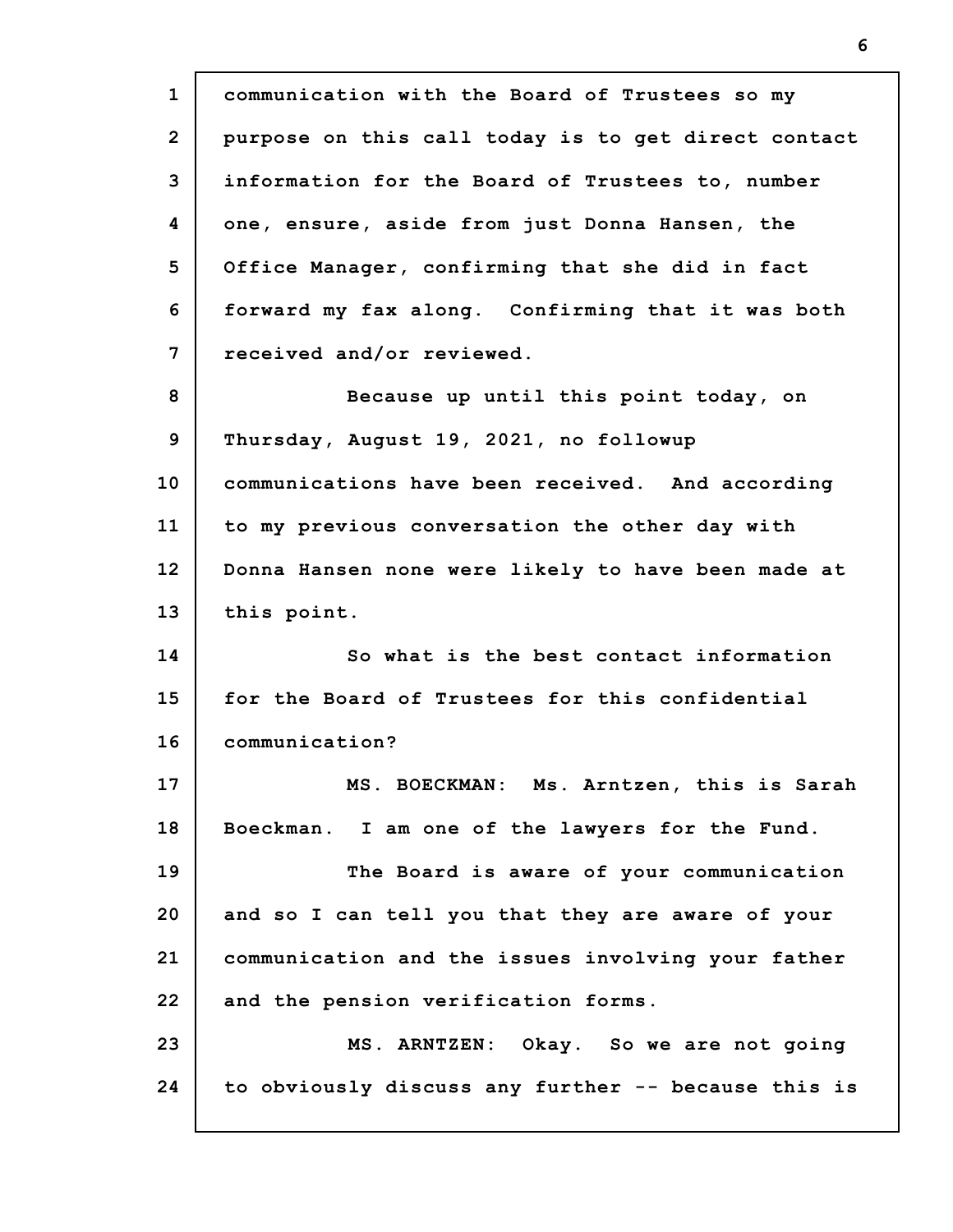communication with the Board of Trustees so my purpose on this call today is to get direct contact information for the Board of Trustees to, number one, ensure, aside from just Donna Hansen, the Office Manager, confirming that she did in fact forward my fax along. Confirming that it was both received and/or reviewed.

Because up until this point today, on Thursday, August 19, 2021, no followup communications have been received. And according to my previous conversation the other day with Donna Hansen none were likely to have been made at this point.

So what is the best contact information for the Board of Trustees for this confidential communication?

MS. BOECKMAN: Ms. Arntzen, this is Sarah Boeckman. I am one of the lawyers for the Fund.

The Board is aware of your communication and so I can tell you that they are aware of your communication and the issues involving your father and the pension verification forms.

MS. ARNTZEN: Okay. So we are not going to obviously discuss any further -- because this is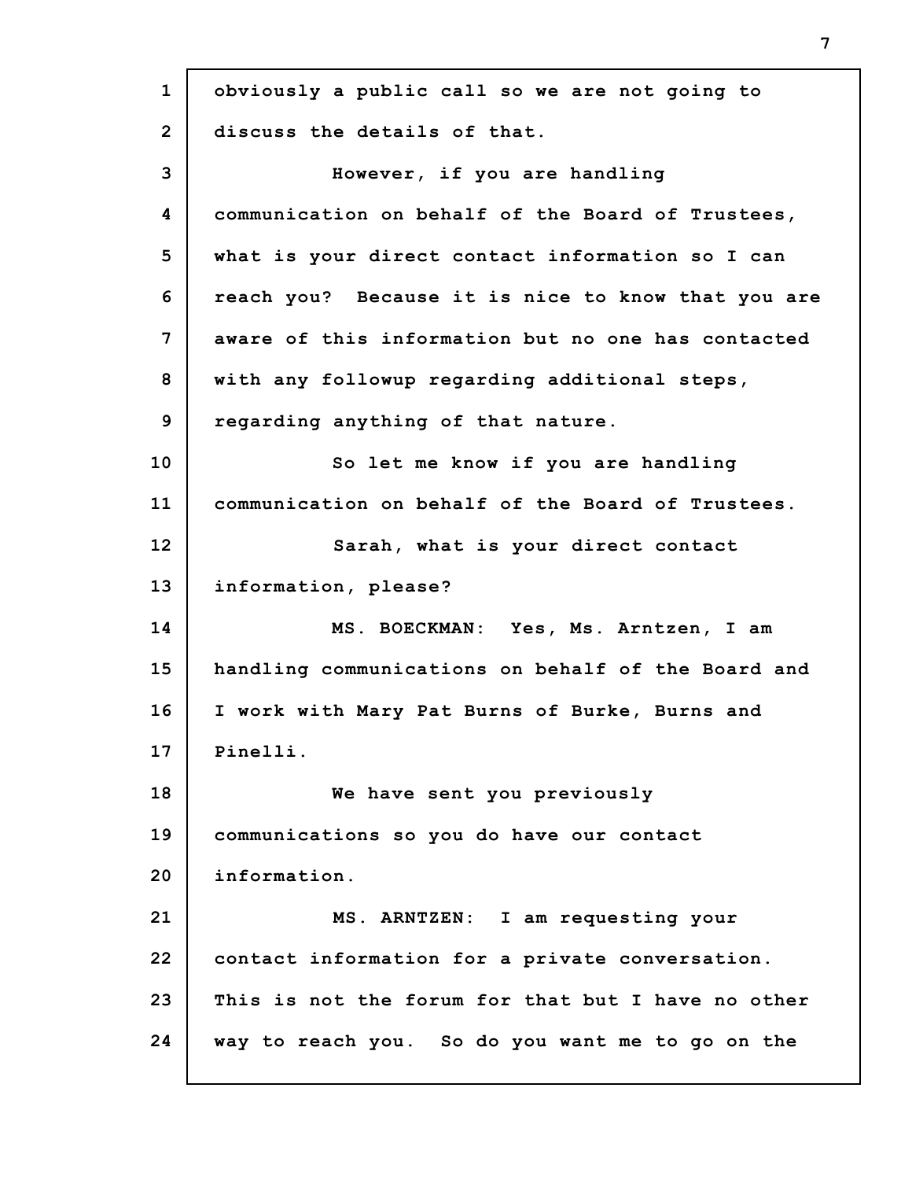obviously a public call so we are not going to discuss the details of that.

However, if you are handling communication on behalf of the Board of Trustees, what is your direct contact information so I can reach you? Because it is nice to know that you are aware of this information but no one has contacted with any followup regarding additional steps, regarding anything of that nature.

So let me know if you are handling communication on behalf of the Board of Trustees.

Sarah, what is your direct contact information, please?

MS. BOECKMAN: Yes, Ms. Arntzen, I am handling communications on behalf of the Board and I work with Mary Pat Burns of Burke, Burns and Pinelli.

We have sent you previously communications so you do have our contact information.

MS. ARNTZEN: I am requesting your contact information for a private conversation. This is not the forum for that but I have no other way to reach you. So do you want me to go on the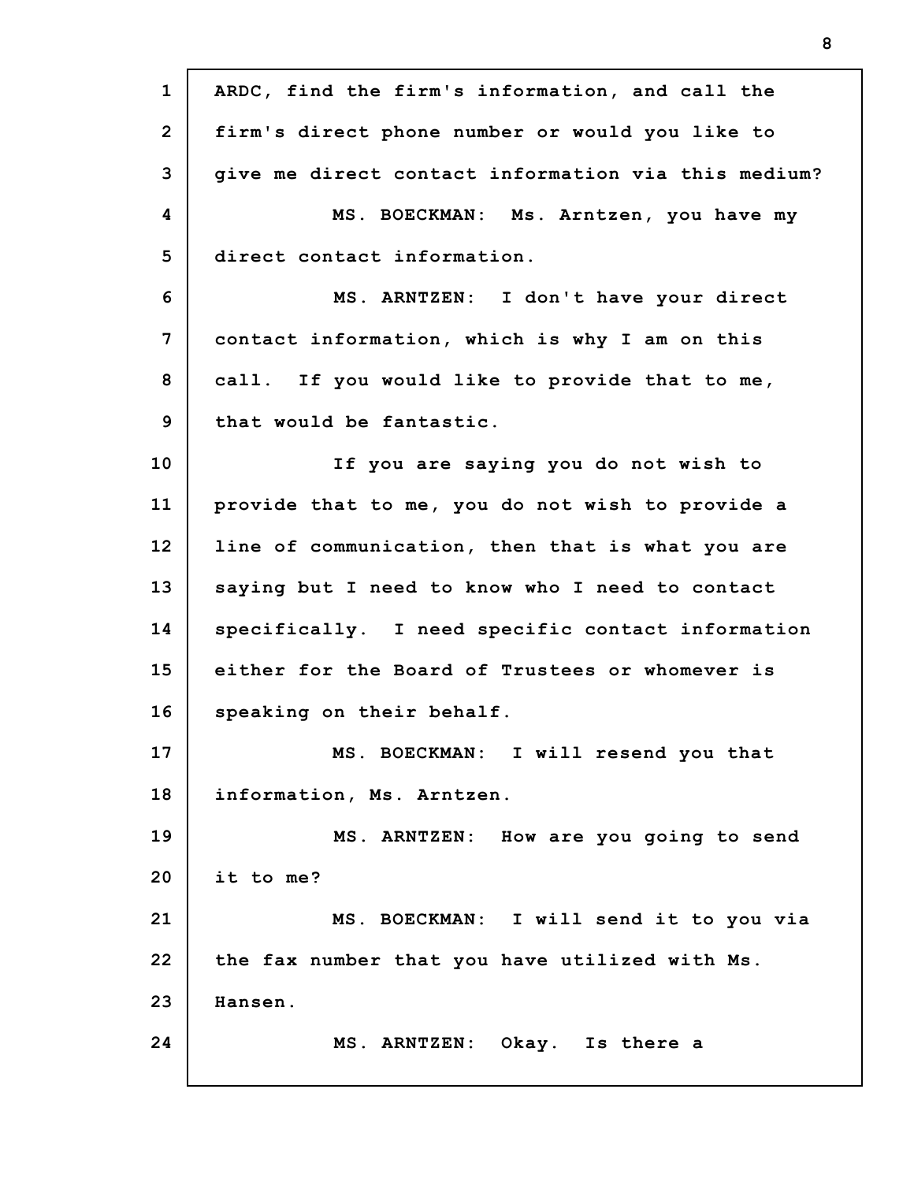ARDC, find the firm's information, and call the firm's direct phone number or would you like to give me direct contact information via this medium?

MS. BOECKMAN: Ms. Arntzen, you have my direct contact information.

MS. ARNTZEN: I don't have your direct contact information, which is why I am on this call. If you would like to provide that to me, that would be fantastic.

If you are saying you do not wish to provide that to me, you do not wish to provide a line of communication, then that is what you are saying but I need to know who I need to contact specifically. I need specific contact information either for the Board of Trustees or whomever is speaking on their behalf.

MS. BOECKMAN: I will resend you that information, Ms. Arntzen.

MS. ARNTZEN: How are you going to send it to me?

MS. BOECKMAN: I will send it to you via the fax number that you have utilized with Ms. Hansen.

MS. ARNTZEN: Okay. Is there a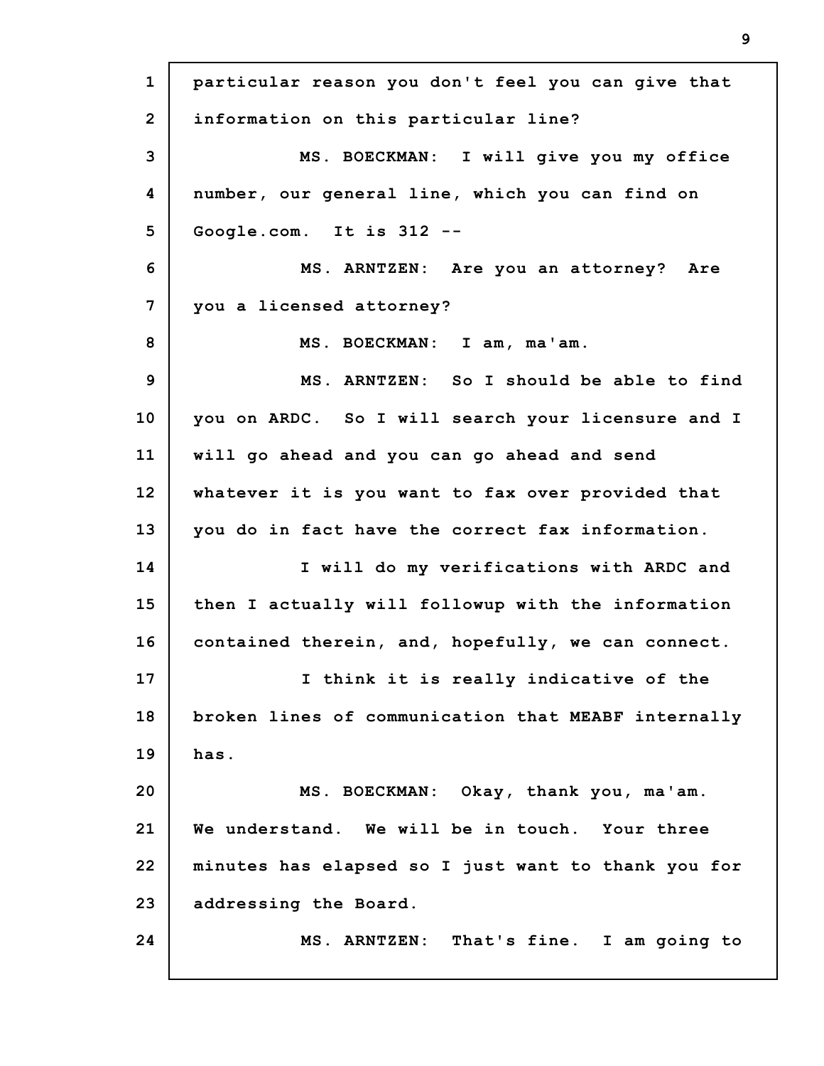particular reason you don't feel you can give that information on this particular line?

MS. BOECKMAN: I will give you my office number, our general line, which you can find on Google.com. It is 312 --

MS. ARNTZEN: Are you an attorney? Are you a licensed attorney?

MS. BOECKMAN: I am, ma'am.

MS. ARNTZEN: So I should be able to find you on ARDC. So I will search your licensure and I will go ahead and you can go ahead and send whatever it is you want to fax over provided that you do in fact have the correct fax information.

I will do my verifications with ARDC and then I actually will followup with the information contained therein, and, hopefully, we can connect.

I think it is really indicative of the broken lines of communication that MEABF internally has.

MS. BOECKMAN: Okay, thank you, ma'am. We understand. We will be in touch. Your three minutes has elapsed so I just want to thank you for addressing the Board.

MS. ARNTZEN: That's fine. I am going to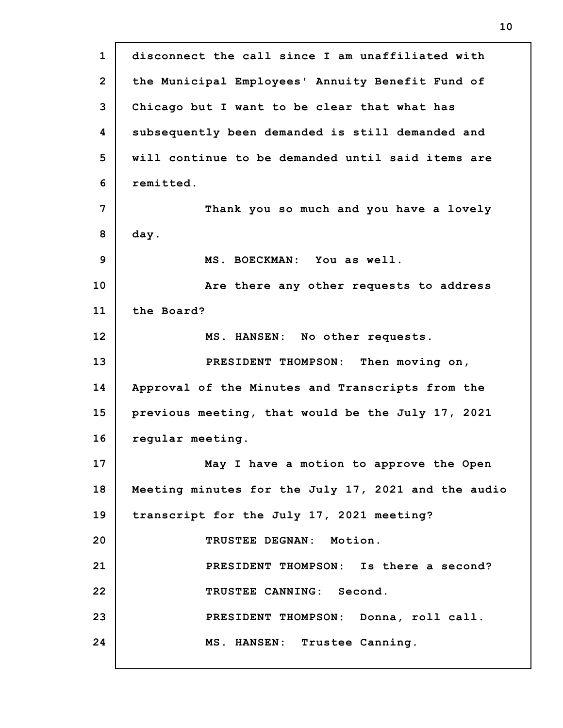disconnect the call since I am unaffiliated with the Municipal Employees' Annuity Benefit Fund of Chicago but I want to be clear that what has subsequently been demanded is still demanded and will continue to be demanded until said items are remitted.

Thank you so much and you have a lovely day.

MS. BOECKMAN: You as well.

Are there any other requests to address the Board?

MS. HANSEN: No other requests.

PRESIDENT THOMPSON: Then moving on, Approval of the Minutes and Transcripts from the previous meeting, that would be the July 17, 2021 regular meeting.

May I have a motion to approve the Open Meeting minutes for the July 17, 2021 and the audio transcript for the July 17, 2021 meeting?

TRUSTEE DEGNAN: Motion.

PRESIDENT THOMPSON: Is there a second?

TRUSTEE CANNING: Second.

PRESIDENT THOMPSON: Donna, roll call.

MS. HANSEN: Trustee Canning.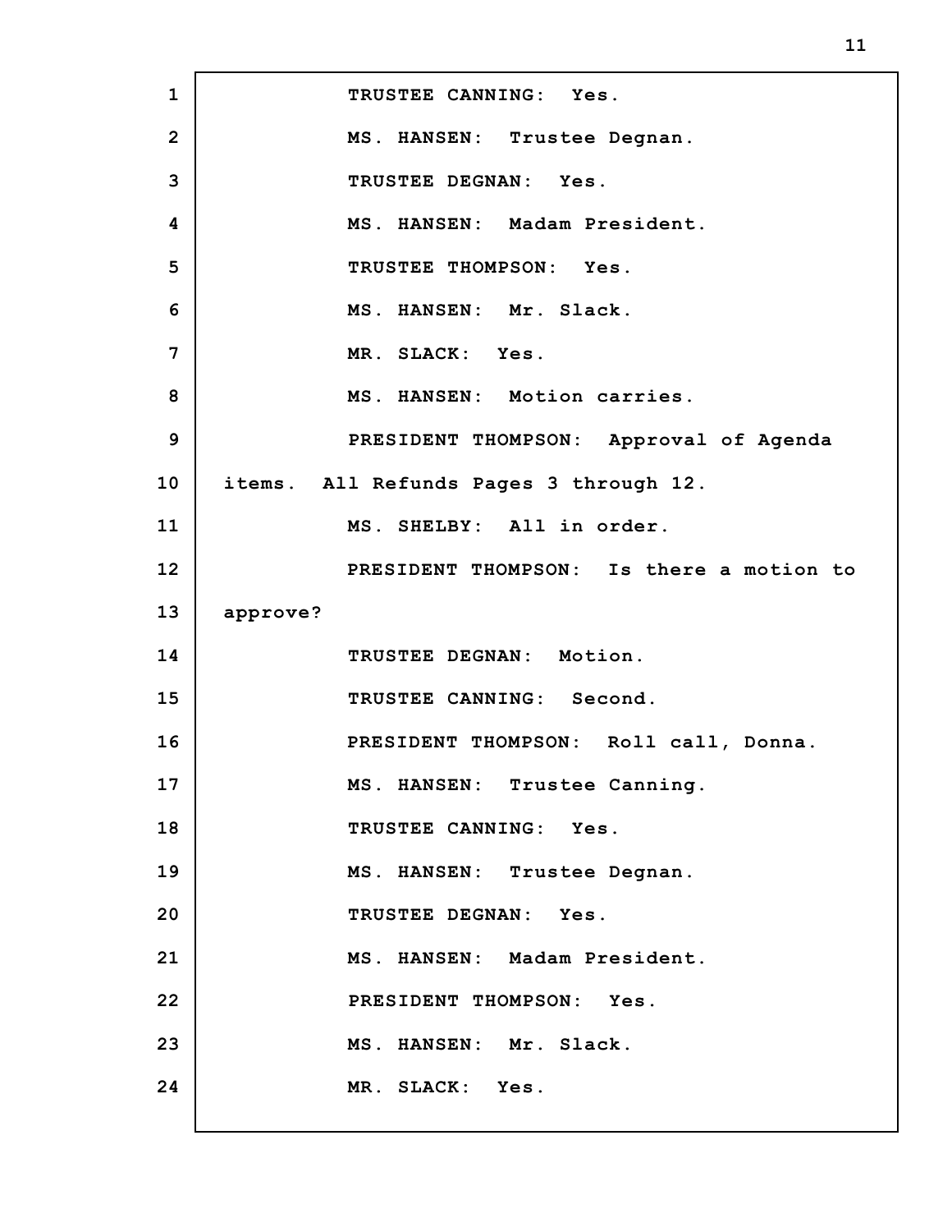TRUSTEE CANNING: Yes.

MS. HANSEN: Trustee Degnan.

TRUSTEE DEGNAN: Yes.

MS. HANSEN: Madam President.

TRUSTEE THOMPSON: Yes.

MS. HANSEN: Mr. Slack.

MR. SLACK: Yes.

MS. HANSEN: Motion carries.

PRESIDENT THOMPSON: Approval of Agenda items. All Refunds Pages 3 through 12.

MS. SHELBY: All in order.

PRESIDENT THOMPSON: Is there a motion to approve?

TRUSTEE DEGNAN: Motion.

TRUSTEE CANNING: Second.

PRESIDENT THOMPSON: Roll call, Donna.

MS. HANSEN: Trustee Canning.

TRUSTEE CANNING: Yes.

MS. HANSEN: Trustee Degnan.

TRUSTEE DEGNAN: Yes.

MS. HANSEN: Madam President.

PRESIDENT THOMPSON: Yes.

MS. HANSEN: Mr. Slack.

MR. SLACK: Yes.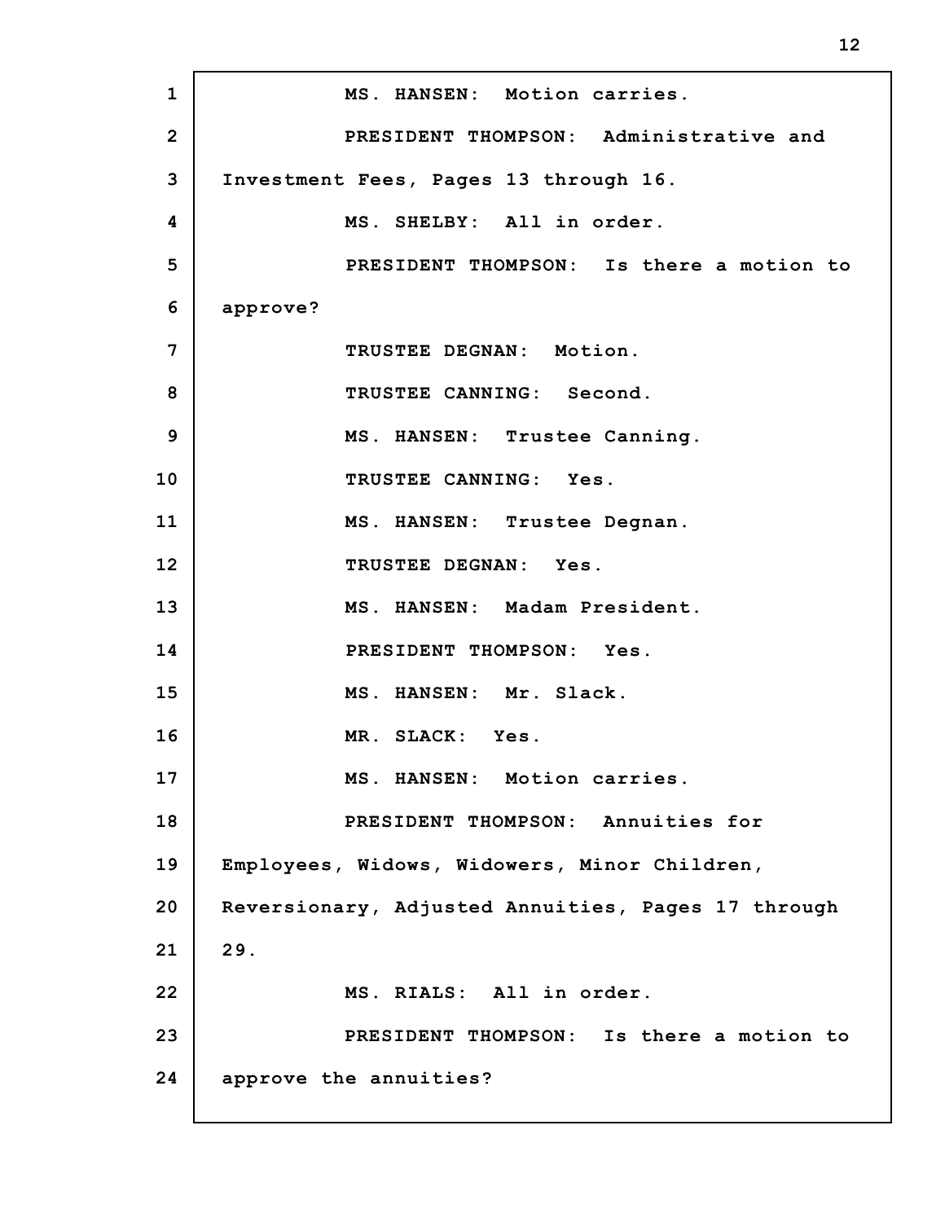MS. HANSEN: Motion carries.

PRESIDENT THOMPSON: Administrative and Investment Fees, Pages 13 through 16.

MS. SHELBY: All in order.

PRESIDENT THOMPSON: Is there a motion to approve?

TRUSTEE DEGNAN: Motion.

TRUSTEE CANNING: Second.

MS. HANSEN: Trustee Canning.

TRUSTEE CANNING: Yes.

MS. HANSEN: Trustee Degnan.

TRUSTEE DEGNAN: Yes.

MS. HANSEN: Madam President.

PRESIDENT THOMPSON: Yes.

MS. HANSEN: Mr. Slack.

MR. SLACK: Yes.

MS. HANSEN: Motion carries.

PRESIDENT THOMPSON: Annuities for Employees, Widows, Widowers, Minor Children, Reversionary, Adjusted Annuities, Pages 17 through 29.

MS. RIALS: All in order.

PRESIDENT THOMPSON: Is there a motion to approve the annuities?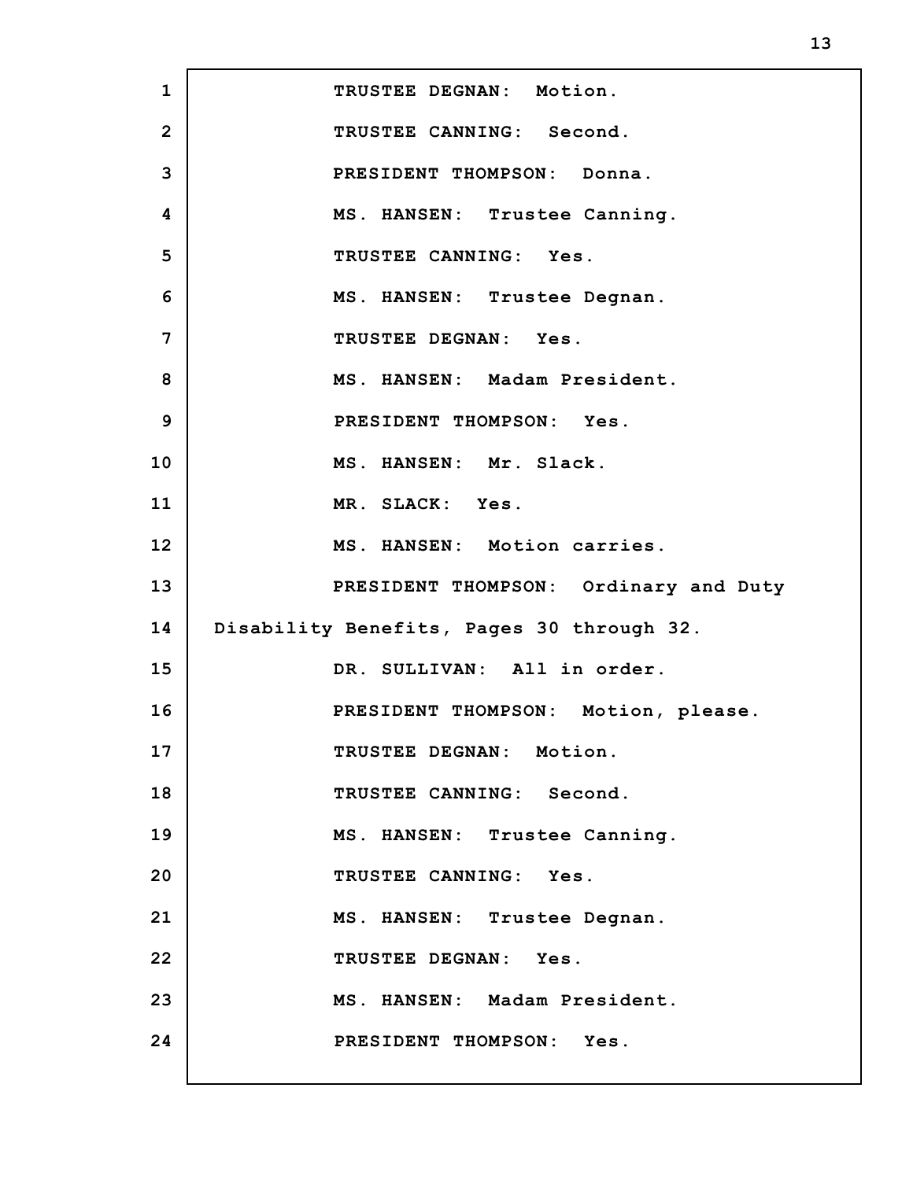1 TRUSTEE DEGNAN: Motion.

2 TRUSTEE CANNING: Second.

3 PRESIDENT THOMPSON: Donna.

4 MS. HANSEN: Trustee Canning.

5 TRUSTEE CANNING: Yes.

6 MS. HANSEN: Trustee Degnan.

7 TRUSTEE DEGNAN: Yes.

8 MS. HANSEN: Madam President.

9 PRESIDENT THOMPSON: Yes.

10 MS. HANSEN: Mr. Slack.

11 MR. SLACK: Yes.

12 MS. HANSEN: Motion carries.

13 PRESIDENT THOMPSON: Ordinary and Duty

14 Disability Benefits, Pages 30 through 32.

15 DR. SULLIVAN: All in order.

16 PRESIDENT THOMPSON: Motion, please.

17 TRUSTEE DEGNAN: Motion.

18 TRUSTEE CANNING: Second.

19 MS. HANSEN: Trustee Canning.

20 TRUSTEE CANNING: Yes.

21 MS. HANSEN: Trustee Degnan.

22 TRUSTEE DEGNAN: Yes.

23 MS. HANSEN: Madam President.

24 PRESIDENT THOMPSON: Yes.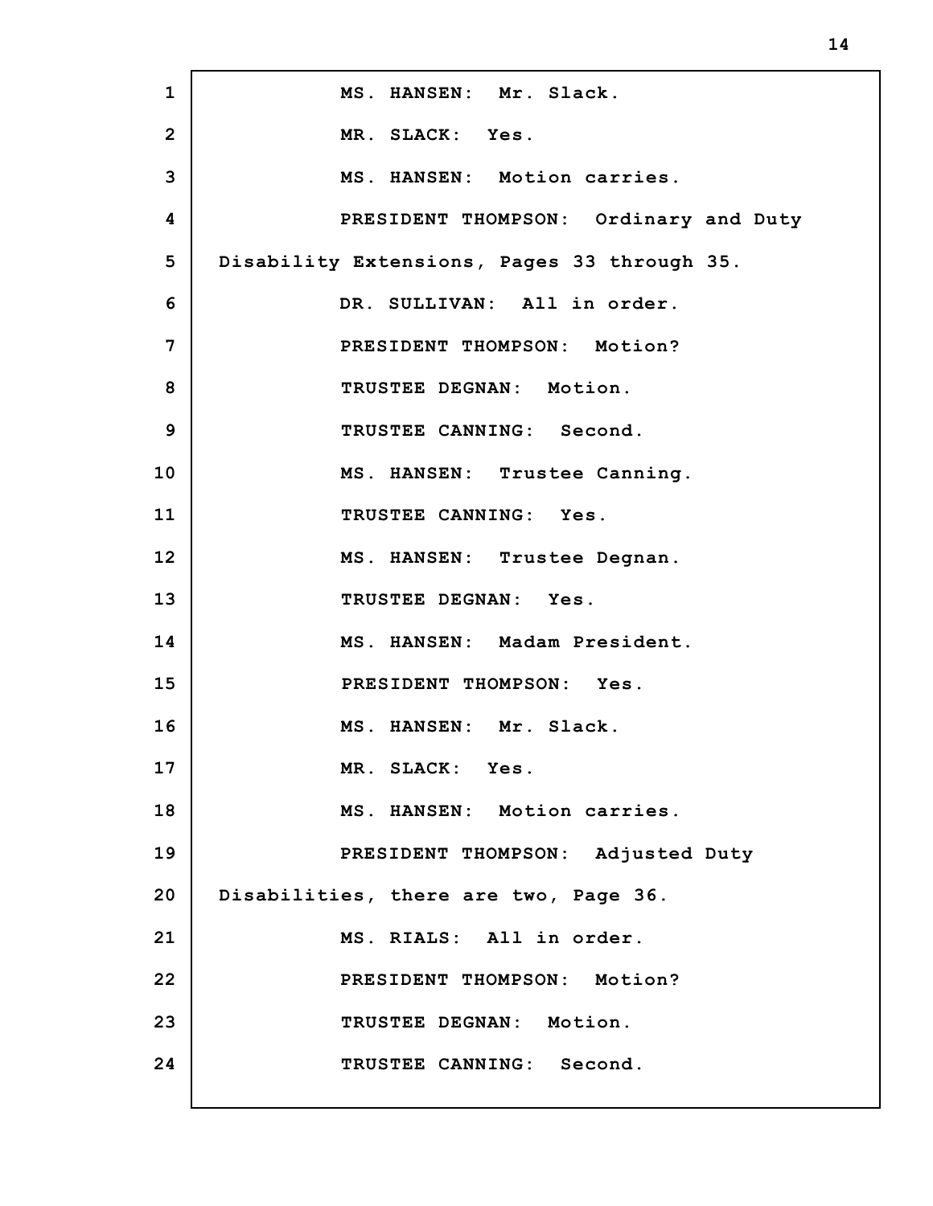MS. HANSEN: Mr. Slack.

MR. SLACK: Yes.

MS. HANSEN: Motion carries.

PRESIDENT THOMPSON: Ordinary and Duty Disability Extensions, Pages 33 through 35.

DR. SULLIVAN: All in order.

PRESIDENT THOMPSON: Motion?

TRUSTEE DEGNAN: Motion.

TRUSTEE CANNING: Second.

MS. HANSEN: Trustee Canning.

TRUSTEE CANNING: Yes.

MS. HANSEN: Trustee Degnan.

TRUSTEE DEGNAN: Yes.

MS. HANSEN: Madam President.

PRESIDENT THOMPSON: Yes.

MS. HANSEN: Mr. Slack.

MR. SLACK: Yes.

MS. HANSEN: Motion carries.

PRESIDENT THOMPSON: Adjusted Duty Disabilities, there are two, Page 36.

MS. RIALS: All in order.

PRESIDENT THOMPSON: Motion?

TRUSTEE DEGNAN: Motion.

TRUSTEE CANNING: Second.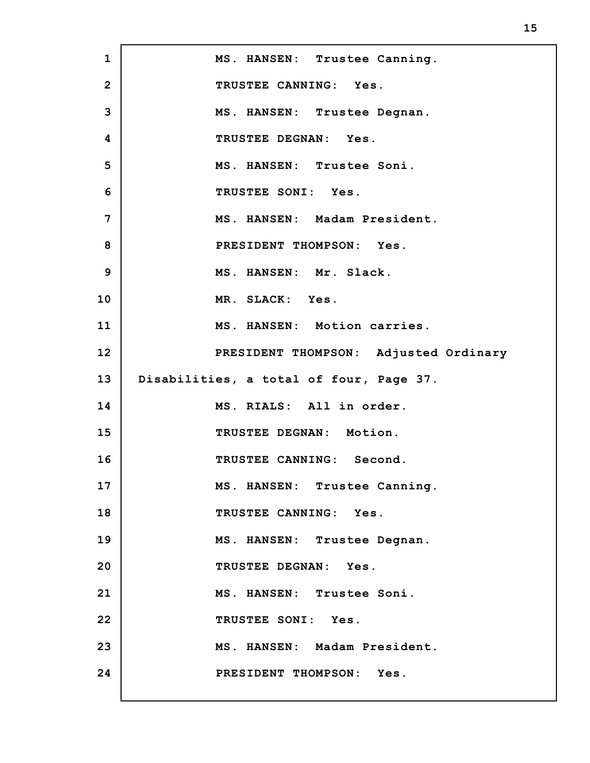MS. HANSEN: Trustee Canning.

TRUSTEE CANNING: Yes.

MS. HANSEN: Trustee Degnan.

TRUSTEE DEGNAN: Yes.

MS. HANSEN: Trustee Soni.

TRUSTEE SONI: Yes.

MS. HANSEN: Madam President.

PRESIDENT THOMPSON: Yes.

MS. HANSEN: Mr. Slack.

MR. SLACK: Yes.

MS. HANSEN: Motion carries.

PRESIDENT THOMPSON: Adjusted Ordinary Disabilities, a total of four, Page 37.

MS. RIALS: All in order.

TRUSTEE DEGNAN: Motion.

TRUSTEE CANNING: Second.

MS. HANSEN: Trustee Canning.

TRUSTEE CANNING: Yes.

MS. HANSEN: Trustee Degnan.

TRUSTEE DEGNAN: Yes.

MS. HANSEN: Trustee Soni.

TRUSTEE SONI: Yes.

MS. HANSEN: Madam President.

PRESIDENT THOMPSON: Yes.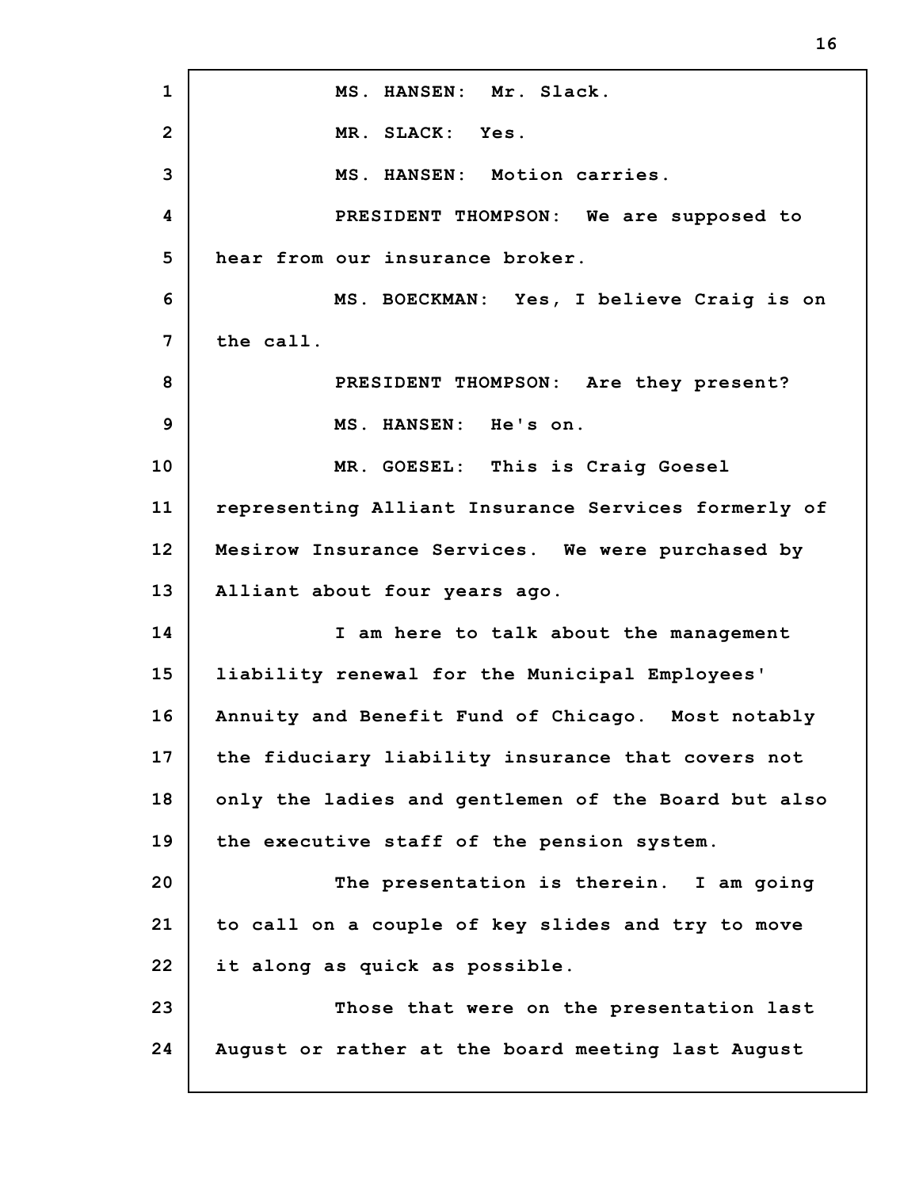MS. HANSEN: Mr. Slack.

MR. SLACK: Yes.

MS. HANSEN: Motion carries.

PRESIDENT THOMPSON: We are supposed to hear from our insurance broker.

MS. BOECKMAN: Yes, I believe Craig is on the call.

PRESIDENT THOMPSON: Are they present?

MS. HANSEN: He's on.

MR. GOESEL: This is Craig Goesel representing Alliant Insurance Services formerly of Mesirow Insurance Services. We were purchased by Alliant about four years ago.

I am here to talk about the management liability renewal for the Municipal Employees' Annuity and Benefit Fund of Chicago. Most notably the fiduciary liability insurance that covers not only the ladies and gentlemen of the Board but also the executive staff of the pension system.

The presentation is therein. I am going to call on a couple of key slides and try to move it along as quick as possible.

Those that were on the presentation last August or rather at the board meeting last August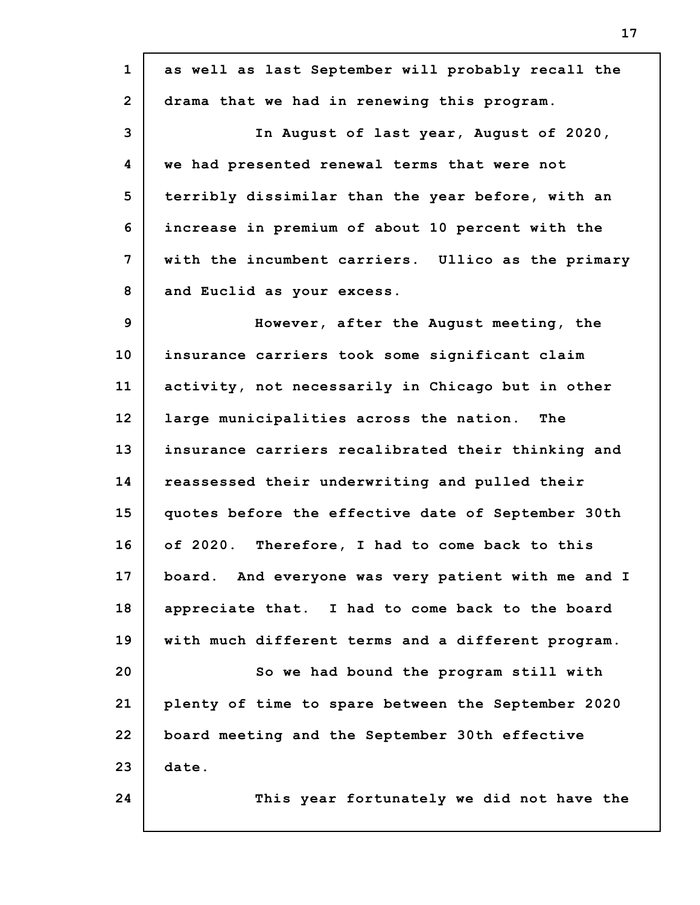as well as last September will probably recall the drama that we had in renewing this program.

In August of last year, August of 2020, we had presented renewal terms that were not terribly dissimilar than the year before, with an increase in premium of about 10 percent with the with the incumbent carriers. Ullico as the primary and Euclid as your excess.

However, after the August meeting, the insurance carriers took some significant claim activity, not necessarily in Chicago but in other large municipalities across the nation. The insurance carriers recalibrated their thinking and reassessed their underwriting and pulled their quotes before the effective date of September 30th of 2020. Therefore, I had to come back to this board. And everyone was very patient with me and I appreciate that. I had to come back to the board with much different terms and a different program.

So we had bound the program still with plenty of time to spare between the September 2020 board meeting and the September 30th effective date.

This year fortunately we did not have the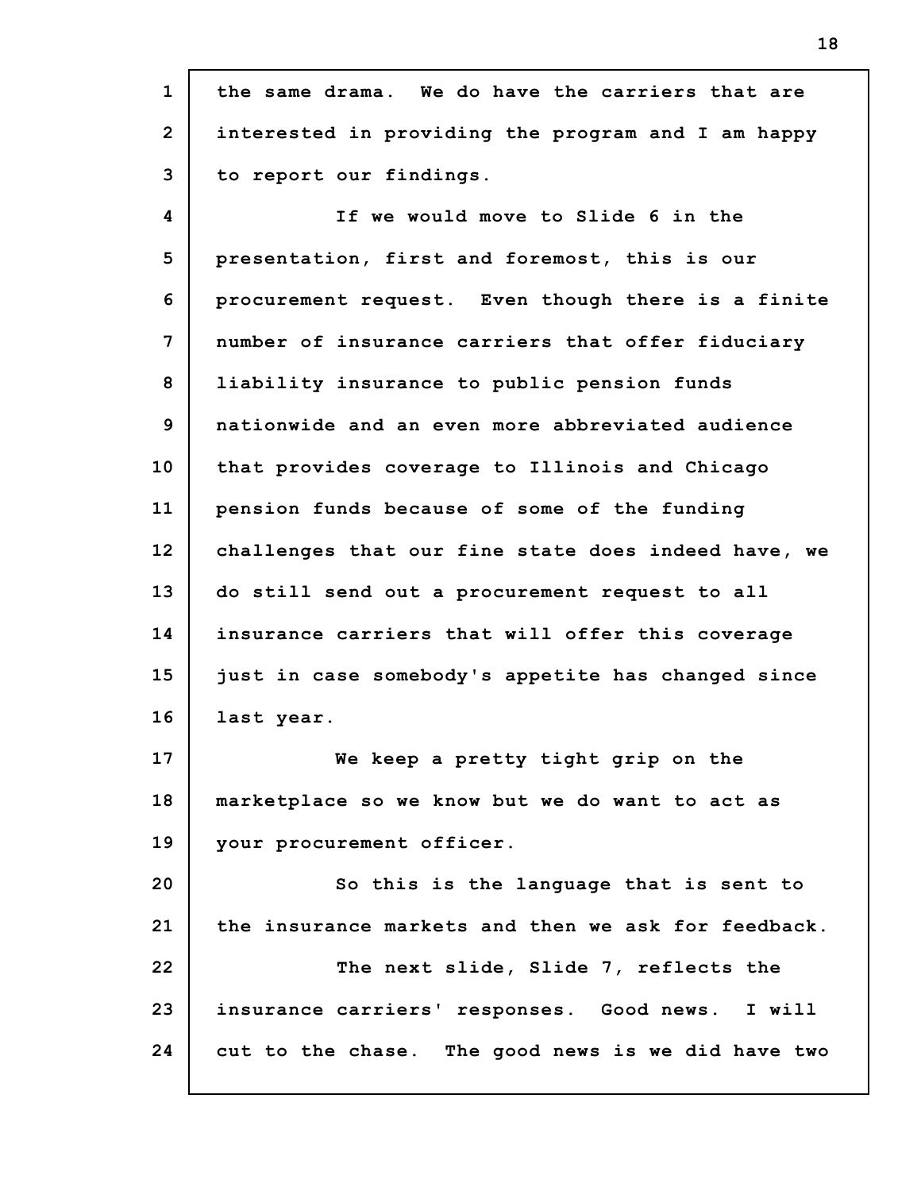the same drama. We do have the carriers that are interested in providing the program and I am happy to report our findings.

If we would move to Slide 6 in the presentation, first and foremost, this is our procurement request. Even though there is a finite number of insurance carriers that offer fiduciary liability insurance to public pension funds nationwide and an even more abbreviated audience that provides coverage to Illinois and Chicago pension funds because of some of the funding challenges that our fine state does indeed have, we do still send out a procurement request to all insurance carriers that will offer this coverage just in case somebody's appetite has changed since last year.

We keep a pretty tight grip on the marketplace so we know but we do want to act as your procurement officer.

So this is the language that is sent to the insurance markets and then we ask for feedback.

The next slide, Slide 7, reflects the insurance carriers' responses. Good news. I will cut to the chase. The good news is we did have two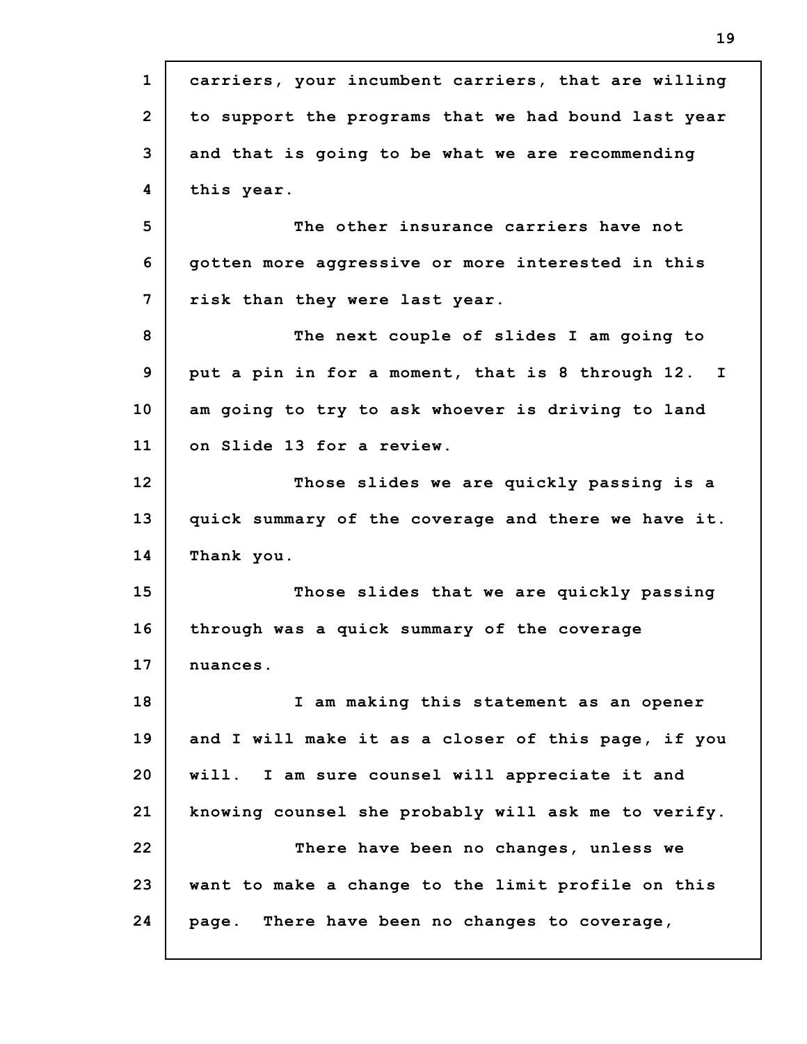carriers, your incumbent carriers, that are willing to support the programs that we had bound last year and that is going to be what we are recommending this year.

The other insurance carriers have not gotten more aggressive or more interested in this risk than they were last year.

The next couple of slides I am going to put a pin in for a moment, that is 8 through 12. I am going to try to ask whoever is driving to land on Slide 13 for a review.

Those slides we are quickly passing is a quick summary of the coverage and there we have it. Thank you.

Those slides that we are quickly passing through was a quick summary of the coverage nuances.

I am making this statement as an opener and I will make it as a closer of this page, if you will. I am sure counsel will appreciate it and knowing counsel she probably will ask me to verify.

There have been no changes, unless we want to make a change to the limit profile on this page. There have been no changes to coverage,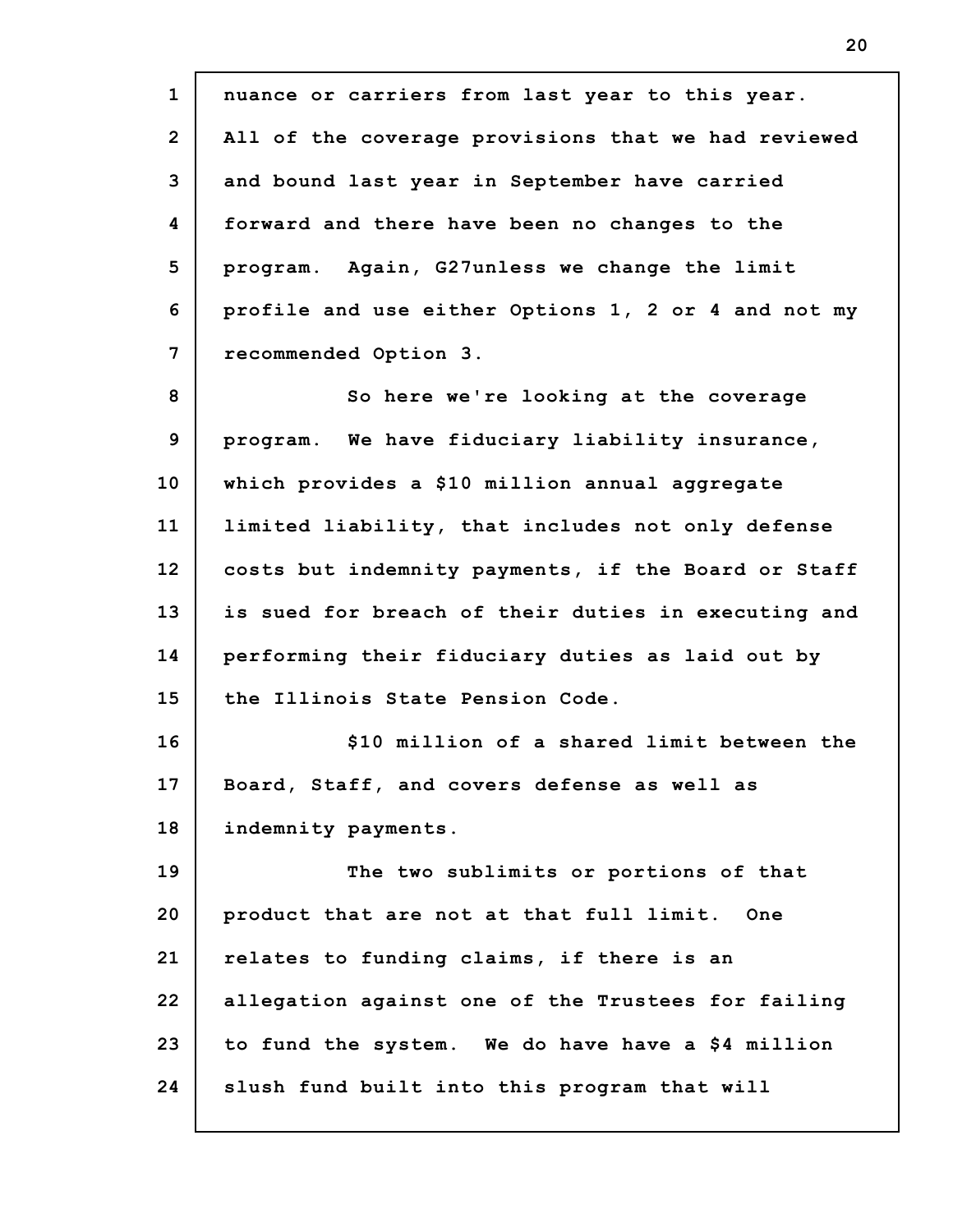nuance or carriers from last year to this year. All of the coverage provisions that we had reviewed and bound last year in September have carried forward and there have been no changes to the program. Again, G27unless we change the limit profile and use either Options 1, 2 or 4 and not my recommended Option 3.

So here we're looking at the coverage program. We have fiduciary liability insurance, which provides a $10 million annual aggregate limited liability, that includes not only defense costs but indemnity payments, if the Board or Staff is sued for breach of their duties in executing and performing their fiduciary duties as laid out by the Illinois State Pension Code.

$10 million of a shared limit between the Board, Staff, and covers defense as well as indemnity payments.

The two sublimits or portions of that product that are not at that full limit. One relates to funding claims, if there is an allegation against one of the Trustees for failing to fund the system. We do have have a $4 million slush fund built into this program that will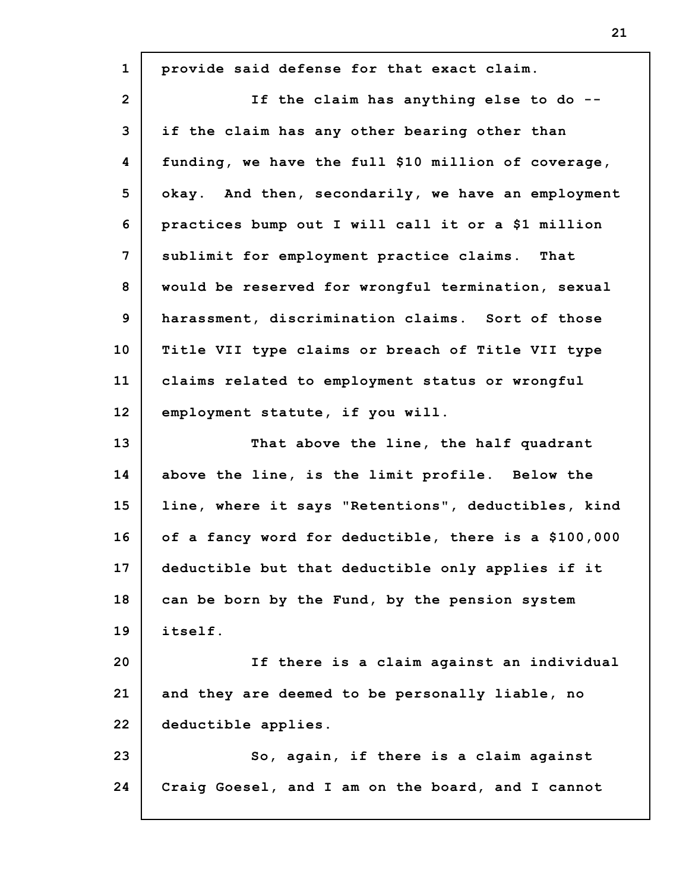provide said defense for that exact claim.

If the claim has anything else to do -- if the claim has any other bearing other than funding, we have the full $10 million of coverage, okay. And then, secondarily, we have an employment practices bump out I will call it or a $1 million sublimit for employment practice claims. That would be reserved for wrongful termination, sexual harassment, discrimination claims. Sort of those Title VII type claims or breach of Title VII type claims related to employment status or wrongful employment statute, if you will.

That above the line, the half quadrant above the line, is the limit profile. Below the line, where it says "Retentions", deductibles, kind of a fancy word for deductible, there is a $100,000 deductible but that deductible only applies if it can be born by the Fund, by the pension system itself.

If there is a claim against an individual and they are deemed to be personally liable, no deductible applies.

So, again, if there is a claim against Craig Goesel, and I am on the board, and I cannot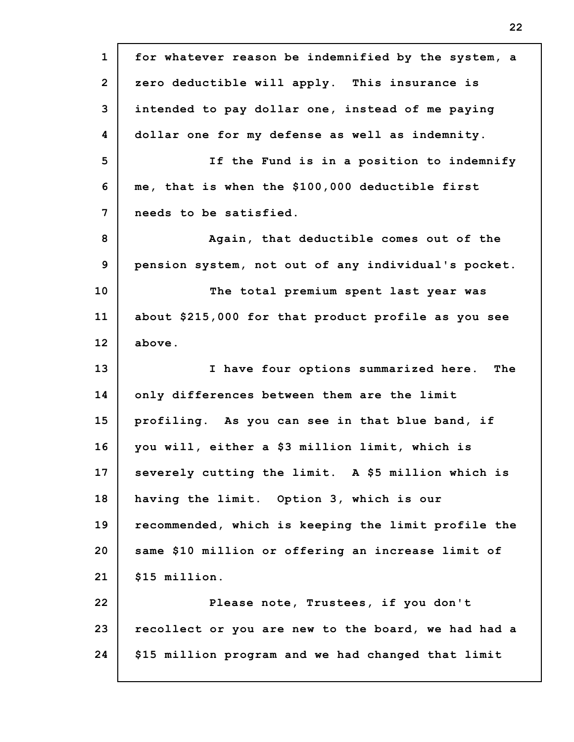for whatever reason be indemnified by the system, a zero deductible will apply. This insurance is intended to pay dollar one, instead of me paying dollar one for my defense as well as indemnity.

If the Fund is in a position to indemnify me, that is when the $100,000 deductible first needs to be satisfied.

Again, that deductible comes out of the pension system, not out of any individual's pocket.

The total premium spent last year was about $215,000 for that product profile as you see above.

I have four options summarized here. The only differences between them are the limit profiling. As you can see in that blue band, if you will, either a $3 million limit, which is severely cutting the limit. A $5 million which is having the limit. Option 3, which is our recommended, which is keeping the limit profile the same $10 million or offering an increase limit of $15 million.

Please note, Trustees, if you don't recollect or you are new to the board, we had had a $15 million program and we had changed that limit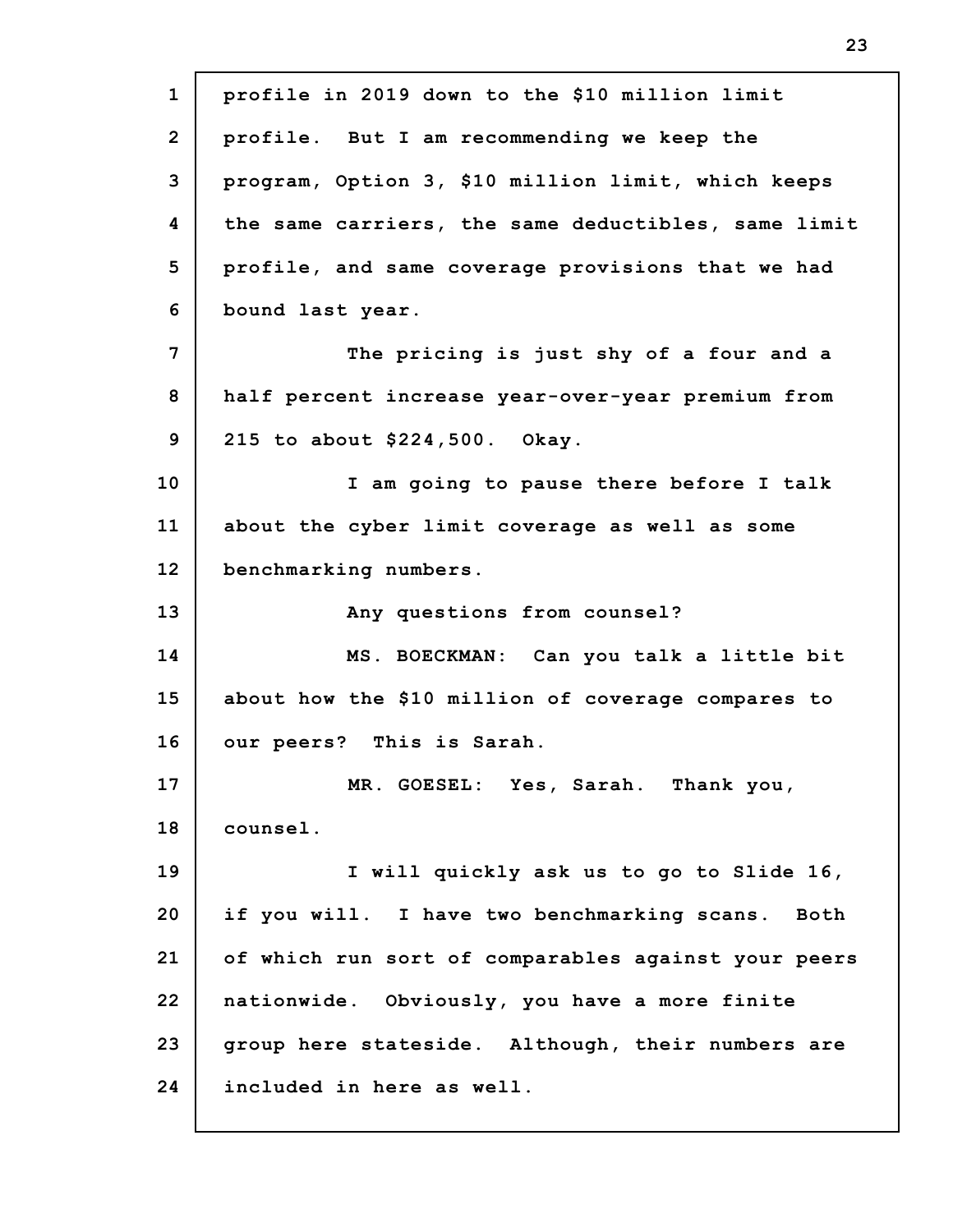profile in 2019 down to the $10 million limit profile. But I am recommending we keep the program, Option 3, $10 million limit, which keeps the same carriers, the same deductibles, same limit profile, and same coverage provisions that we had bound last year.

The pricing is just shy of a four and a half percent increase year-over-year premium from 215 to about $224,500. Okay.

I am going to pause there before I talk about the cyber limit coverage as well as some benchmarking numbers.

Any questions from counsel?

MS. BOECKMAN: Can you talk a little bit about how the $10 million of coverage compares to our peers? This is Sarah.

MR. GOESEL: Yes, Sarah. Thank you, counsel.

I will quickly ask us to go to Slide 16, if you will. I have two benchmarking scans. Both of which run sort of comparables against your peers nationwide. Obviously, you have a more finite group here stateside. Although, their numbers are included in here as well.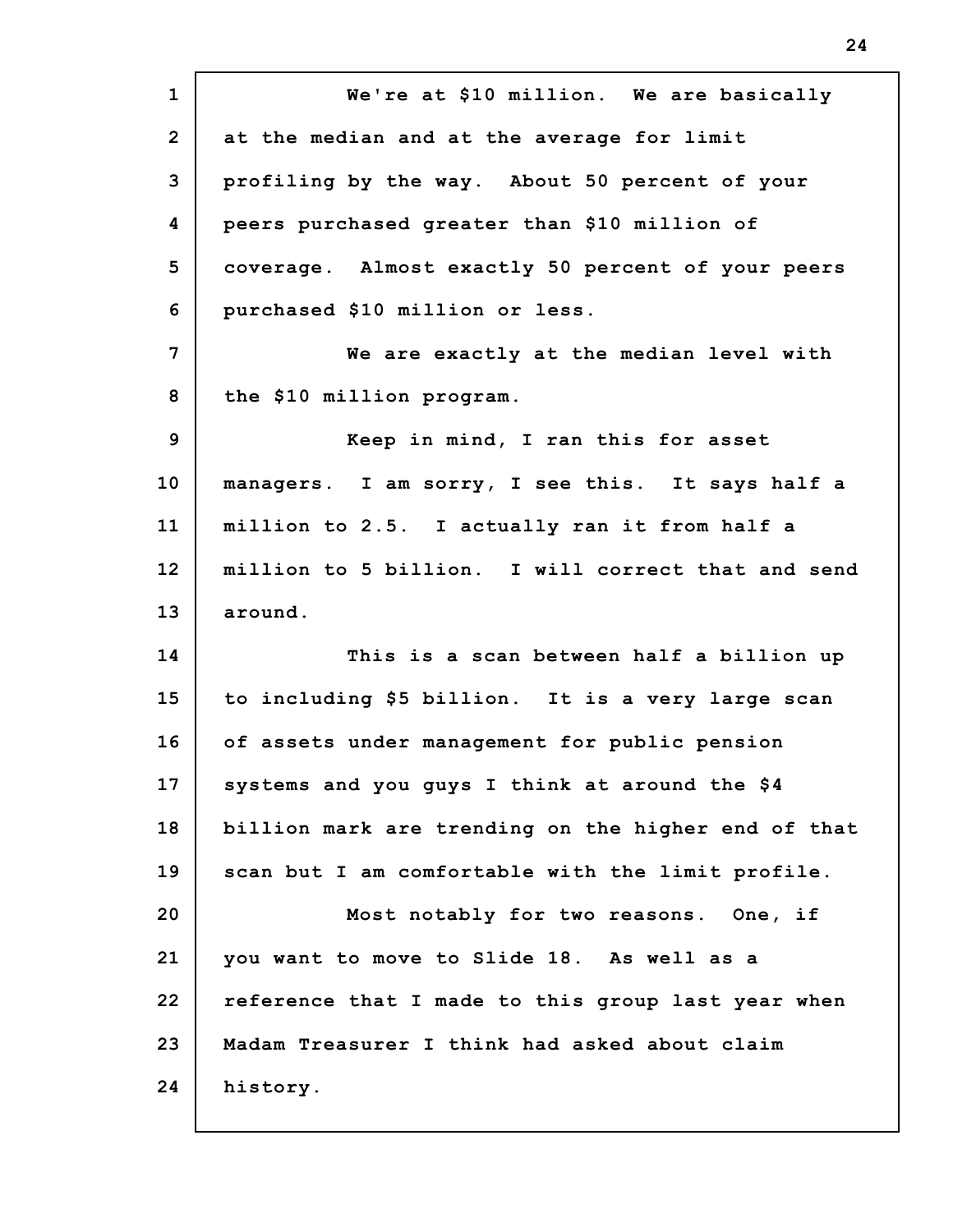We're at $10 million. We are basically at the median and at the average for limit profiling by the way. About 50 percent of your peers purchased greater than $10 million of coverage. Almost exactly 50 percent of your peers purchased $10 million or less.

We are exactly at the median level with the $10 million program.

Keep in mind, I ran this for asset managers. I am sorry, I see this. It says half a million to 2.5. I actually ran it from half a million to 5 billion. I will correct that and send around.

This is a scan between half a billion up to including $5 billion. It is a very large scan of assets under management for public pension systems and you guys I think at around the $4 billion mark are trending on the higher end of that scan but I am comfortable with the limit profile.

Most notably for two reasons. One, if you want to move to Slide 18. As well as a reference that I made to this group last year when Madam Treasurer I think had asked about claim history.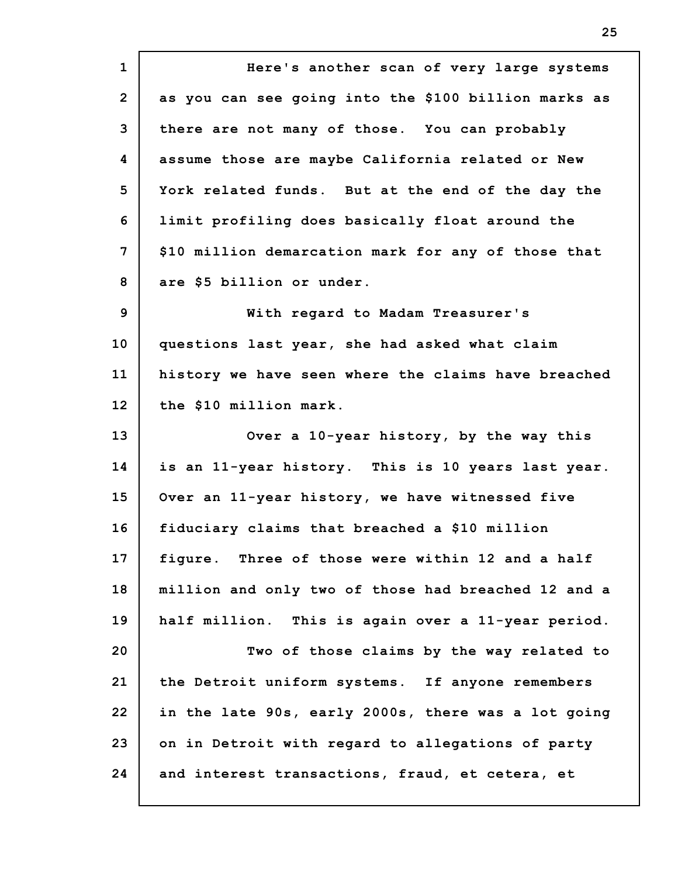Here's another scan of very large systems as you can see going into the $100 billion marks as there are not many of those. You can probably assume those are maybe California related or New York related funds. But at the end of the day the limit profiling does basically float around the $10 million demarcation mark for any of those that are $5 billion or under.

With regard to Madam Treasurer's questions last year, she had asked what claim history we have seen where the claims have breached the $10 million mark.

Over a 10-year history, by the way this is an 11-year history. This is 10 years last year. Over an 11-year history, we have witnessed five fiduciary claims that breached a $10 million figure. Three of those were within 12 and a half million and only two of those had breached 12 and a half million. This is again over a 11-year period.

Two of those claims by the way related to the Detroit uniform systems. If anyone remembers in the late 90s, early 2000s, there was a lot going on in Detroit with regard to allegations of party and interest transactions, fraud, et cetera, et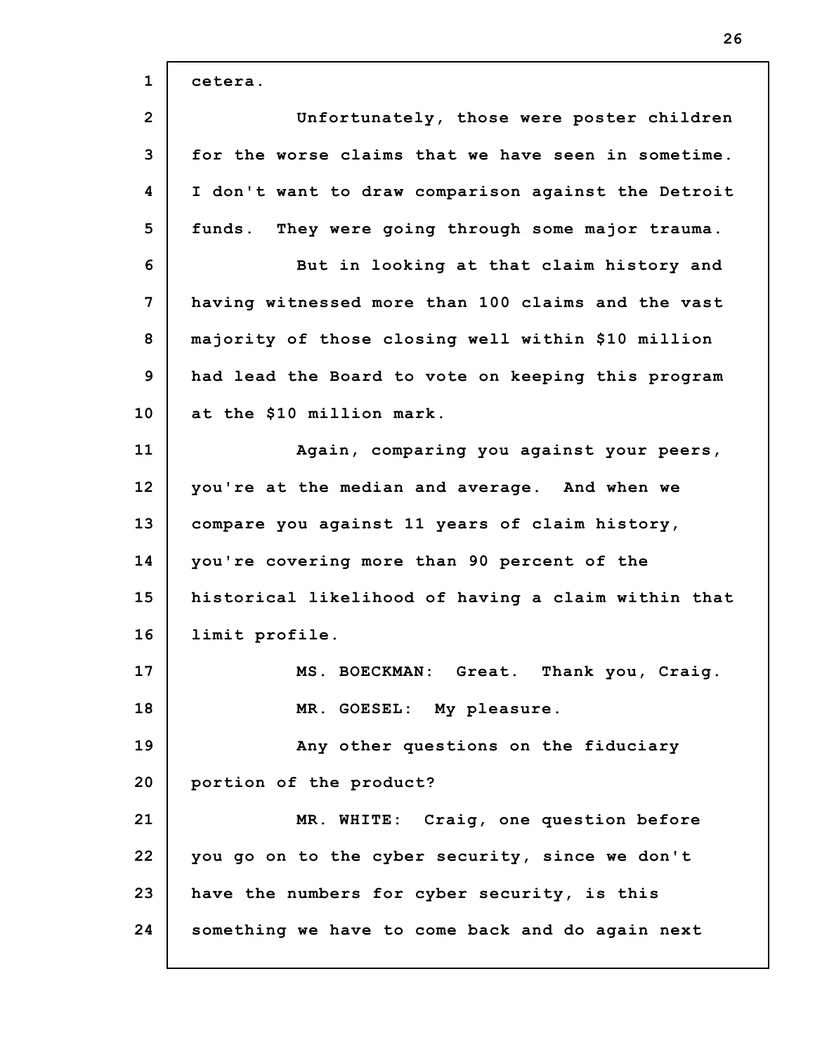cetera.

Unfortunately, those were poster children for the worse claims that we have seen in sometime. I don't want to draw comparison against the Detroit funds. They were going through some major trauma.

But in looking at that claim history and having witnessed more than 100 claims and the vast majority of those closing well within $10 million had lead the Board to vote on keeping this program at the $10 million mark.

Again, comparing you against your peers, you're at the median and average. And when we compare you against 11 years of claim history, you're covering more than 90 percent of the historical likelihood of having a claim within that limit profile.

MS. BOECKMAN: Great. Thank you, Craig.

MR. GOESEL: My pleasure.

Any other questions on the fiduciary portion of the product?

MR. WHITE: Craig, one question before you go on to the cyber security, since we don't have the numbers for cyber security, is this something we have to come back and do again next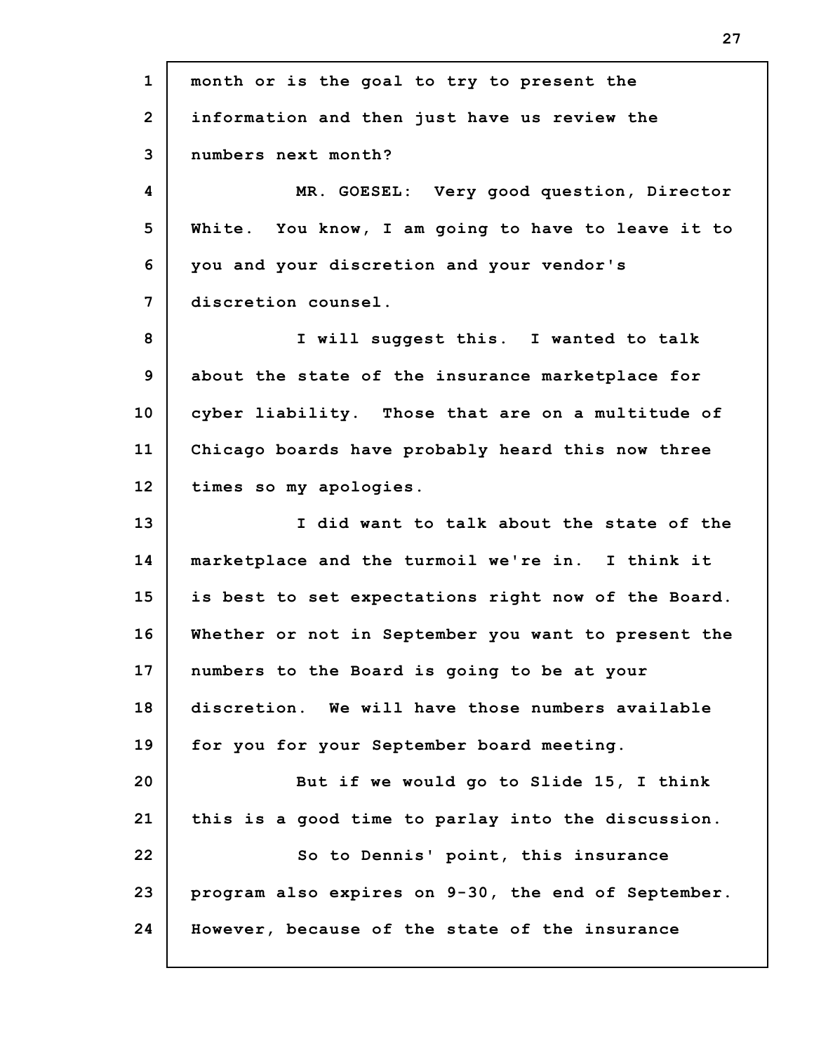month or is the goal to try to present the information and then just have us review the numbers next month?

MR. GOESEL: Very good question, Director White. You know, I am going to have to leave it to you and your discretion and your vendor's discretion counsel.

I will suggest this. I wanted to talk about the state of the insurance marketplace for cyber liability. Those that are on a multitude of Chicago boards have probably heard this now three times so my apologies.

I did want to talk about the state of the marketplace and the turmoil we're in. I think it is best to set expectations right now of the Board. Whether or not in September you want to present the numbers to the Board is going to be at your discretion. We will have those numbers available for you for your September board meeting.

But if we would go to Slide 15, I think this is a good time to parlay into the discussion.

So to Dennis' point, this insurance program also expires on 9-30, the end of September. However, because of the state of the insurance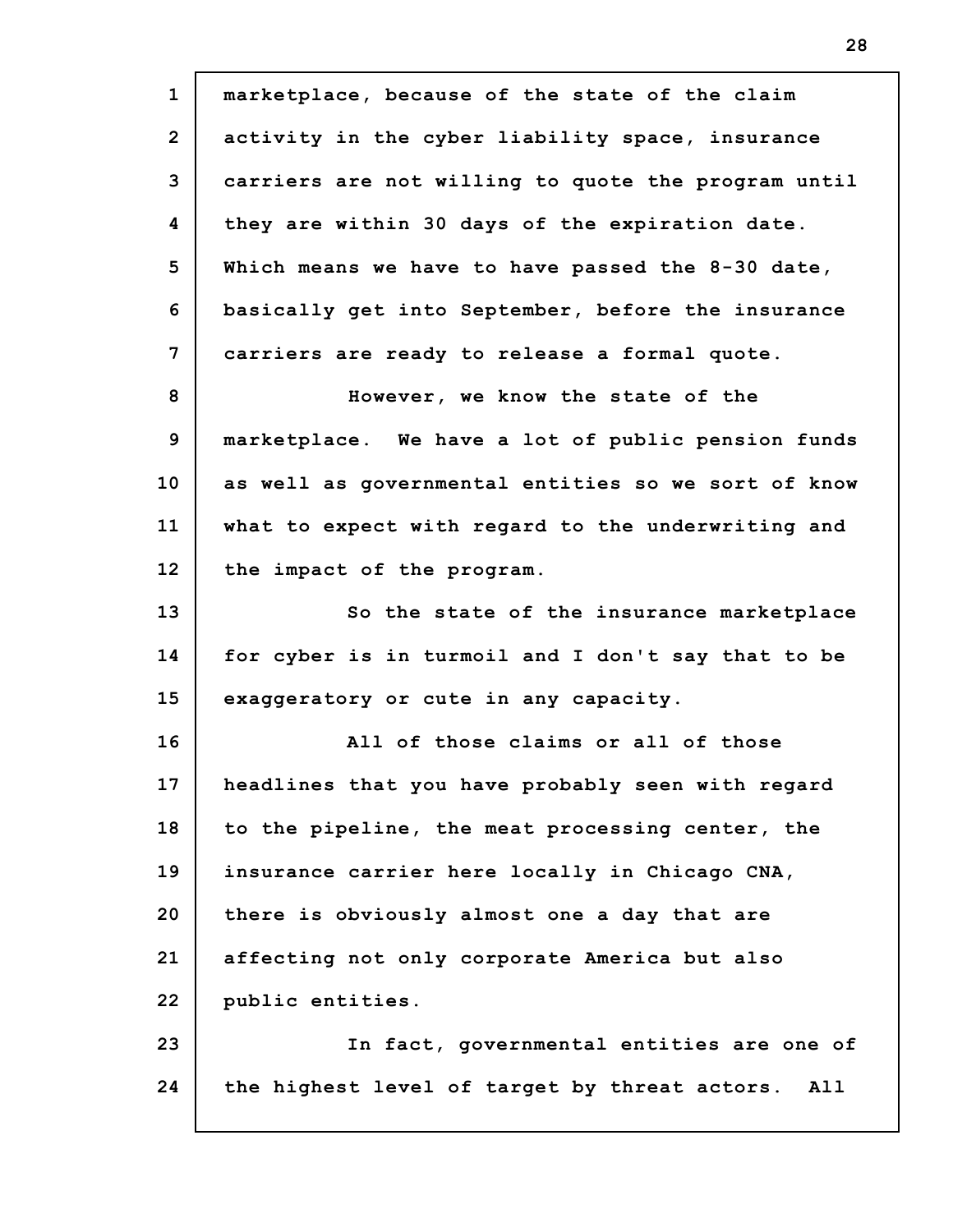marketplace, because of the state of the claim activity in the cyber liability space, insurance carriers are not willing to quote the program until they are within 30 days of the expiration date. Which means we have to have passed the 8-30 date, basically get into September, before the insurance carriers are ready to release a formal quote.

However, we know the state of the marketplace. We have a lot of public pension funds as well as governmental entities so we sort of know what to expect with regard to the underwriting and the impact of the program.

So the state of the insurance marketplace for cyber is in turmoil and I don't say that to be exaggeratory or cute in any capacity.

All of those claims or all of those headlines that you have probably seen with regard to the pipeline, the meat processing center, the insurance carrier here locally in Chicago CNA, there is obviously almost one a day that are affecting not only corporate America but also public entities.

In fact, governmental entities are one of the highest level of target by threat actors. All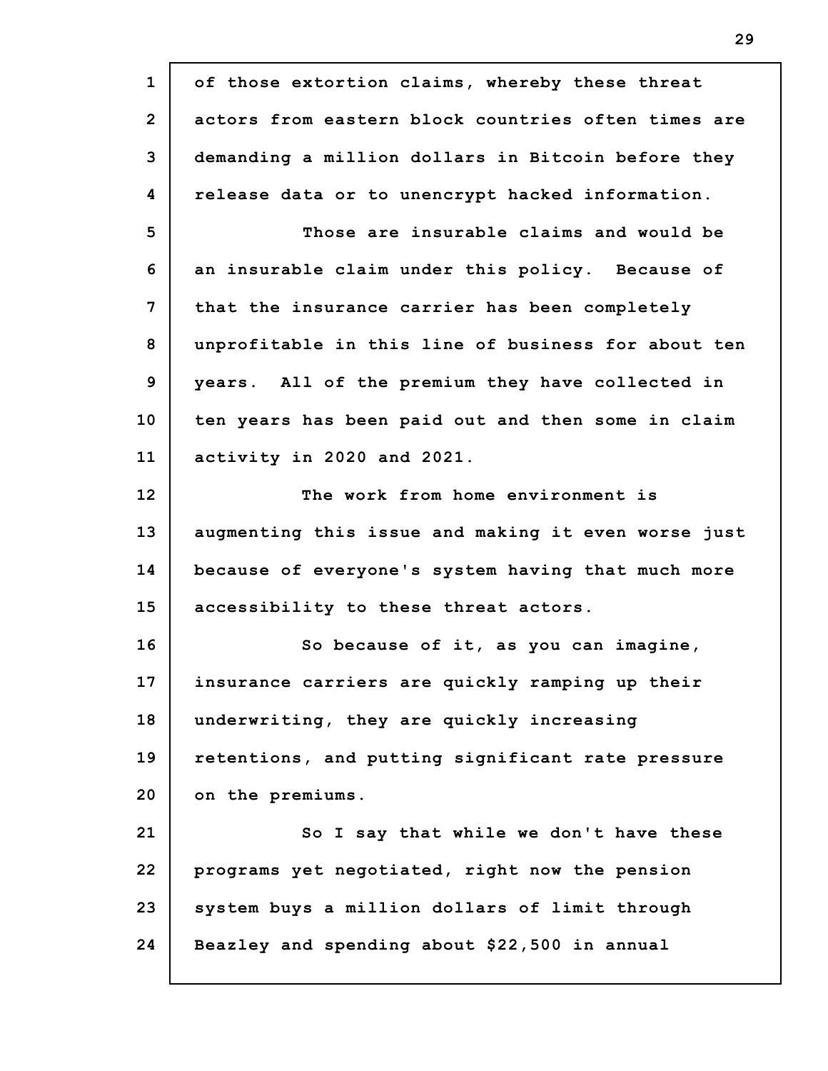of those extortion claims, whereby these threat actors from eastern block countries often times are demanding a million dollars in Bitcoin before they release data or to unencrypt hacked information.

Those are insurable claims and would be an insurable claim under this policy. Because of that the insurance carrier has been completely unprofitable in this line of business for about ten years. All of the premium they have collected in ten years has been paid out and then some in claim activity in 2020 and 2021.

The work from home environment is augmenting this issue and making it even worse just because of everyone's system having that much more accessibility to these threat actors.

So because of it, as you can imagine, insurance carriers are quickly ramping up their underwriting, they are quickly increasing retentions, and putting significant rate pressure on the premiums.

So I say that while we don't have these programs yet negotiated, right now the pension system buys a million dollars of limit through Beazley and spending about $22,500 in annual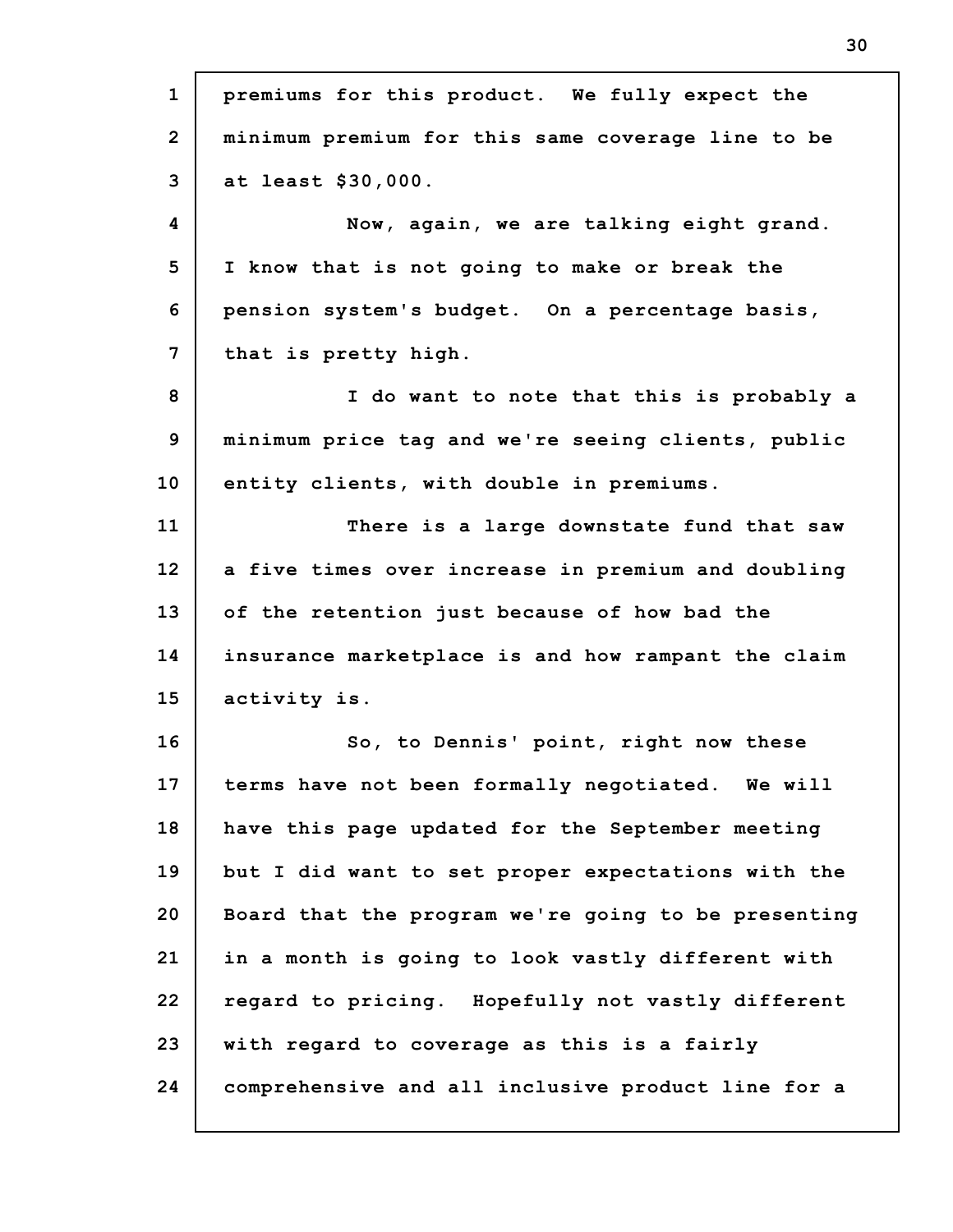premiums for this product. We fully expect the minimum premium for this same coverage line to be at least $30,000.

Now, again, we are talking eight grand. I know that is not going to make or break the pension system's budget. On a percentage basis, that is pretty high.

I do want to note that this is probably a minimum price tag and we're seeing clients, public entity clients, with double in premiums.

There is a large downstate fund that saw a five times over increase in premium and doubling of the retention just because of how bad the insurance marketplace is and how rampant the claim activity is.

So, to Dennis' point, right now these terms have not been formally negotiated. We will have this page updated for the September meeting but I did want to set proper expectations with the Board that the program we're going to be presenting in a month is going to look vastly different with regard to pricing. Hopefully not vastly different with regard to coverage as this is a fairly comprehensive and all inclusive product line for a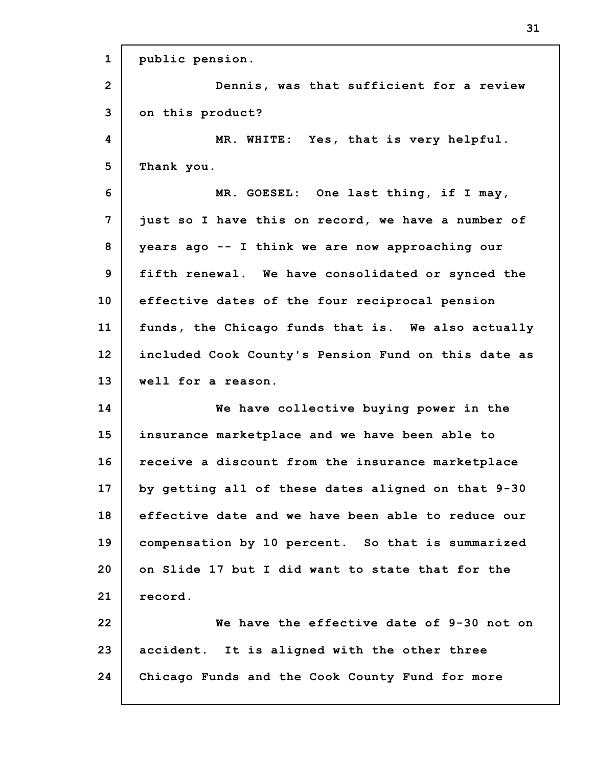public pension.

Dennis, was that sufficient for a review on this product?

MR. WHITE: Yes, that is very helpful. Thank you.

MR. GOESEL: One last thing, if I may, just so I have this on record, we have a number of years ago -- I think we are now approaching our fifth renewal. We have consolidated or synced the effective dates of the four reciprocal pension funds, the Chicago funds that is. We also actually included Cook County's Pension Fund on this date as well for a reason.

We have collective buying power in the insurance marketplace and we have been able to receive a discount from the insurance marketplace by getting all of these dates aligned on that 9-30 effective date and we have been able to reduce our compensation by 10 percent. So that is summarized on Slide 17 but I did want to state that for the record.

We have the effective date of 9-30 not on accident. It is aligned with the other three Chicago Funds and the Cook County Fund for more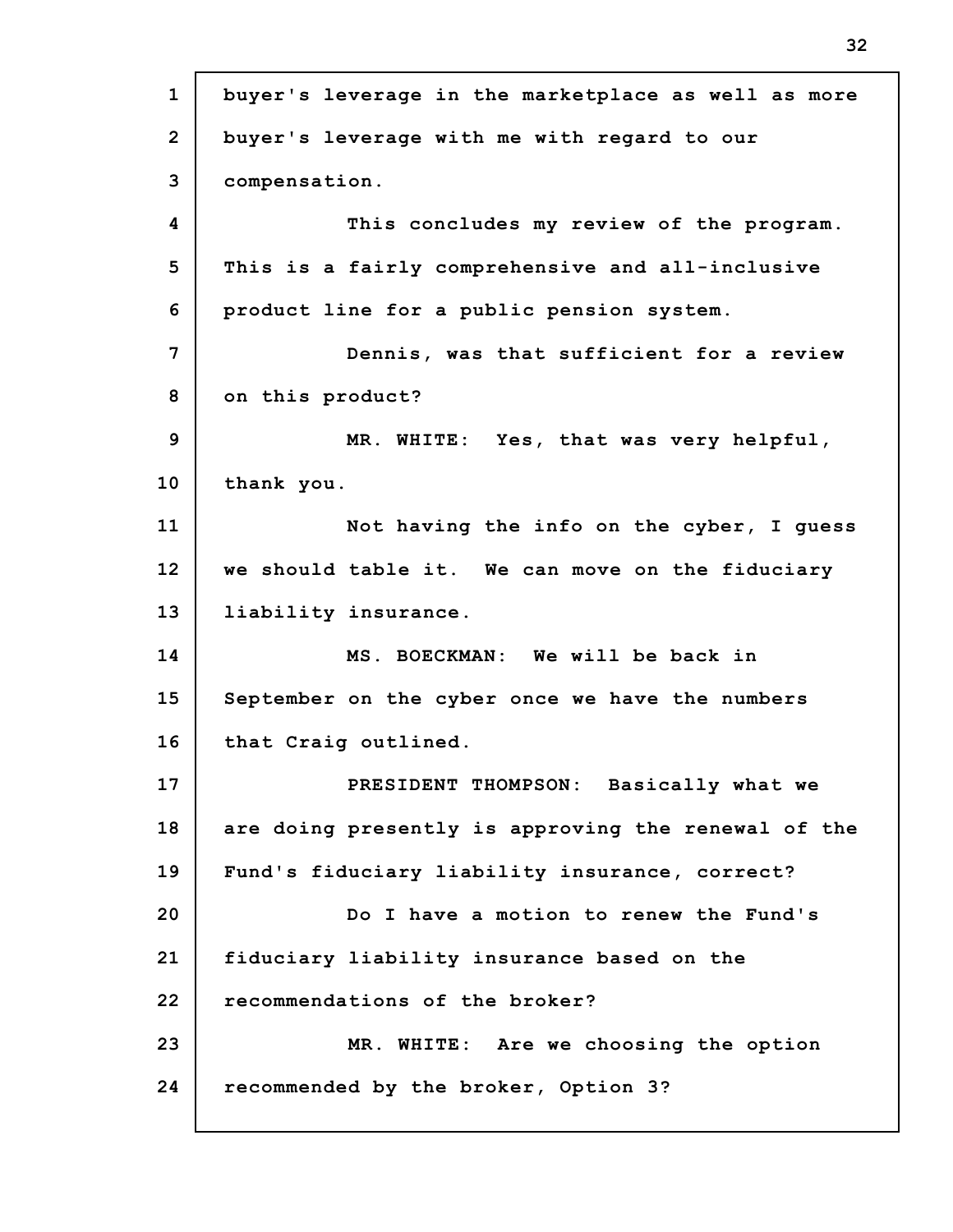buyer's leverage in the marketplace as well as more buyer's leverage with me with regard to our compensation.

This concludes my review of the program. This is a fairly comprehensive and all-inclusive product line for a public pension system.

Dennis, was that sufficient for a review on this product?

MR. WHITE: Yes, that was very helpful, thank you.

Not having the info on the cyber, I guess we should table it. We can move on the fiduciary liability insurance.

MS. BOECKMAN: We will be back in September on the cyber once we have the numbers that Craig outlined.

PRESIDENT THOMPSON: Basically what we are doing presently is approving the renewal of the Fund's fiduciary liability insurance, correct?

Do I have a motion to renew the Fund's fiduciary liability insurance based on the recommendations of the broker?

MR. WHITE: Are we choosing the option recommended by the broker, Option 3?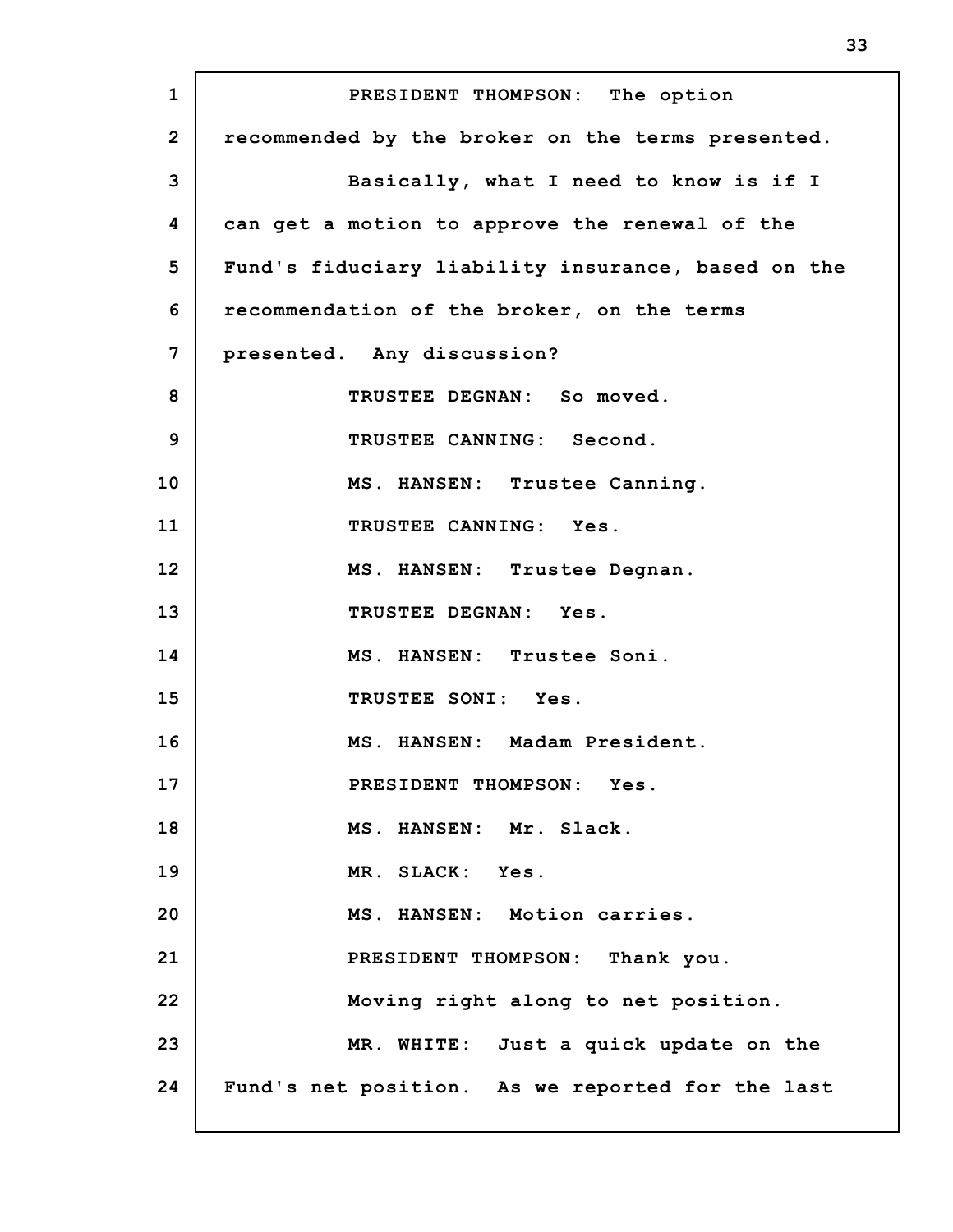PRESIDENT THOMPSON: The option recommended by the broker on the terms presented.

Basically, what I need to know is if I can get a motion to approve the renewal of the Fund's fiduciary liability insurance, based on the recommendation of the broker, on the terms presented. Any discussion?

TRUSTEE DEGNAN: So moved.

TRUSTEE CANNING: Second.

MS. HANSEN: Trustee Canning.

TRUSTEE CANNING: Yes.

MS. HANSEN: Trustee Degnan.

TRUSTEE DEGNAN: Yes.

MS. HANSEN: Trustee Soni.

TRUSTEE SONI: Yes.

MS. HANSEN: Madam President.

PRESIDENT THOMPSON: Yes.

MS. HANSEN: Mr. Slack.

MR. SLACK: Yes.

MS. HANSEN: Motion carries.

PRESIDENT THOMPSON: Thank you.

Moving right along to net position.

MR. WHITE: Just a quick update on the Fund's net position. As we reported for the last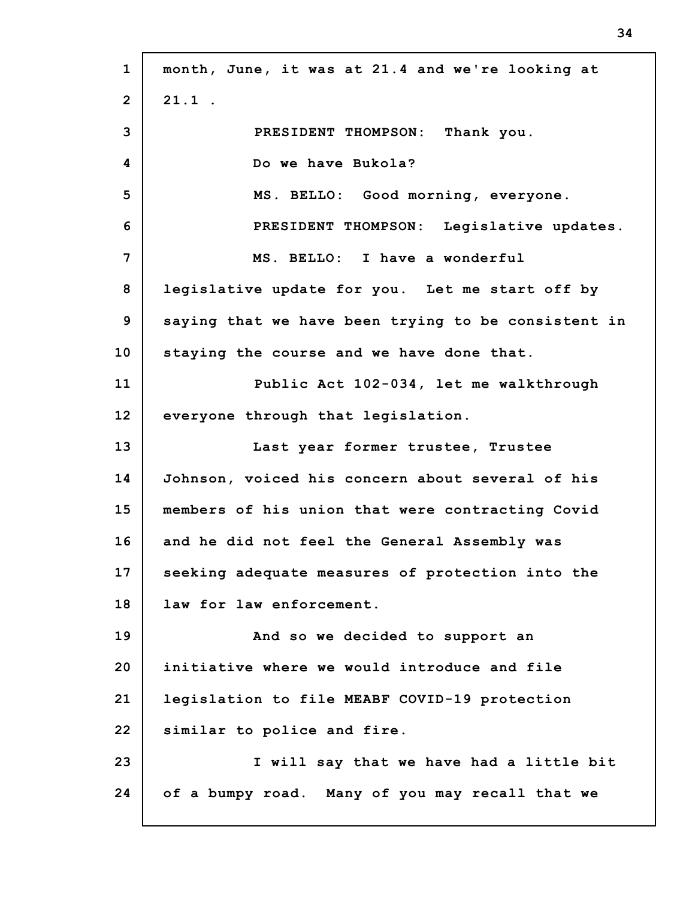month, June, it was at 21.4 and we're looking at 21.1 .

PRESIDENT THOMPSON: Thank you.

Do we have Bukola?

MS. BELLO: Good morning, everyone.

PRESIDENT THOMPSON: Legislative updates.

MS. BELLO: I have a wonderful legislative update for you. Let me start off by saying that we have been trying to be consistent in staying the course and we have done that.

Public Act 102-034, let me walkthrough everyone through that legislation.

Last year former trustee, Trustee Johnson, voiced his concern about several of his members of his union that were contracting Covid and he did not feel the General Assembly was seeking adequate measures of protection into the law for law enforcement.

And so we decided to support an initiative where we would introduce and file legislation to file MEABF COVID-19 protection similar to police and fire.

I will say that we have had a little bit of a bumpy road. Many of you may recall that we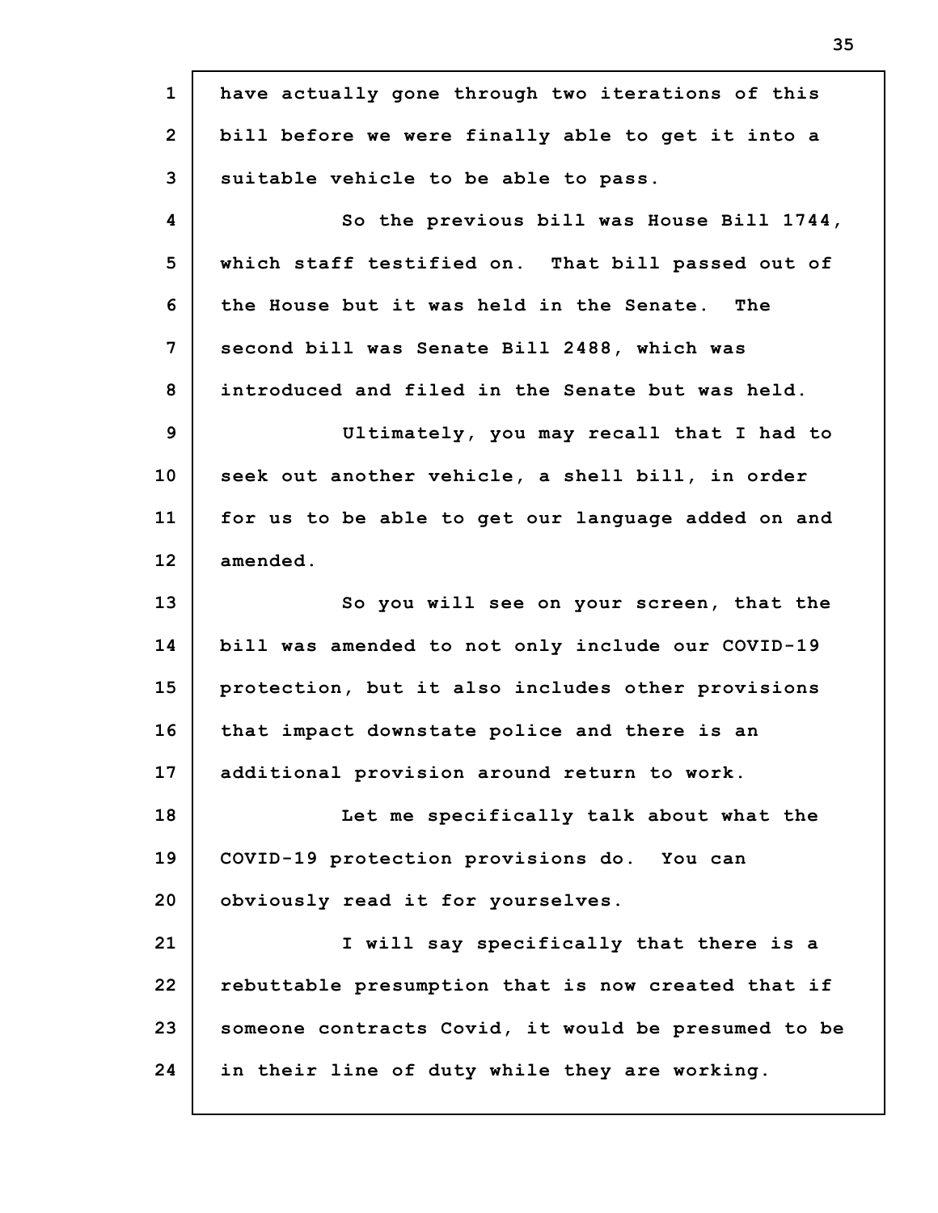have actually gone through two iterations of this bill before we were finally able to get it into a suitable vehicle to be able to pass.

So the previous bill was House Bill 1744, which staff testified on. That bill passed out of the House but it was held in the Senate. The second bill was Senate Bill 2488, which was introduced and filed in the Senate but was held.

Ultimately, you may recall that I had to seek out another vehicle, a shell bill, in order for us to be able to get our language added on and amended.

So you will see on your screen, that the bill was amended to not only include our COVID-19 protection, but it also includes other provisions that impact downstate police and there is an additional provision around return to work.

Let me specifically talk about what the COVID-19 protection provisions do. You can obviously read it for yourselves.

I will say specifically that there is a rebuttable presumption that is now created that if someone contracts Covid, it would be presumed to be in their line of duty while they are working.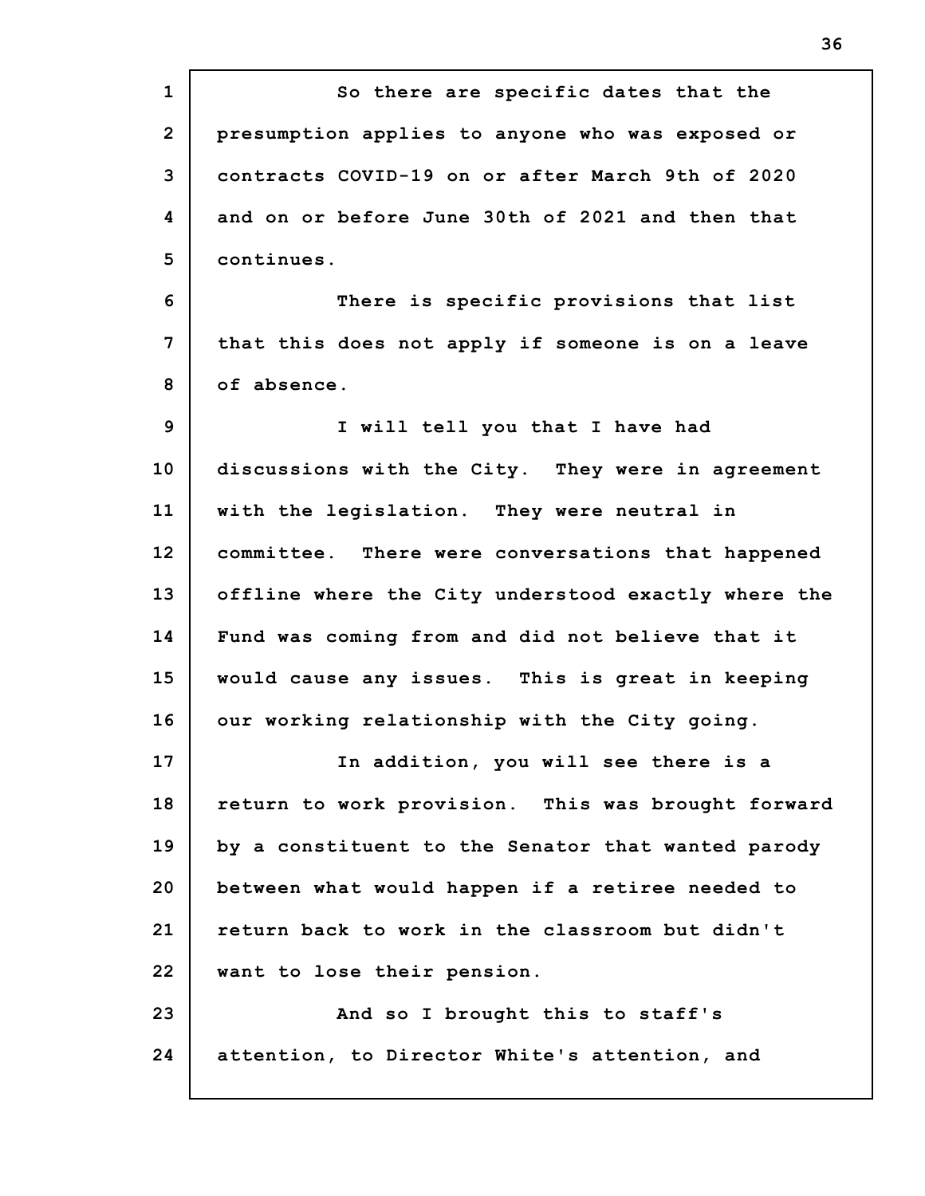So there are specific dates that the presumption applies to anyone who was exposed or contracts COVID-19 on or after March 9th of 2020 and on or before June 30th of 2021 and then that continues.

There is specific provisions that list that this does not apply if someone is on a leave of absence.

I will tell you that I have had discussions with the City. They were in agreement with the legislation. They were neutral in committee. There were conversations that happened offline where the City understood exactly where the Fund was coming from and did not believe that it would cause any issues. This is great in keeping our working relationship with the City going.

In addition, you will see there is a return to work provision. This was brought forward by a constituent to the Senator that wanted parody between what would happen if a retiree needed to return back to work in the classroom but didn't want to lose their pension.

And so I brought this to staff's attention, to Director White's attention, and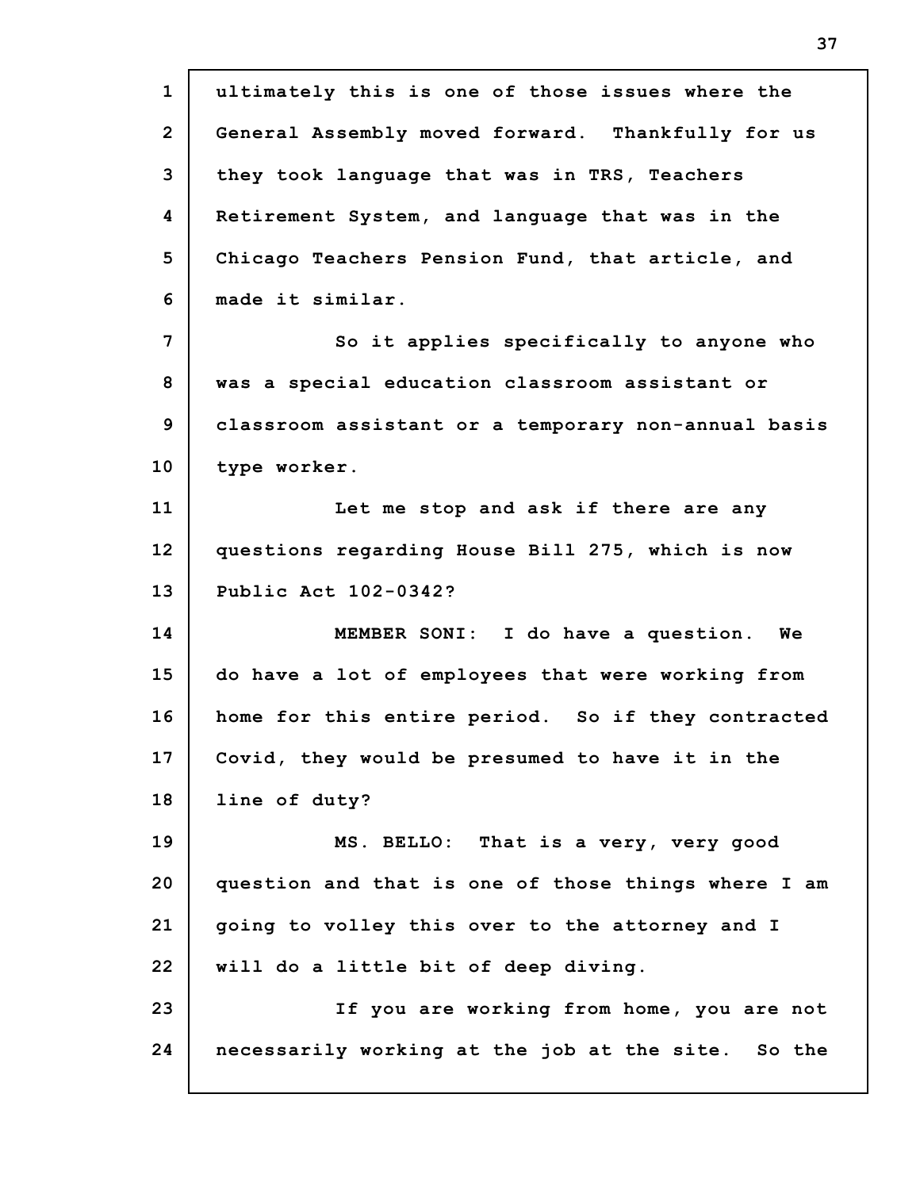ultimately this is one of those issues where the General Assembly moved forward. Thankfully for us they took language that was in TRS, Teachers Retirement System, and language that was in the Chicago Teachers Pension Fund, that article, and made it similar.

So it applies specifically to anyone who was a special education classroom assistant or classroom assistant or a temporary non-annual basis type worker.

Let me stop and ask if there are any questions regarding House Bill 275, which is now Public Act 102-0342?

MEMBER SONI: I do have a question. We do have a lot of employees that were working from home for this entire period. So if they contracted Covid, they would be presumed to have it in the line of duty?

MS. BELLO: That is a very, very good question and that is one of those things where I am going to volley this over to the attorney and I will do a little bit of deep diving.

If you are working from home, you are not necessarily working at the job at the site. So the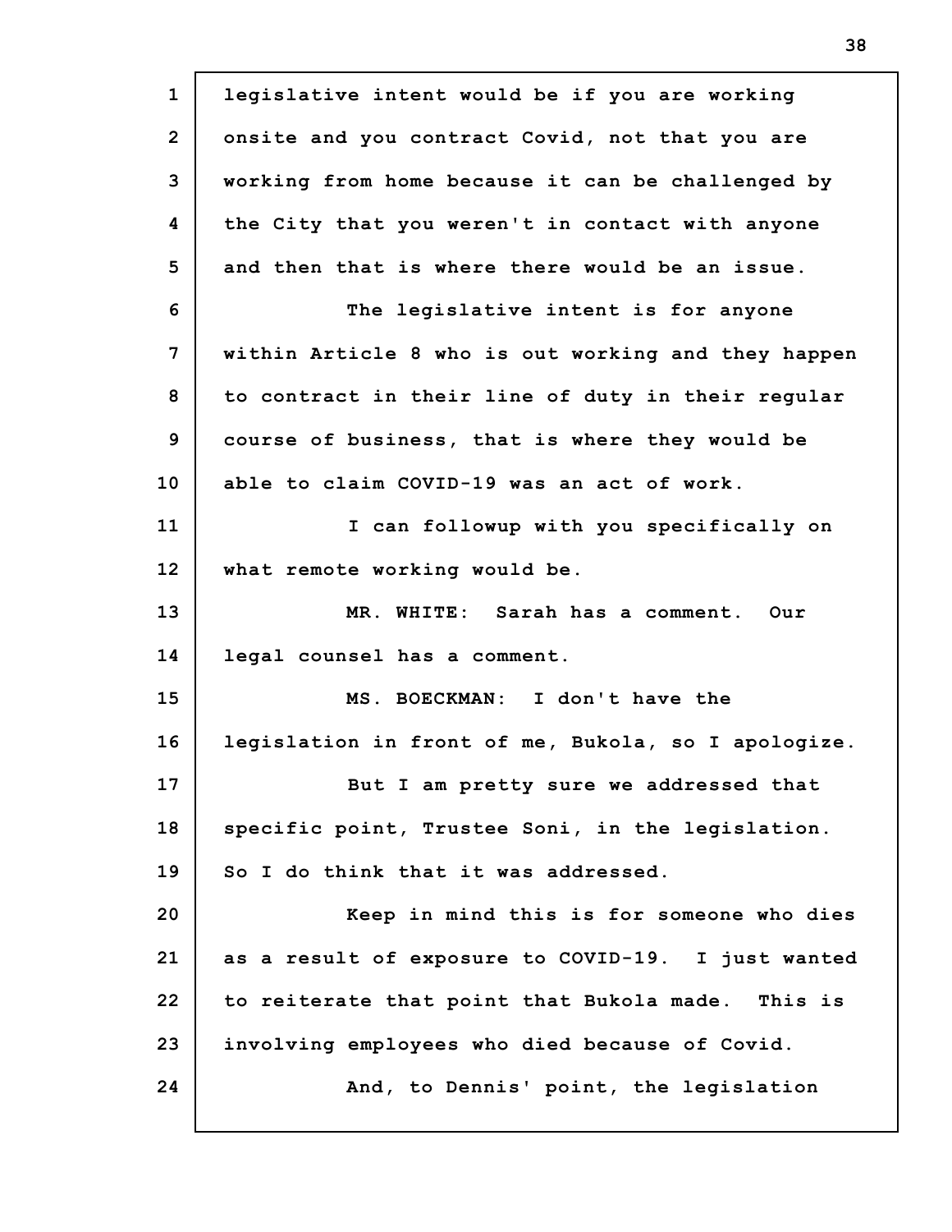legislative intent would be if you are working onsite and you contract Covid, not that you are working from home because it can be challenged by the City that you weren't in contact with anyone and then that is where there would be an issue.

The legislative intent is for anyone within Article 8 who is out working and they happen to contract in their line of duty in their regular course of business, that is where they would be able to claim COVID-19 was an act of work.

I can followup with you specifically on what remote working would be.

MR. WHITE: Sarah has a comment. Our legal counsel has a comment.

MS. BOECKMAN: I don't have the legislation in front of me, Bukola, so I apologize.

But I am pretty sure we addressed that specific point, Trustee Soni, in the legislation. So I do think that it was addressed.

Keep in mind this is for someone who dies as a result of exposure to COVID-19. I just wanted to reiterate that point that Bukola made. This is involving employees who died because of Covid.

And, to Dennis' point, the legislation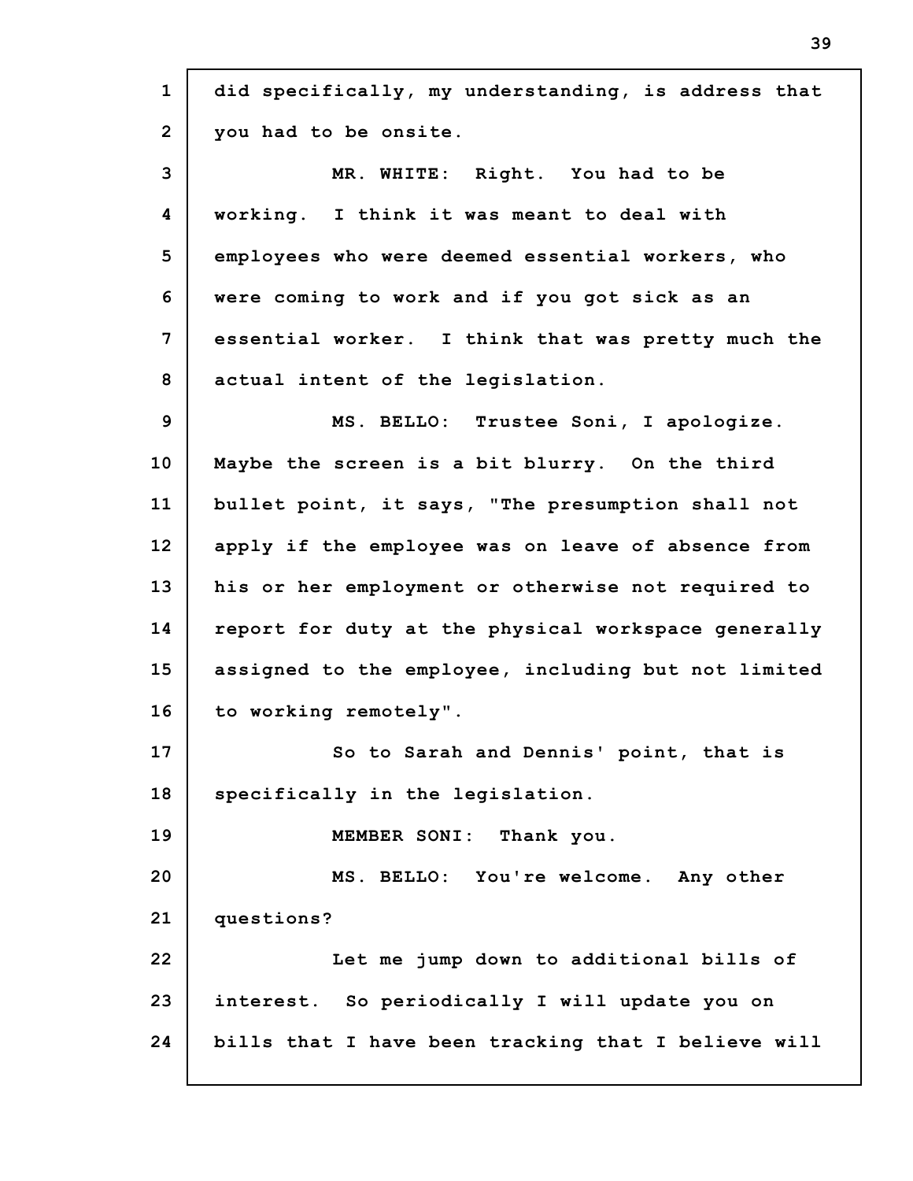did specifically, my understanding, is address that you had to be onsite.

MR. WHITE: Right. You had to be working. I think it was meant to deal with employees who were deemed essential workers, who were coming to work and if you got sick as an essential worker. I think that was pretty much the actual intent of the legislation.

MS. BELLO: Trustee Soni, I apologize. Maybe the screen is a bit blurry. On the third bullet point, it says, "The presumption shall not apply if the employee was on leave of absence from his or her employment or otherwise not required to report for duty at the physical workspace generally assigned to the employee, including but not limited to working remotely".

So to Sarah and Dennis' point, that is specifically in the legislation.

MEMBER SONI: Thank you.

MS. BELLO: You're welcome. Any other questions?

Let me jump down to additional bills of interest. So periodically I will update you on bills that I have been tracking that I believe will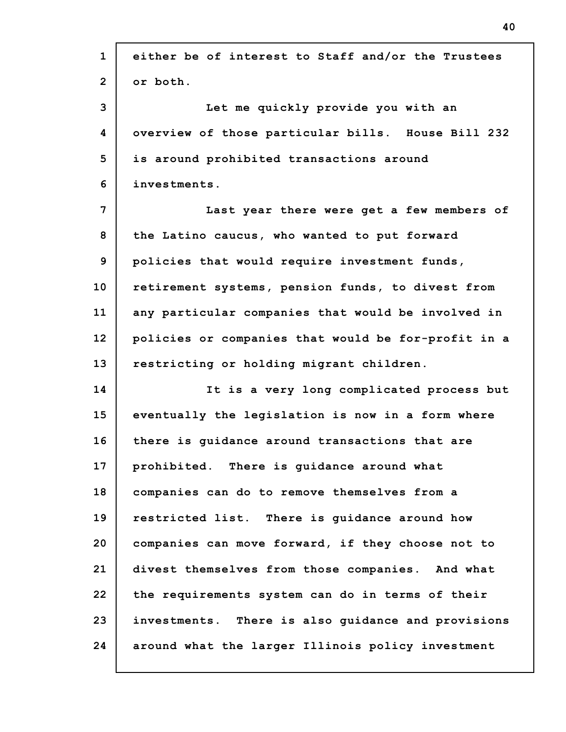either be of interest to Staff and/or the Trustees or both.

Let me quickly provide you with an overview of those particular bills. House Bill 232 is around prohibited transactions around investments.

Last year there were get a few members of the Latino caucus, who wanted to put forward policies that would require investment funds, retirement systems, pension funds, to divest from any particular companies that would be involved in policies or companies that would be for-profit in a restricting or holding migrant children.

It is a very long complicated process but eventually the legislation is now in a form where there is guidance around transactions that are prohibited. There is guidance around what companies can do to remove themselves from a restricted list. There is guidance around how companies can move forward, if they choose not to divest themselves from those companies. And what the requirements system can do in terms of their investments. There is also guidance and provisions around what the larger Illinois policy investment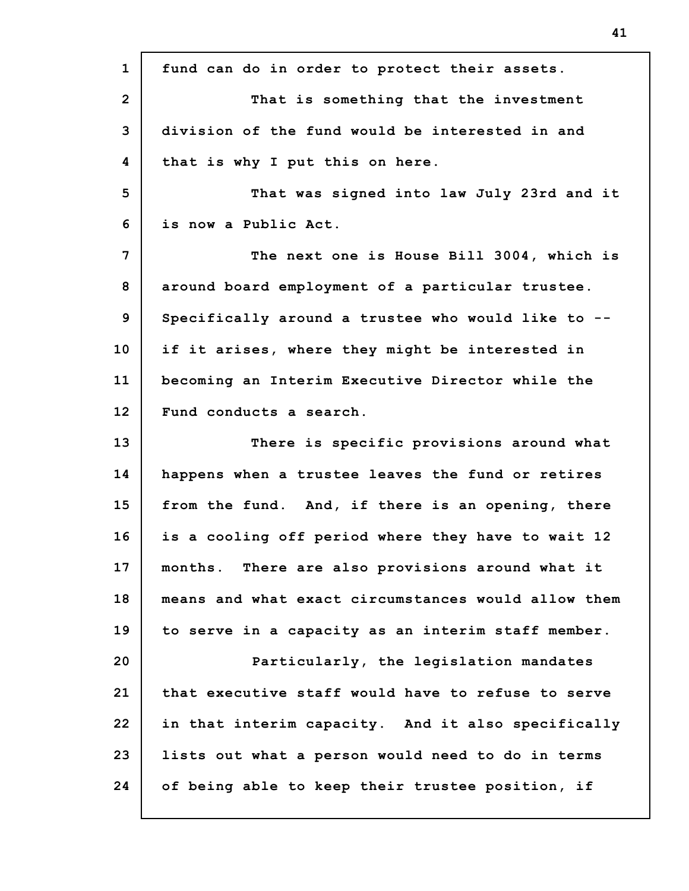fund can do in order to protect their assets.

That is something that the investment division of the fund would be interested in and that is why I put this on here.

That was signed into law July 23rd and it is now a Public Act.

The next one is House Bill 3004, which is around board employment of a particular trustee. Specifically around a trustee who would like to -- if it arises, where they might be interested in becoming an Interim Executive Director while the Fund conducts a search.

There is specific provisions around what happens when a trustee leaves the fund or retires from the fund. And, if there is an opening, there is a cooling off period where they have to wait 12 months. There are also provisions around what it means and what exact circumstances would allow them to serve in a capacity as an interim staff member.

Particularly, the legislation mandates that executive staff would have to refuse to serve in that interim capacity. And it also specifically lists out what a person would need to do in terms of being able to keep their trustee position, if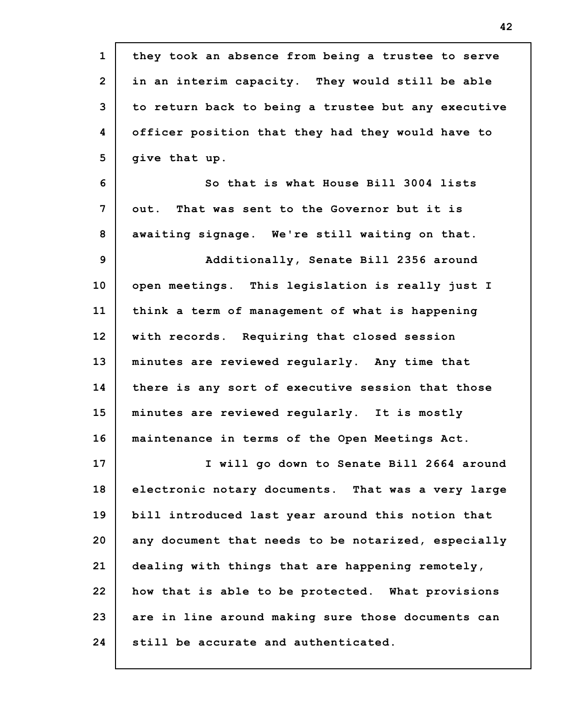they took an absence from being a trustee to serve in an interim capacity. They would still be able to return back to being a trustee but any executive officer position that they had they would have to give that up.

So that is what House Bill 3004 lists out. That was sent to the Governor but it is awaiting signage. We're still waiting on that.

Additionally, Senate Bill 2356 around open meetings. This legislation is really just I think a term of management of what is happening with records. Requiring that closed session minutes are reviewed regularly. Any time that there is any sort of executive session that those minutes are reviewed regularly. It is mostly maintenance in terms of the Open Meetings Act.

I will go down to Senate Bill 2664 around electronic notary documents. That was a very large bill introduced last year around this notion that any document that needs to be notarized, especially dealing with things that are happening remotely, how that is able to be protected. What provisions are in line around making sure those documents can still be accurate and authenticated.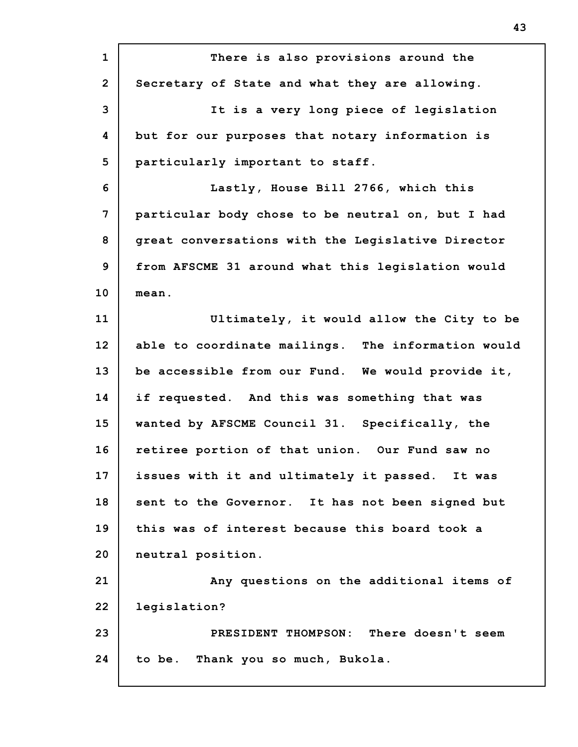There is also provisions around the Secretary of State and what they are allowing.

It is a very long piece of legislation but for our purposes that notary information is particularly important to staff.

Lastly, House Bill 2766, which this particular body chose to be neutral on, but I had great conversations with the Legislative Director from AFSCME 31 around what this legislation would mean.

Ultimately, it would allow the City to be able to coordinate mailings. The information would be accessible from our Fund. We would provide it, if requested. And this was something that was wanted by AFSCME Council 31. Specifically, the retiree portion of that union. Our Fund saw no issues with it and ultimately it passed. It was sent to the Governor. It has not been signed but this was of interest because this board took a neutral position.

Any questions on the additional items of legislation?

PRESIDENT THOMPSON: There doesn't seem to be. Thank you so much, Bukola.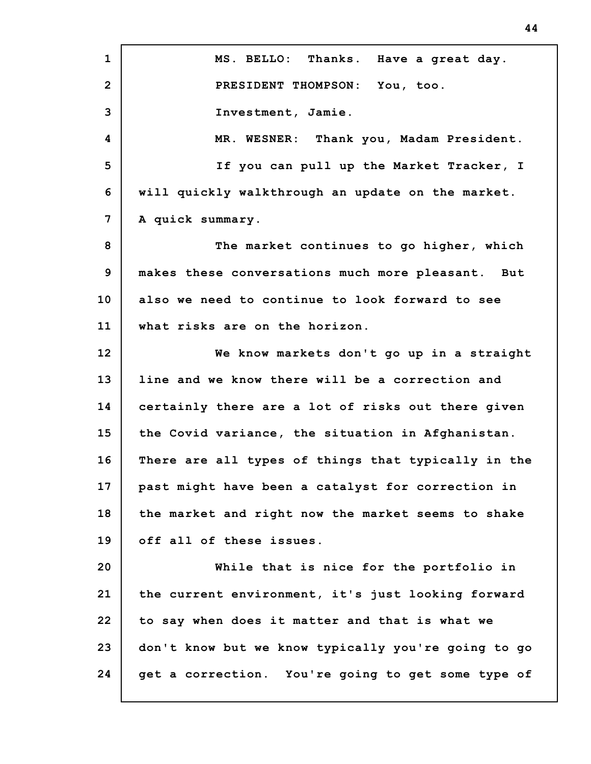MS. BELLO: Thanks. Have a great day.

PRESIDENT THOMPSON: You, too.

Investment, Jamie.

MR. WESNER: Thank you, Madam President.

If you can pull up the Market Tracker, I will quickly walkthrough an update on the market. A quick summary.

The market continues to go higher, which makes these conversations much more pleasant. But also we need to continue to look forward to see what risks are on the horizon.

We know markets don't go up in a straight line and we know there will be a correction and certainly there are a lot of risks out there given the Covid variance, the situation in Afghanistan. There are all types of things that typically in the past might have been a catalyst for correction in the market and right now the market seems to shake off all of these issues.

While that is nice for the portfolio in the current environment, it's just looking forward to say when does it matter and that is what we don't know but we know typically you're going to go get a correction. You're going to get some type of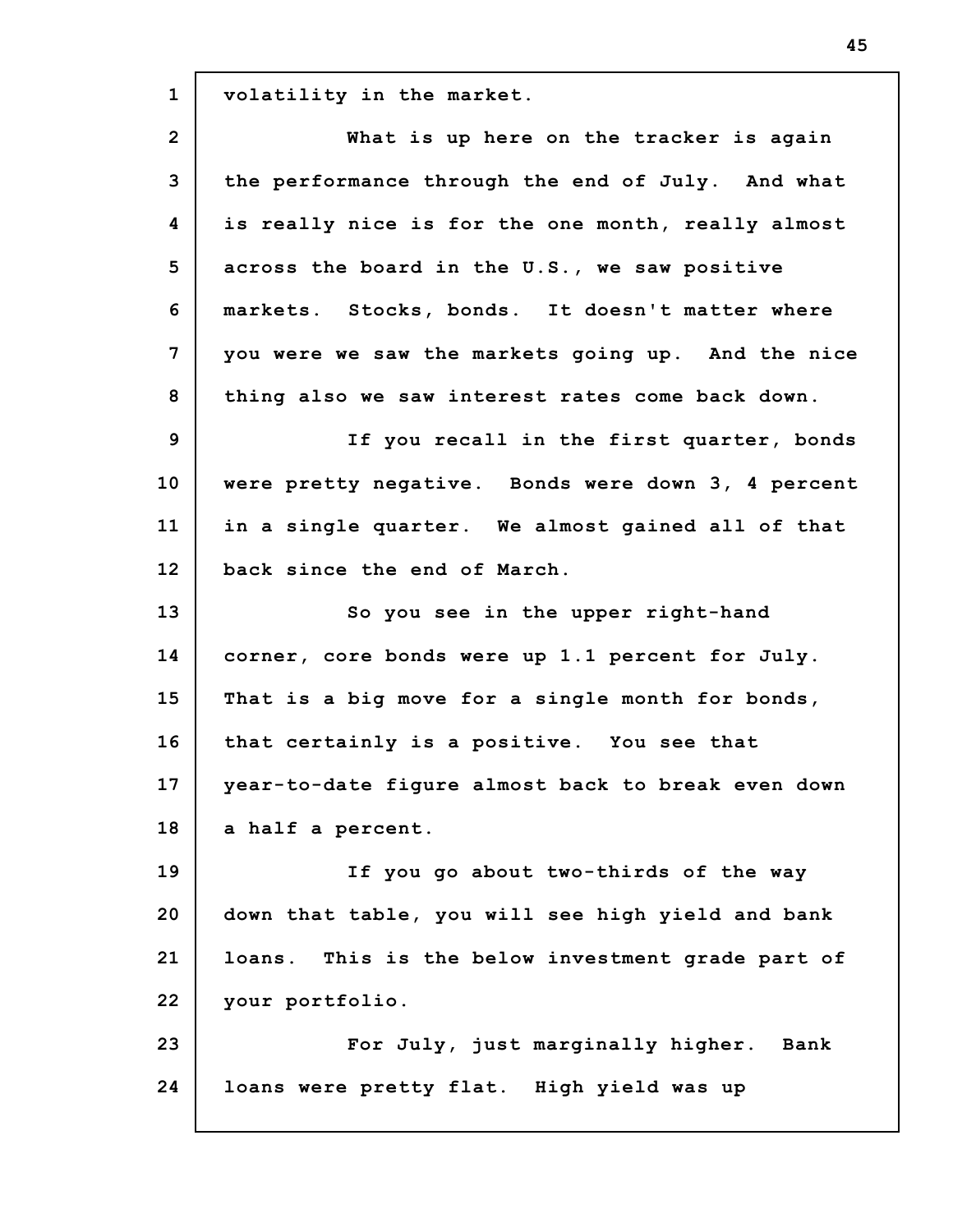volatility in the market.

What is up here on the tracker is again the performance through the end of July. And what is really nice is for the one month, really almost across the board in the U.S., we saw positive markets. Stocks, bonds. It doesn't matter where you were we saw the markets going up. And the nice thing also we saw interest rates come back down.

If you recall in the first quarter, bonds were pretty negative. Bonds were down 3, 4 percent in a single quarter. We almost gained all of that back since the end of March.

So you see in the upper right-hand corner, core bonds were up 1.1 percent for July. That is a big move for a single month for bonds, that certainly is a positive. You see that year-to-date figure almost back to break even down a half a percent.

If you go about two-thirds of the way down that table, you will see high yield and bank loans. This is the below investment grade part of your portfolio.

For July, just marginally higher. Bank loans were pretty flat. High yield was up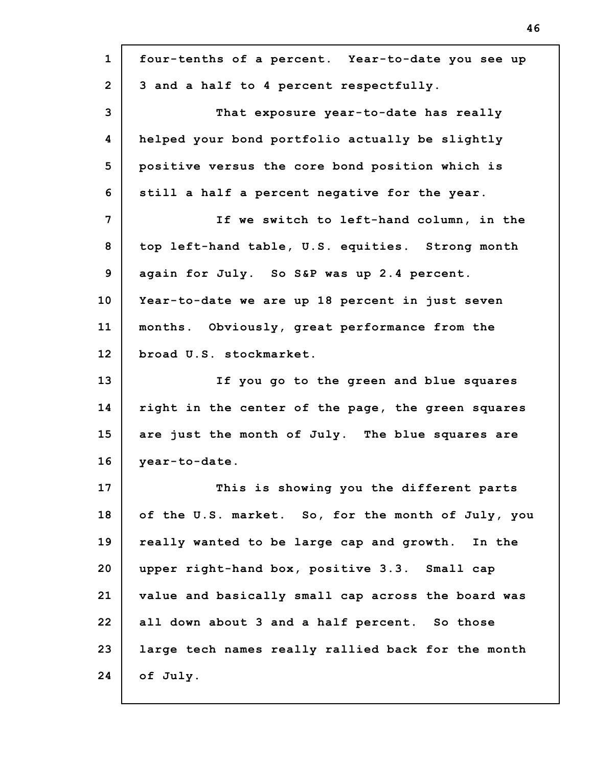four-tenths of a percent. Year-to-date you see up 3 and a half to 4 percent respectfully.

That exposure year-to-date has really helped your bond portfolio actually be slightly positive versus the core bond position which is still a half a percent negative for the year.

If we switch to left-hand column, in the top left-hand table, U.S. equities. Strong month again for July. So S&P was up 2.4 percent. Year-to-date we are up 18 percent in just seven months. Obviously, great performance from the broad U.S. stockmarket.

If you go to the green and blue squares right in the center of the page, the green squares are just the month of July. The blue squares are year-to-date.

This is showing you the different parts of the U.S. market. So, for the month of July, you really wanted to be large cap and growth. In the upper right-hand box, positive 3.3. Small cap value and basically small cap across the board was all down about 3 and a half percent. So those large tech names really rallied back for the month of July.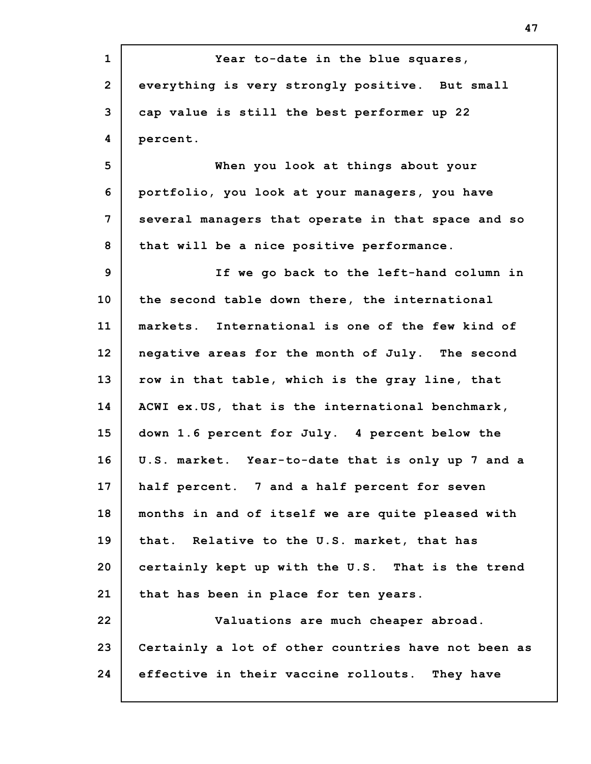Year to-date in the blue squares, everything is very strongly positive. But small cap value is still the best performer up 22 percent.

When you look at things about your portfolio, you look at your managers, you have several managers that operate in that space and so that will be a nice positive performance.

If we go back to the left-hand column in the second table down there, the international markets. International is one of the few kind of negative areas for the month of July. The second row in that table, which is the gray line, that ACWI ex.US, that is the international benchmark, down 1.6 percent for July. 4 percent below the U.S. market. Year-to-date that is only up 7 and a half percent. 7 and a half percent for seven months in and of itself we are quite pleased with that. Relative to the U.S. market, that has certainly kept up with the U.S. That is the trend that has been in place for ten years.

Valuations are much cheaper abroad. Certainly a lot of other countries have not been as effective in their vaccine rollouts. They have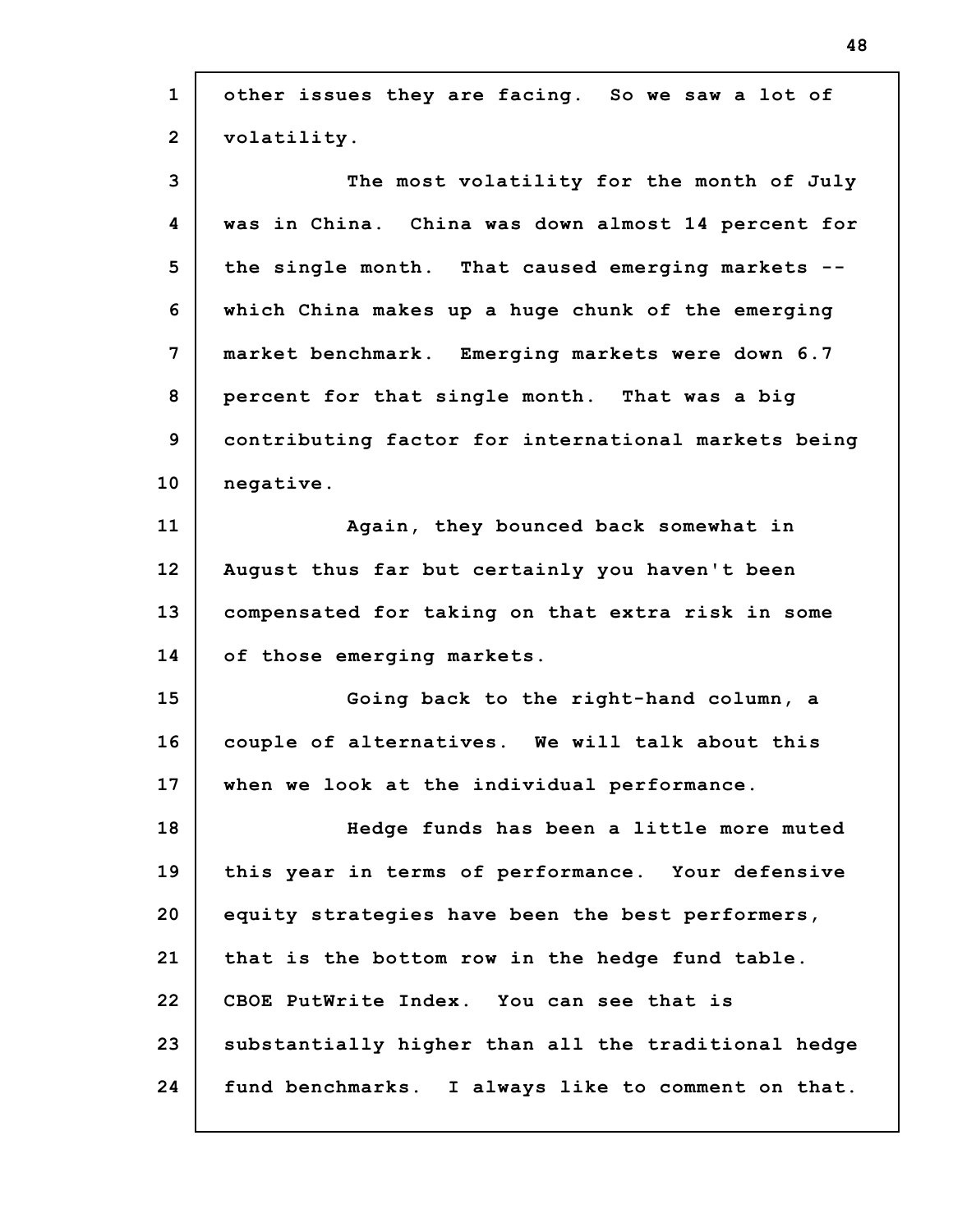other issues they are facing. So we saw a lot of volatility.

The most volatility for the month of July was in China. China was down almost 14 percent for the single month. That caused emerging markets -- which China makes up a huge chunk of the emerging market benchmark. Emerging markets were down 6.7 percent for that single month. That was a big contributing factor for international markets being negative.

Again, they bounced back somewhat in August thus far but certainly you haven't been compensated for taking on that extra risk in some of those emerging markets.

Going back to the right-hand column, a couple of alternatives. We will talk about this when we look at the individual performance.

Hedge funds has been a little more muted this year in terms of performance. Your defensive equity strategies have been the best performers, that is the bottom row in the hedge fund table. CBOE PutWrite Index. You can see that is substantially higher than all the traditional hedge fund benchmarks. I always like to comment on that.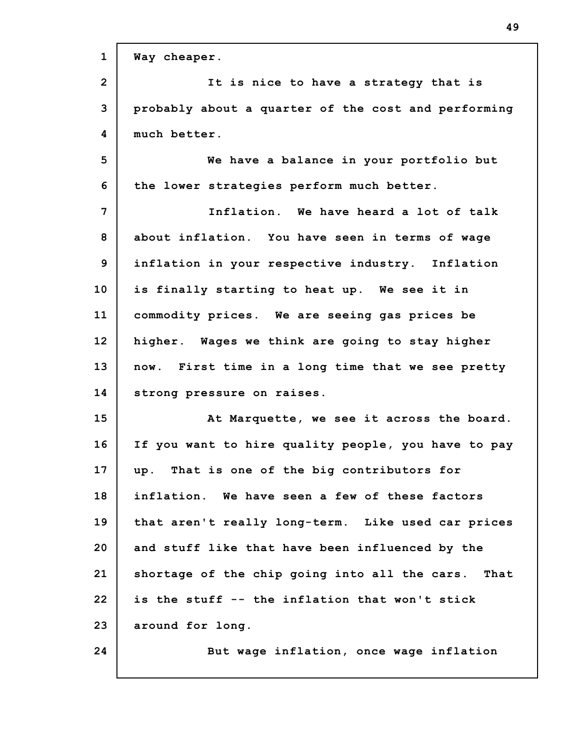Way cheaper.

It is nice to have a strategy that is probably about a quarter of the cost and performing much better.

We have a balance in your portfolio but the lower strategies perform much better.

Inflation. We have heard a lot of talk about inflation. You have seen in terms of wage inflation in your respective industry. Inflation is finally starting to heat up. We see it in commodity prices. We are seeing gas prices be higher. Wages we think are going to stay higher now. First time in a long time that we see pretty strong pressure on raises.

At Marquette, we see it across the board. If you want to hire quality people, you have to pay up. That is one of the big contributors for inflation. We have seen a few of these factors that aren't really long-term. Like used car prices and stuff like that have been influenced by the shortage of the chip going into all the cars. That is the stuff -- the inflation that won't stick around for long.

But wage inflation, once wage inflation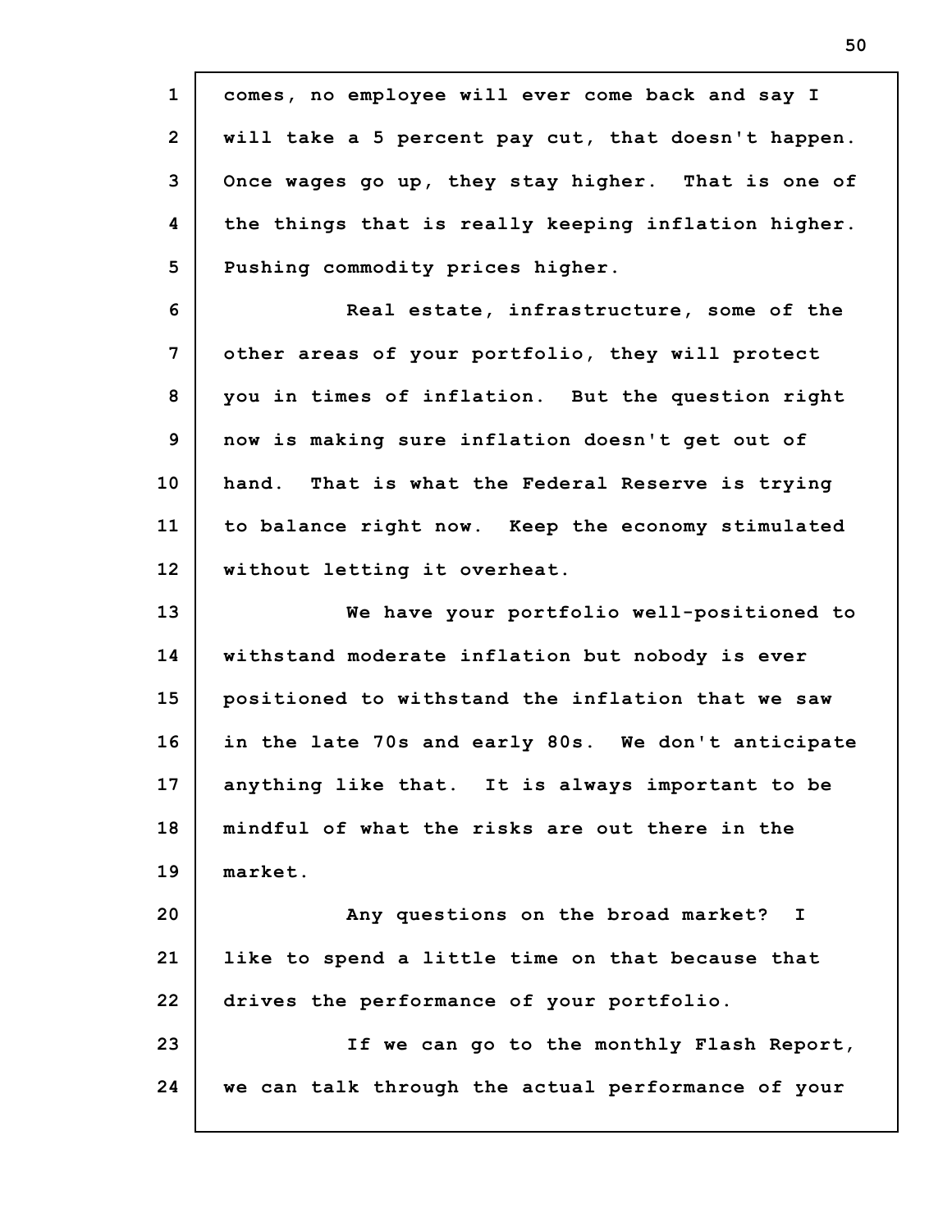comes, no employee will ever come back and say I will take a 5 percent pay cut, that doesn't happen. Once wages go up, they stay higher. That is one of the things that is really keeping inflation higher. Pushing commodity prices higher.

Real estate, infrastructure, some of the other areas of your portfolio, they will protect you in times of inflation. But the question right now is making sure inflation doesn't get out of hand. That is what the Federal Reserve is trying to balance right now. Keep the economy stimulated without letting it overheat.

We have your portfolio well-positioned to withstand moderate inflation but nobody is ever positioned to withstand the inflation that we saw in the late 70s and early 80s. We don't anticipate anything like that. It is always important to be mindful of what the risks are out there in the market.

Any questions on the broad market? I like to spend a little time on that because that drives the performance of your portfolio.

If we can go to the monthly Flash Report, we can talk through the actual performance of your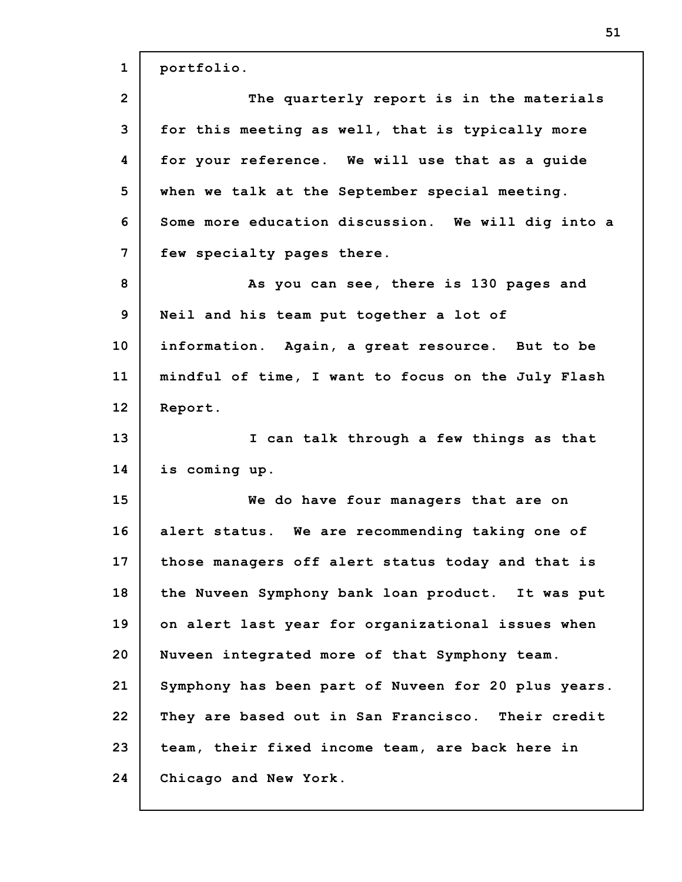portfolio.

The quarterly report is in the materials for this meeting as well, that is typically more for your reference. We will use that as a guide when we talk at the September special meeting. Some more education discussion. We will dig into a few specialty pages there.

As you can see, there is 130 pages and Neil and his team put together a lot of information. Again, a great resource. But to be mindful of time, I want to focus on the July Flash Report.

I can talk through a few things as that is coming up.

We do have four managers that are on alert status. We are recommending taking one of those managers off alert status today and that is the Nuveen Symphony bank loan product. It was put on alert last year for organizational issues when Nuveen integrated more of that Symphony team. Symphony has been part of Nuveen for 20 plus years. They are based out in San Francisco. Their credit team, their fixed income team, are back here in Chicago and New York.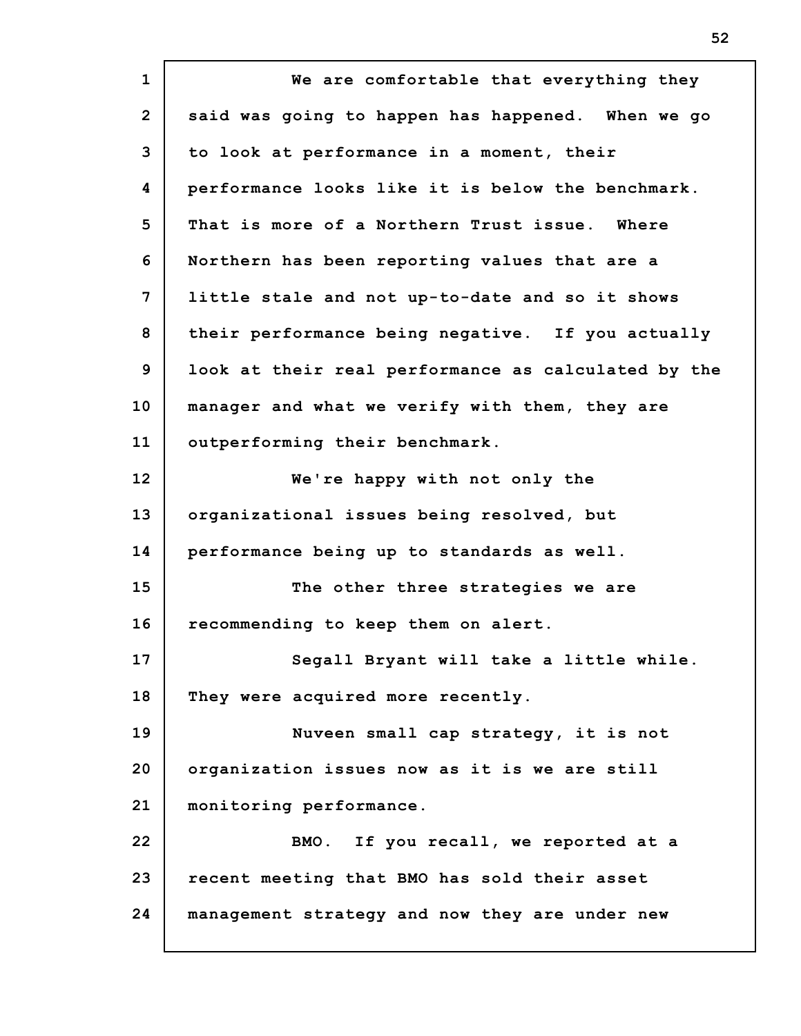We are comfortable that everything they said was going to happen has happened. When we go to look at performance in a moment, their performance looks like it is below the benchmark. That is more of a Northern Trust issue. Where Northern has been reporting values that are a little stale and not up-to-date and so it shows their performance being negative. If you actually look at their real performance as calculated by the manager and what we verify with them, they are outperforming their benchmark.

We're happy with not only the organizational issues being resolved, but performance being up to standards as well.

The other three strategies we are recommending to keep them on alert.

Segall Bryant will take a little while. They were acquired more recently.

Nuveen small cap strategy, it is not organization issues now as it is we are still monitoring performance.

BMO. If you recall, we reported at a recent meeting that BMO has sold their asset management strategy and now they are under new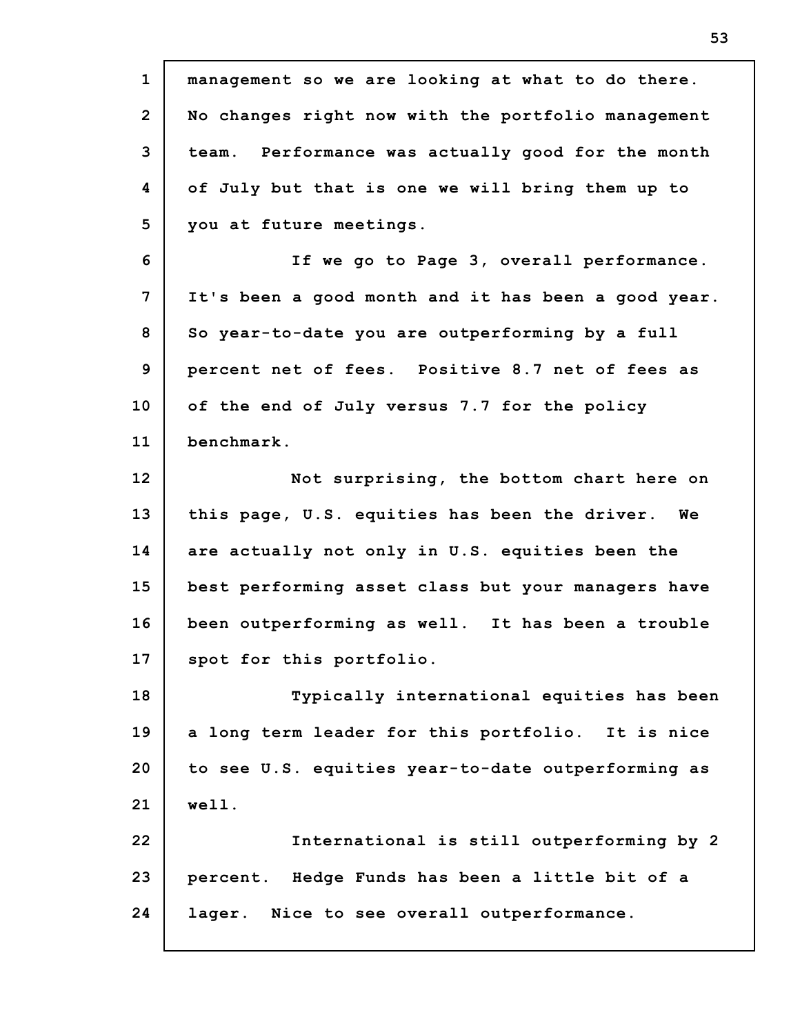management so we are looking at what to do there. No changes right now with the portfolio management team. Performance was actually good for the month of July but that is one we will bring them up to you at future meetings.

If we go to Page 3, overall performance. It's been a good month and it has been a good year. So year-to-date you are outperforming by a full percent net of fees. Positive 8.7 net of fees as of the end of July versus 7.7 for the policy benchmark.

Not surprising, the bottom chart here on this page, U.S. equities has been the driver. We are actually not only in U.S. equities been the best performing asset class but your managers have been outperforming as well. It has been a trouble spot for this portfolio.

Typically international equities has been a long term leader for this portfolio. It is nice to see U.S. equities year-to-date outperforming as well.

International is still outperforming by 2 percent. Hedge Funds has been a little bit of a lager. Nice to see overall outperformance.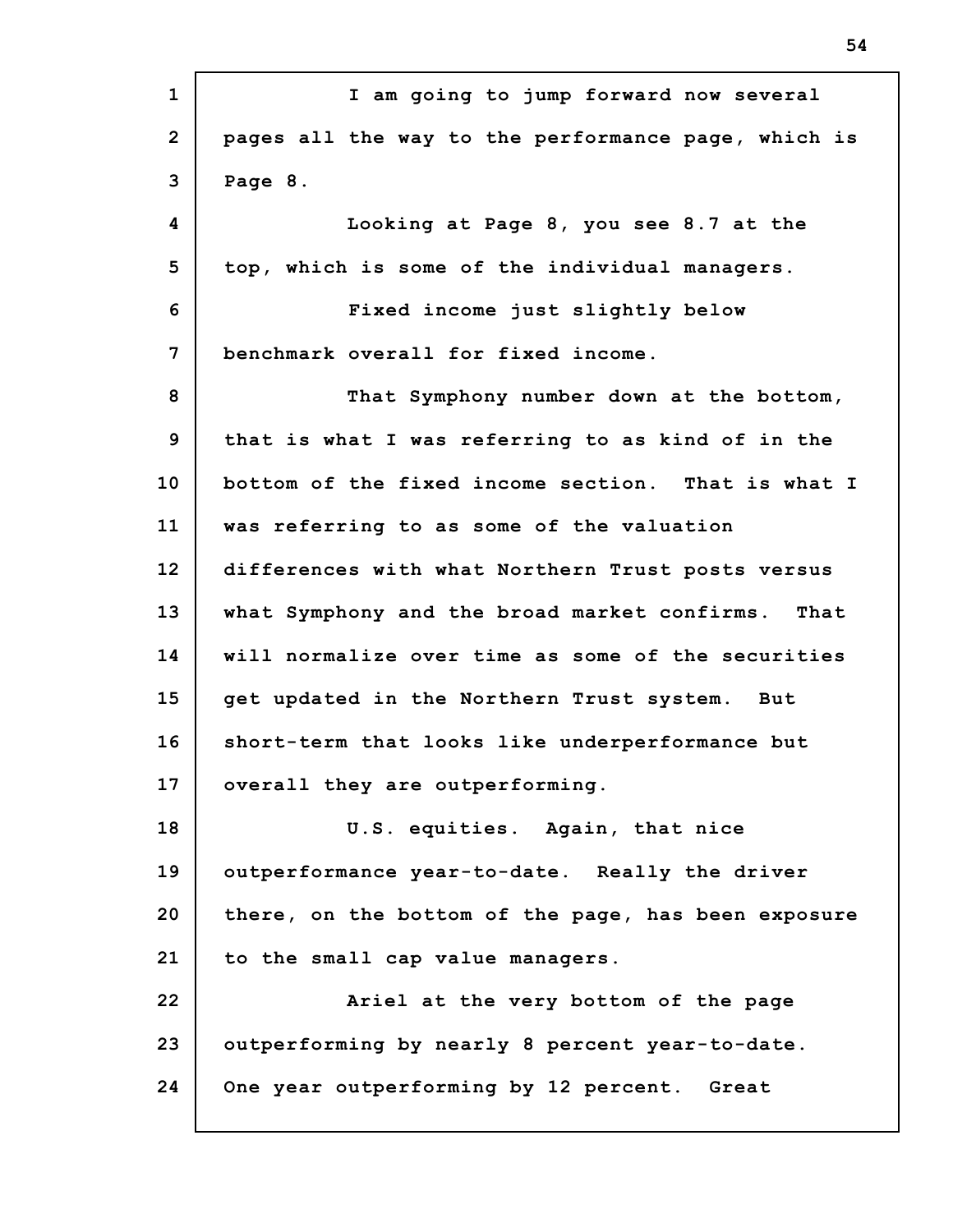I am going to jump forward now several pages all the way to the performance page, which is Page 8.

Looking at Page 8, you see 8.7 at the top, which is some of the individual managers.

Fixed income just slightly below benchmark overall for fixed income.

That Symphony number down at the bottom, that is what I was referring to as kind of in the bottom of the fixed income section. That is what I was referring to as some of the valuation differences with what Northern Trust posts versus what Symphony and the broad market confirms. That will normalize over time as some of the securities get updated in the Northern Trust system. But short-term that looks like underperformance but overall they are outperforming.

U.S. equities. Again, that nice outperformance year-to-date. Really the driver there, on the bottom of the page, has been exposure to the small cap value managers.

Ariel at the very bottom of the page outperforming by nearly 8 percent year-to-date. One year outperforming by 12 percent. Great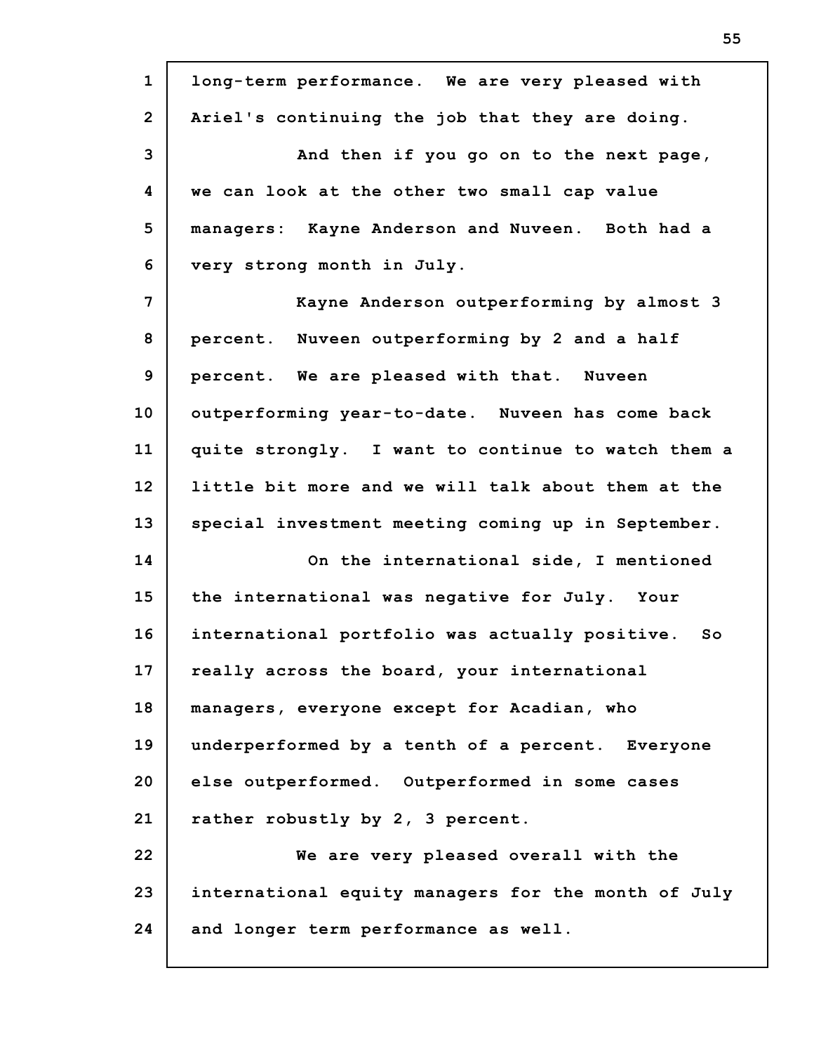long-term performance. We are very pleased with Ariel's continuing the job that they are doing.

And then if you go on to the next page, we can look at the other two small cap value managers: Kayne Anderson and Nuveen. Both had a very strong month in July.

Kayne Anderson outperforming by almost 3 percent. Nuveen outperforming by 2 and a half percent. We are pleased with that. Nuveen outperforming year-to-date. Nuveen has come back quite strongly. I want to continue to watch them a little bit more and we will talk about them at the special investment meeting coming up in September.

On the international side, I mentioned the international was negative for July. Your international portfolio was actually positive. So really across the board, your international managers, everyone except for Acadian, who underperformed by a tenth of a percent. Everyone else outperformed. Outperformed in some cases rather robustly by 2, 3 percent.

We are very pleased overall with the international equity managers for the month of July and longer term performance as well.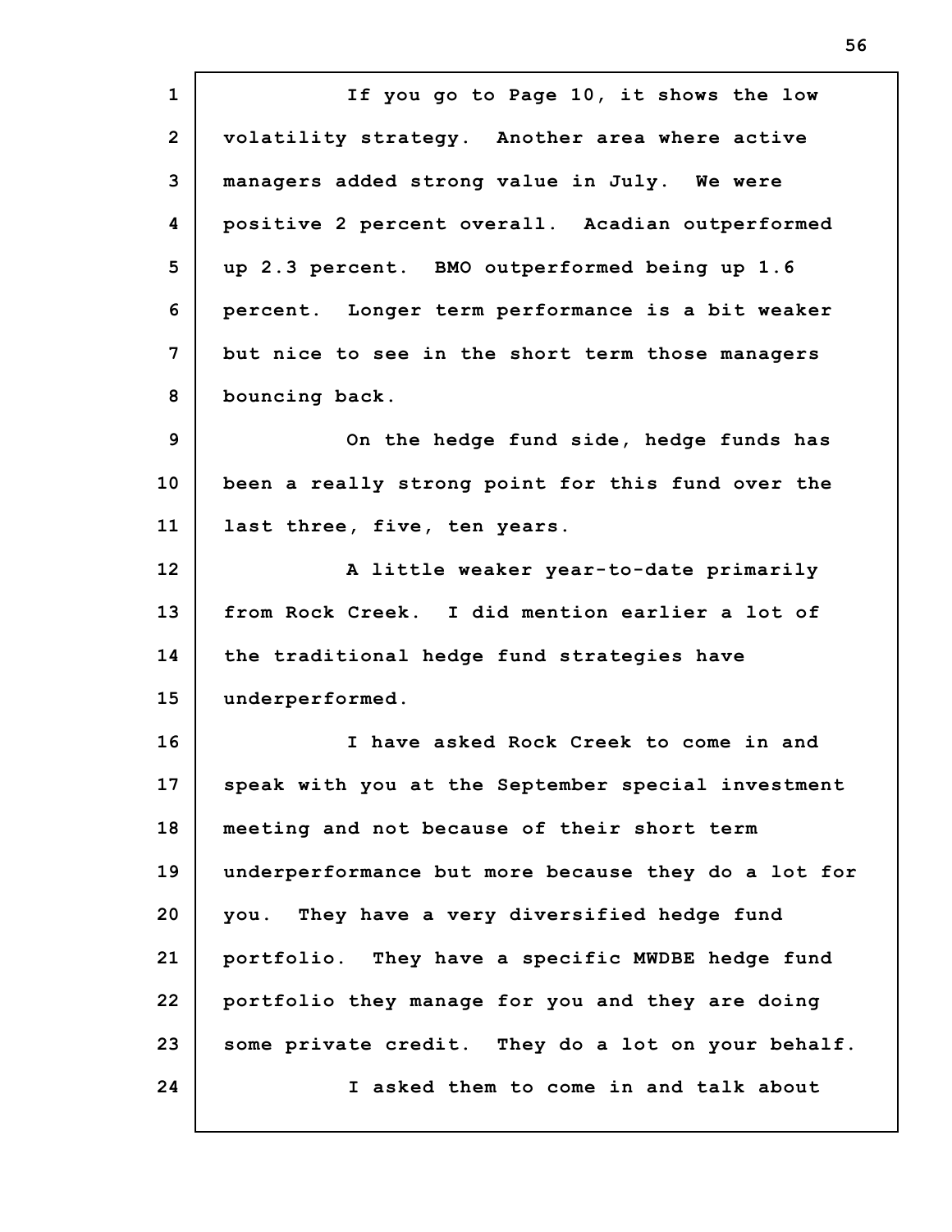If you go to Page 10, it shows the low volatility strategy. Another area where active managers added strong value in July. We were positive 2 percent overall. Acadian outperformed up 2.3 percent. BMO outperformed being up 1.6 percent. Longer term performance is a bit weaker but nice to see in the short term those managers bouncing back.

On the hedge fund side, hedge funds has been a really strong point for this fund over the last three, five, ten years.

A little weaker year-to-date primarily from Rock Creek. I did mention earlier a lot of the traditional hedge fund strategies have underperformed.

I have asked Rock Creek to come in and speak with you at the September special investment meeting and not because of their short term underperformance but more because they do a lot for you. They have a very diversified hedge fund portfolio. They have a specific MWDBE hedge fund portfolio they manage for you and they are doing some private credit. They do a lot on your behalf.

I asked them to come in and talk about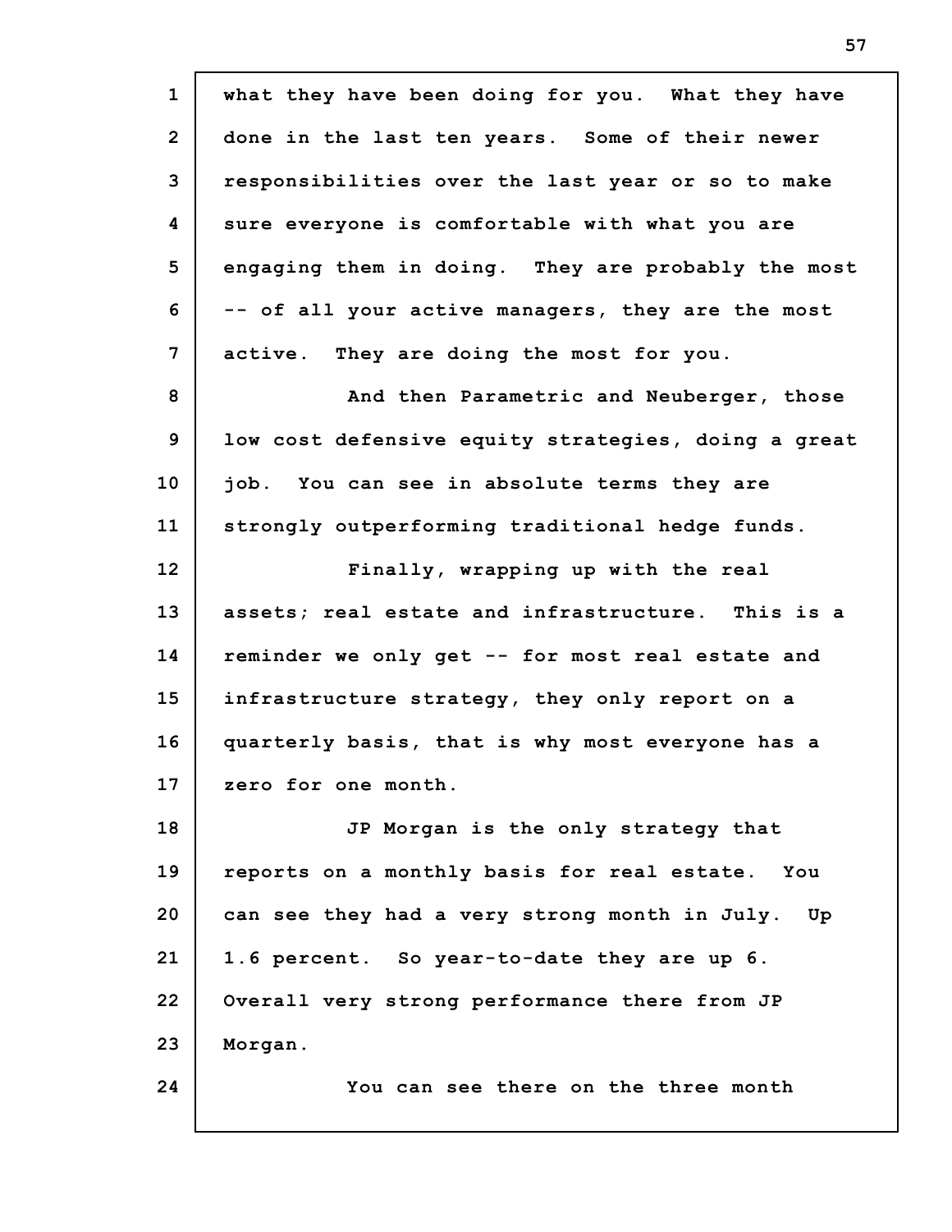what they have been doing for you. What they have done in the last ten years. Some of their newer responsibilities over the last year or so to make sure everyone is comfortable with what you are engaging them in doing. They are probably the most -- of all your active managers, they are the most active. They are doing the most for you.

And then Parametric and Neuberger, those low cost defensive equity strategies, doing a great job. You can see in absolute terms they are strongly outperforming traditional hedge funds.

Finally, wrapping up with the real assets; real estate and infrastructure. This is a reminder we only get -- for most real estate and infrastructure strategy, they only report on a quarterly basis, that is why most everyone has a zero for one month.

JP Morgan is the only strategy that reports on a monthly basis for real estate. You can see they had a very strong month in July. Up 1.6 percent. So year-to-date they are up 6. Overall very strong performance there from JP Morgan.

You can see there on the three month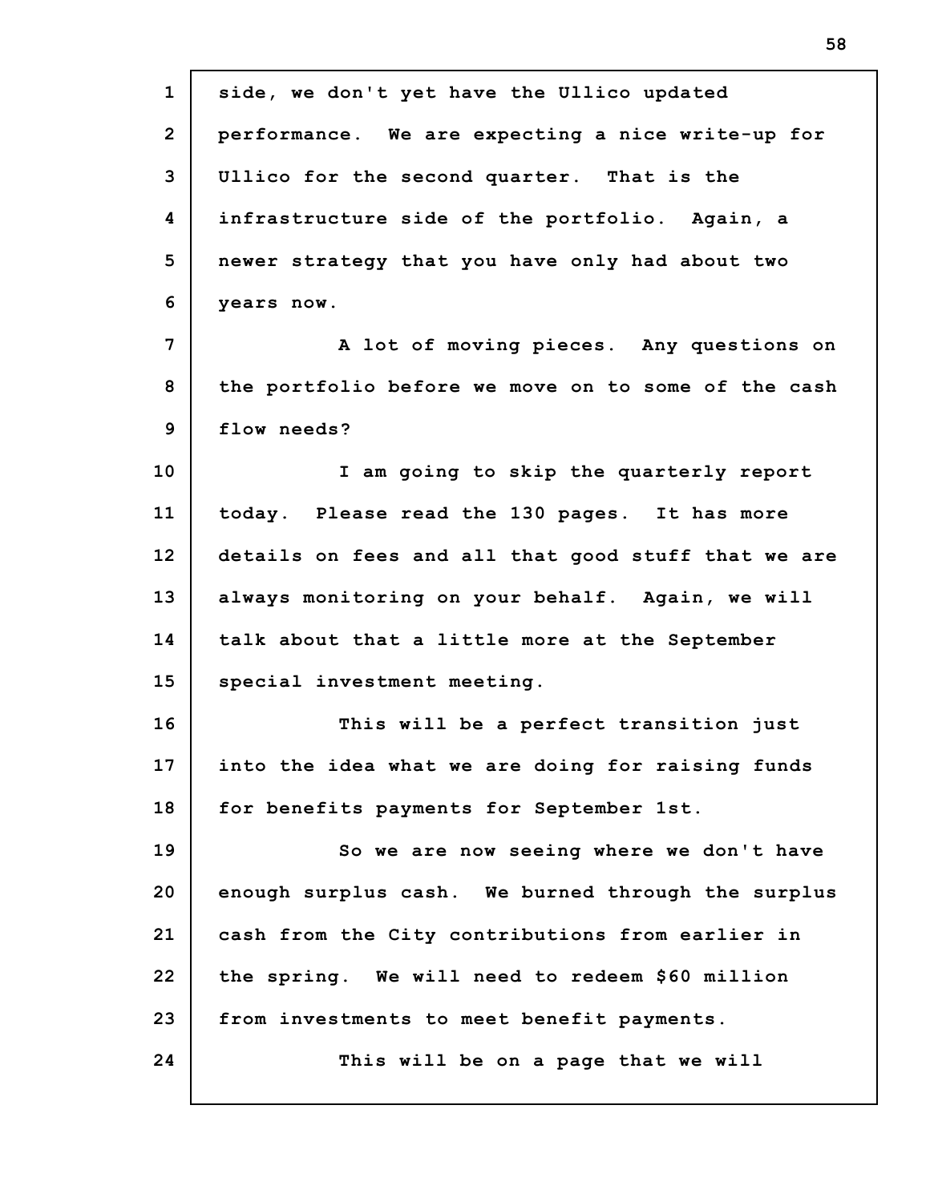side, we don't yet have the Ullico updated performance. We are expecting a nice write-up for Ullico for the second quarter. That is the infrastructure side of the portfolio. Again, a newer strategy that you have only had about two years now.

A lot of moving pieces. Any questions on the portfolio before we move on to some of the cash flow needs?

I am going to skip the quarterly report today. Please read the 130 pages. It has more details on fees and all that good stuff that we are always monitoring on your behalf. Again, we will talk about that a little more at the September special investment meeting.

This will be a perfect transition just into the idea what we are doing for raising funds for benefits payments for September 1st.

So we are now seeing where we don't have enough surplus cash. We burned through the surplus cash from the City contributions from earlier in the spring. We will need to redeem $60 million from investments to meet benefit payments.

This will be on a page that we will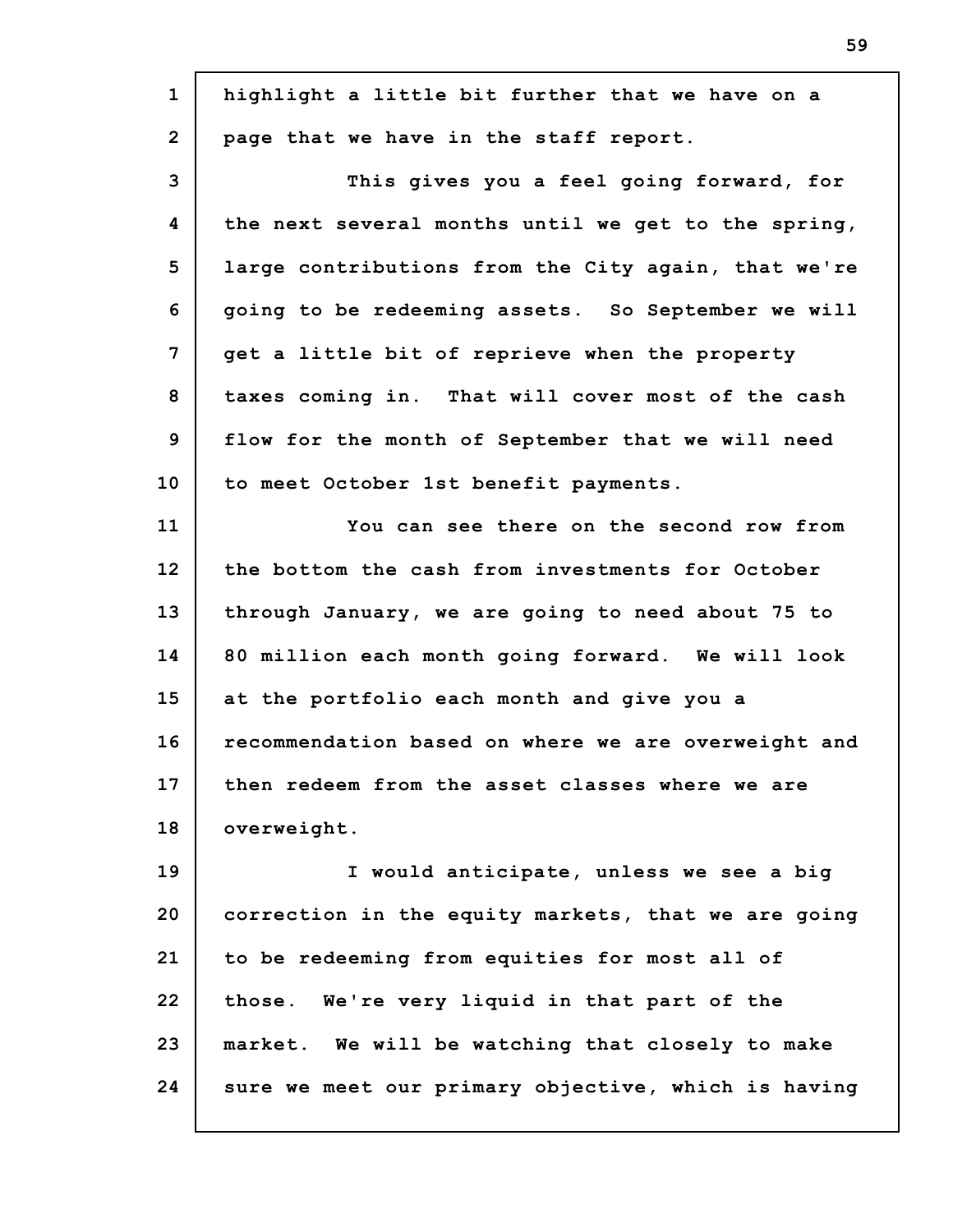highlight a little bit further that we have on a page that we have in the staff report.

This gives you a feel going forward, for the next several months until we get to the spring, large contributions from the City again, that we're going to be redeeming assets. So September we will get a little bit of reprieve when the property taxes coming in. That will cover most of the cash flow for the month of September that we will need to meet October 1st benefit payments.

You can see there on the second row from the bottom the cash from investments for October through January, we are going to need about 75 to 80 million each month going forward. We will look at the portfolio each month and give you a recommendation based on where we are overweight and then redeem from the asset classes where we are overweight.

I would anticipate, unless we see a big correction in the equity markets, that we are going to be redeeming from equities for most all of those. We're very liquid in that part of the market. We will be watching that closely to make sure we meet our primary objective, which is having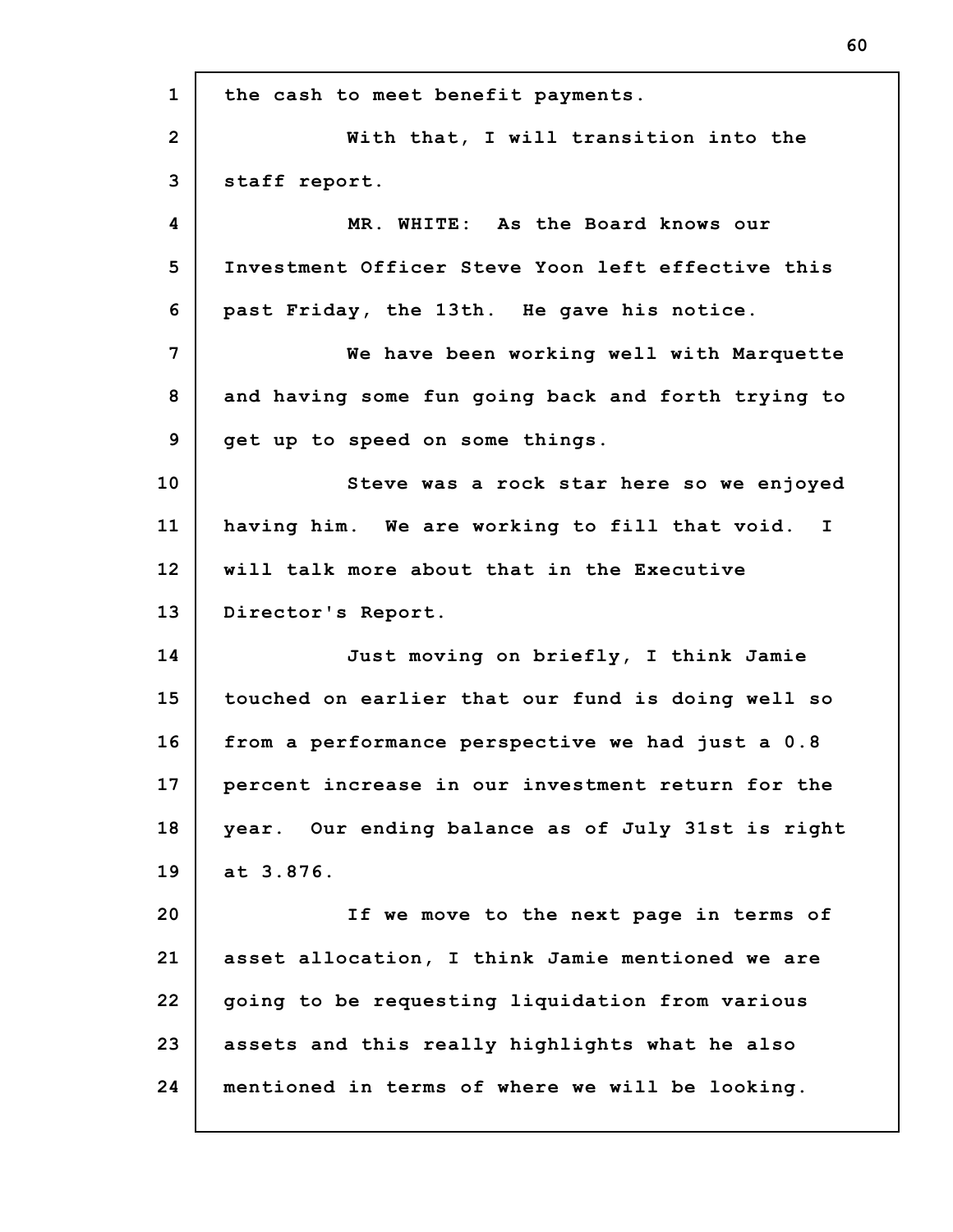the cash to meet benefit payments.

With that, I will transition into the staff report.

MR. WHITE: As the Board knows our Investment Officer Steve Yoon left effective this past Friday, the 13th. He gave his notice.

We have been working well with Marquette and having some fun going back and forth trying to get up to speed on some things.

Steve was a rock star here so we enjoyed having him. We are working to fill that void. I will talk more about that in the Executive Director's Report.

Just moving on briefly, I think Jamie touched on earlier that our fund is doing well so from a performance perspective we had just a 0.8 percent increase in our investment return for the year. Our ending balance as of July 31st is right at 3.876.

If we move to the next page in terms of asset allocation, I think Jamie mentioned we are going to be requesting liquidation from various assets and this really highlights what he also mentioned in terms of where we will be looking.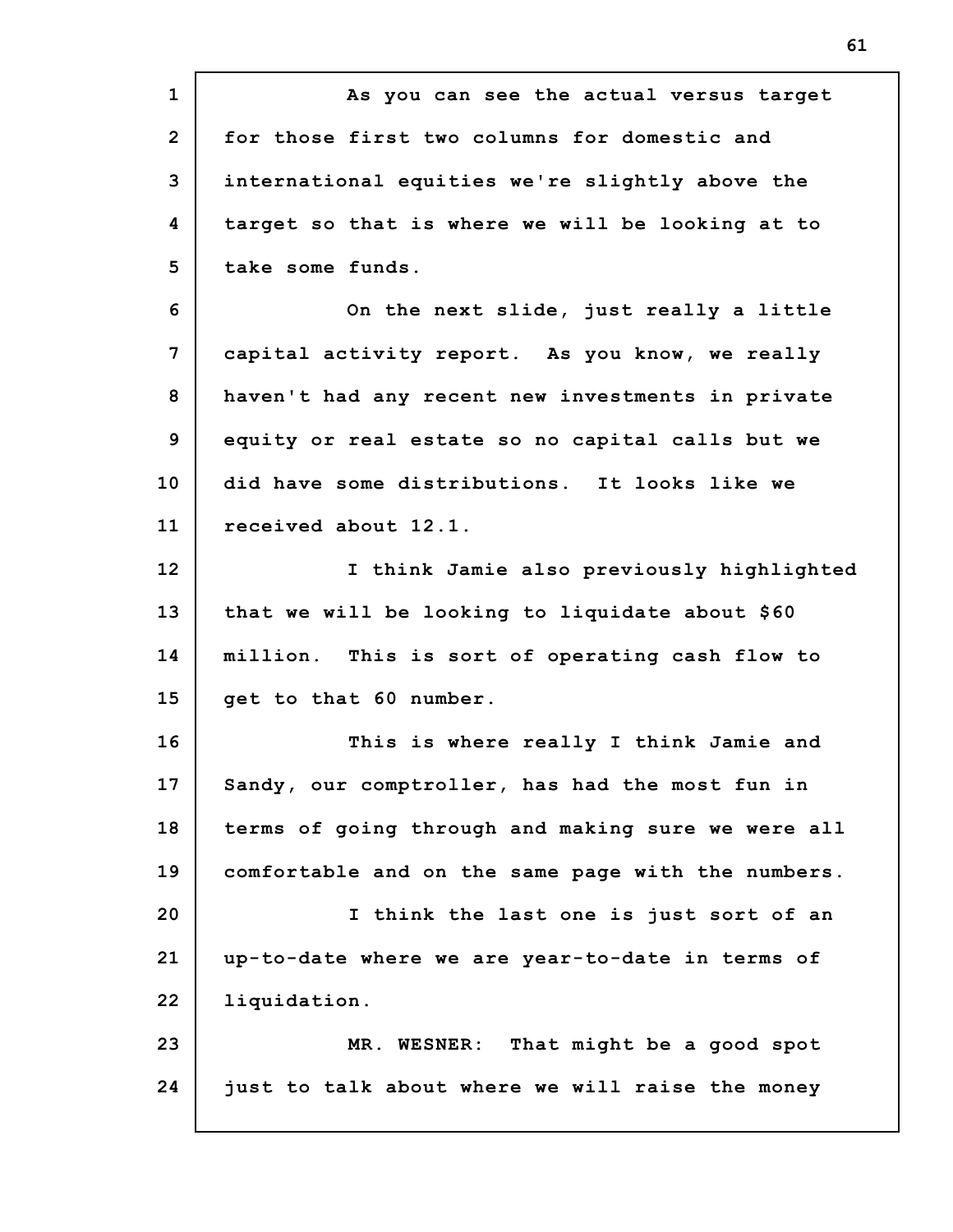As you can see the actual versus target for those first two columns for domestic and international equities we're slightly above the target so that is where we will be looking at to take some funds.

On the next slide, just really a little capital activity report. As you know, we really haven't had any recent new investments in private equity or real estate so no capital calls but we did have some distributions. It looks like we received about 12.1.

I think Jamie also previously highlighted that we will be looking to liquidate about $60 million. This is sort of operating cash flow to get to that 60 number.

This is where really I think Jamie and Sandy, our comptroller, has had the most fun in terms of going through and making sure we were all comfortable and on the same page with the numbers.

I think the last one is just sort of an up-to-date where we are year-to-date in terms of liquidation.

MR. WESNER: That might be a good spot just to talk about where we will raise the money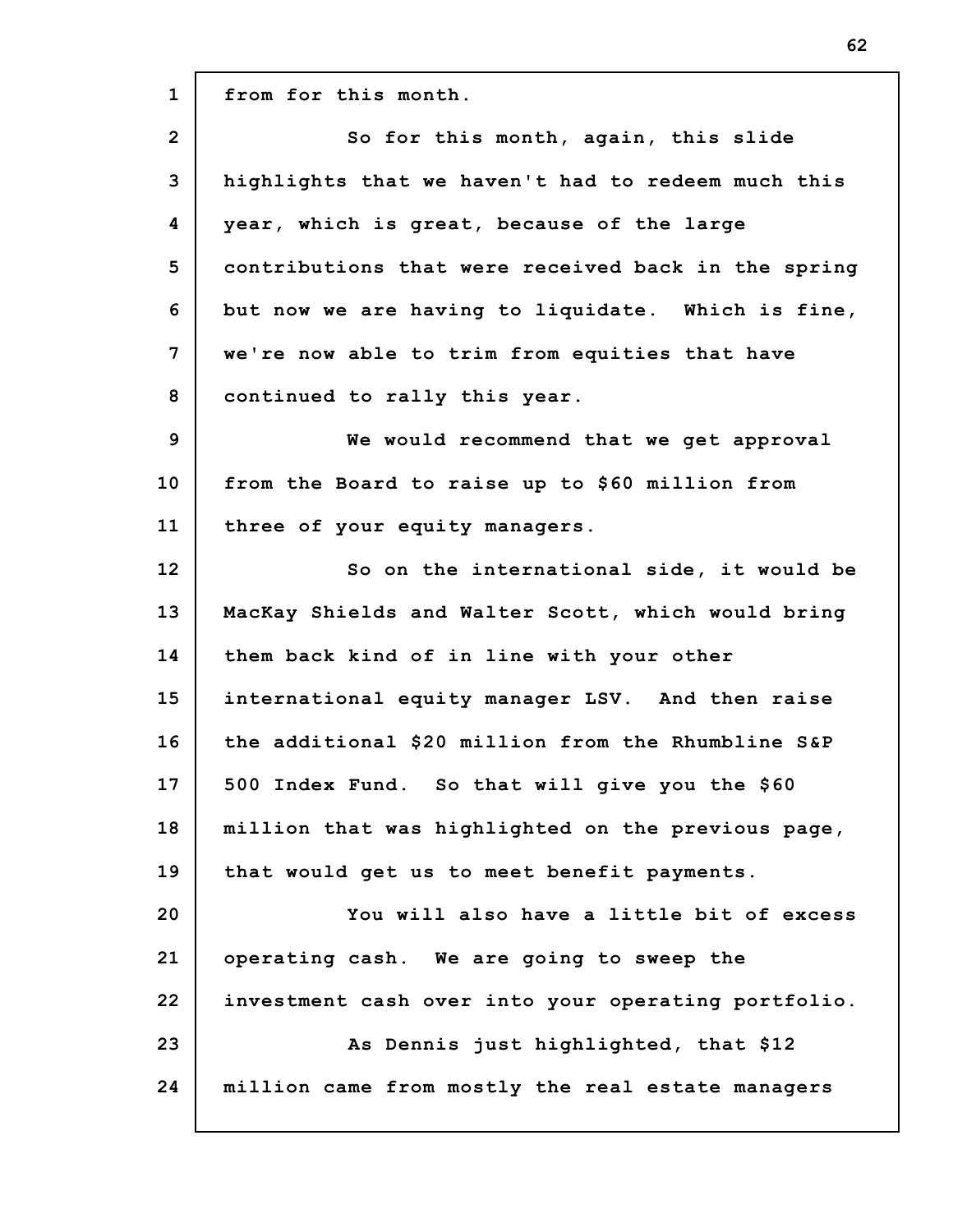from for this month.

So for this month, again, this slide highlights that we haven't had to redeem much this year, which is great, because of the large contributions that were received back in the spring but now we are having to liquidate. Which is fine, we're now able to trim from equities that have continued to rally this year.

We would recommend that we get approval from the Board to raise up to $60 million from three of your equity managers.

So on the international side, it would be MacKay Shields and Walter Scott, which would bring them back kind of in line with your other international equity manager LSV. And then raise the additional $20 million from the Rhumbline S&P 500 Index Fund. So that will give you the $60 million that was highlighted on the previous page, that would get us to meet benefit payments.

You will also have a little bit of excess operating cash. We are going to sweep the investment cash over into your operating portfolio.

As Dennis just highlighted, that $12 million came from mostly the real estate managers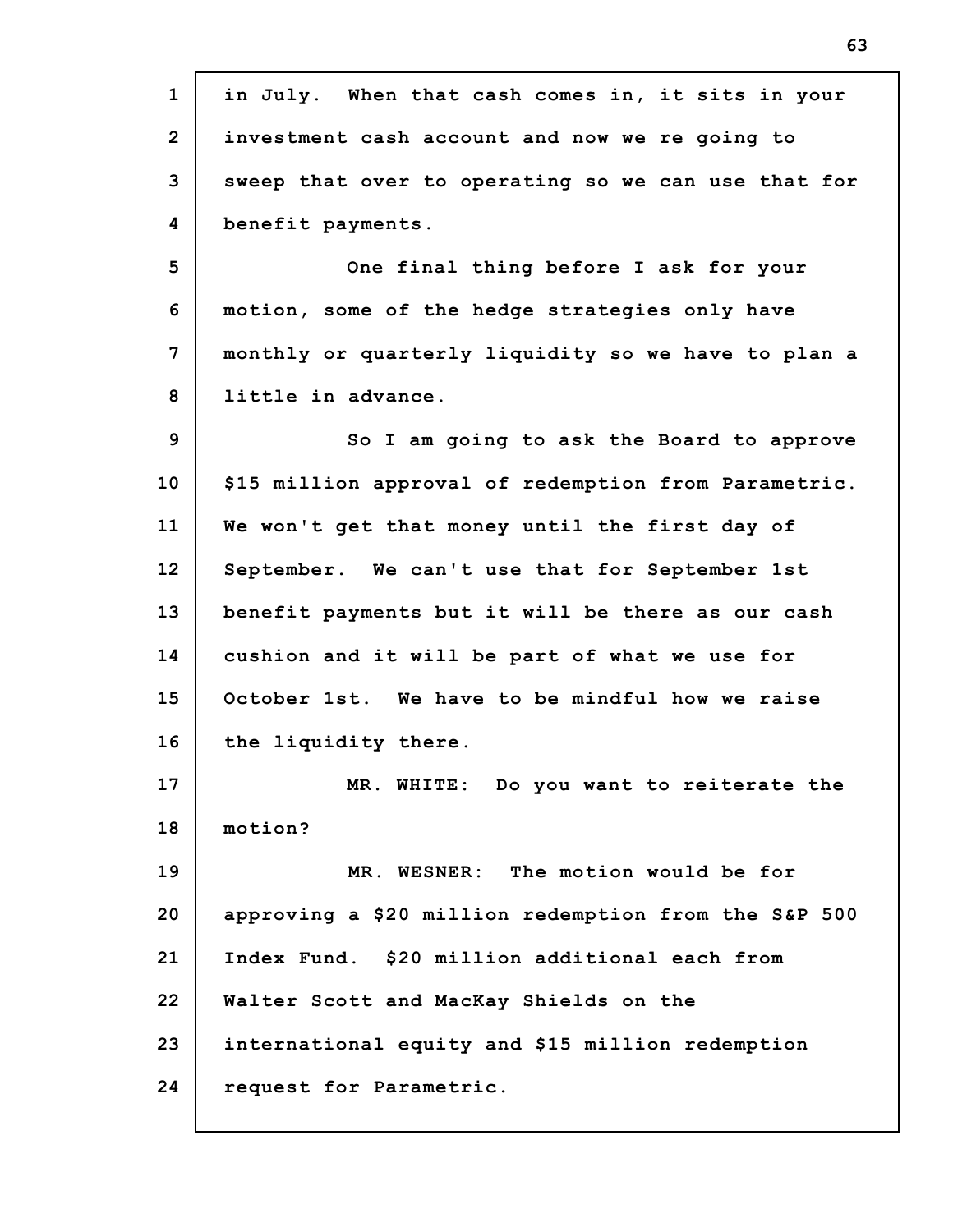in July. When that cash comes in, it sits in your investment cash account and now we re going to sweep that over to operating so we can use that for benefit payments.

One final thing before I ask for your motion, some of the hedge strategies only have monthly or quarterly liquidity so we have to plan a little in advance.

So I am going to ask the Board to approve $15 million approval of redemption from Parametric. We won't get that money until the first day of September. We can't use that for September 1st benefit payments but it will be there as our cash cushion and it will be part of what we use for October 1st. We have to be mindful how we raise the liquidity there.

MR. WHITE: Do you want to reiterate the motion?

MR. WESNER: The motion would be for approving a $20 million redemption from the S&P 500 Index Fund. $20 million additional each from Walter Scott and MacKay Shields on the international equity and $15 million redemption request for Parametric.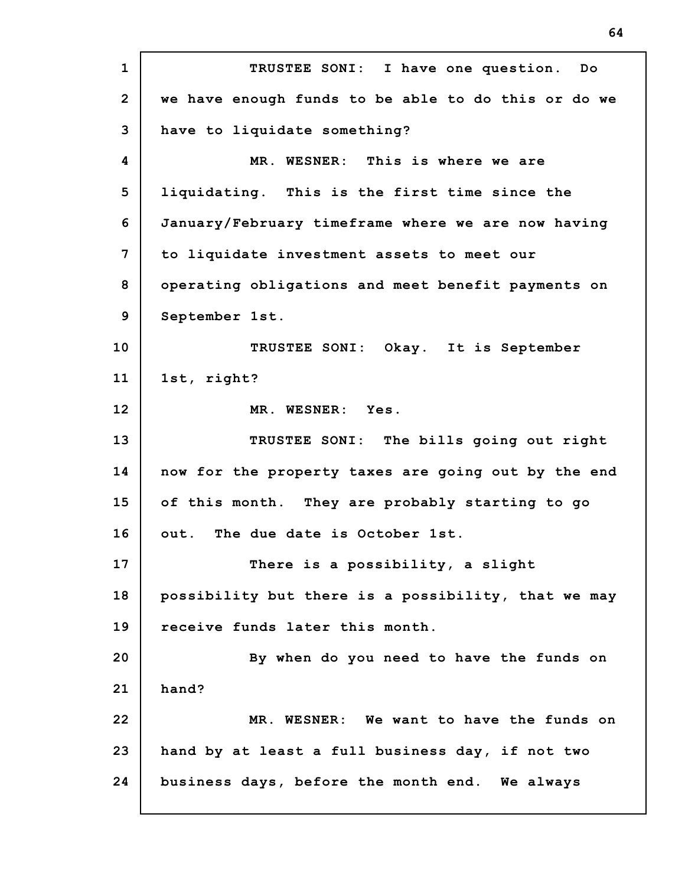TRUSTEE SONI: I have one question. Do we have enough funds to be able to do this or do we have to liquidate something?

MR. WESNER: This is where we are liquidating. This is the first time since the January/February timeframe where we are now having to liquidate investment assets to meet our operating obligations and meet benefit payments on September 1st.

TRUSTEE SONI: Okay. It is September 1st, right?

MR. WESNER: Yes.

TRUSTEE SONI: The bills going out right now for the property taxes are going out by the end of this month. They are probably starting to go out. The due date is October 1st.

There is a possibility, a slight possibility but there is a possibility, that we may receive funds later this month.

By when do you need to have the funds on hand?

MR. WESNER: We want to have the funds on hand by at least a full business day, if not two business days, before the month end. We always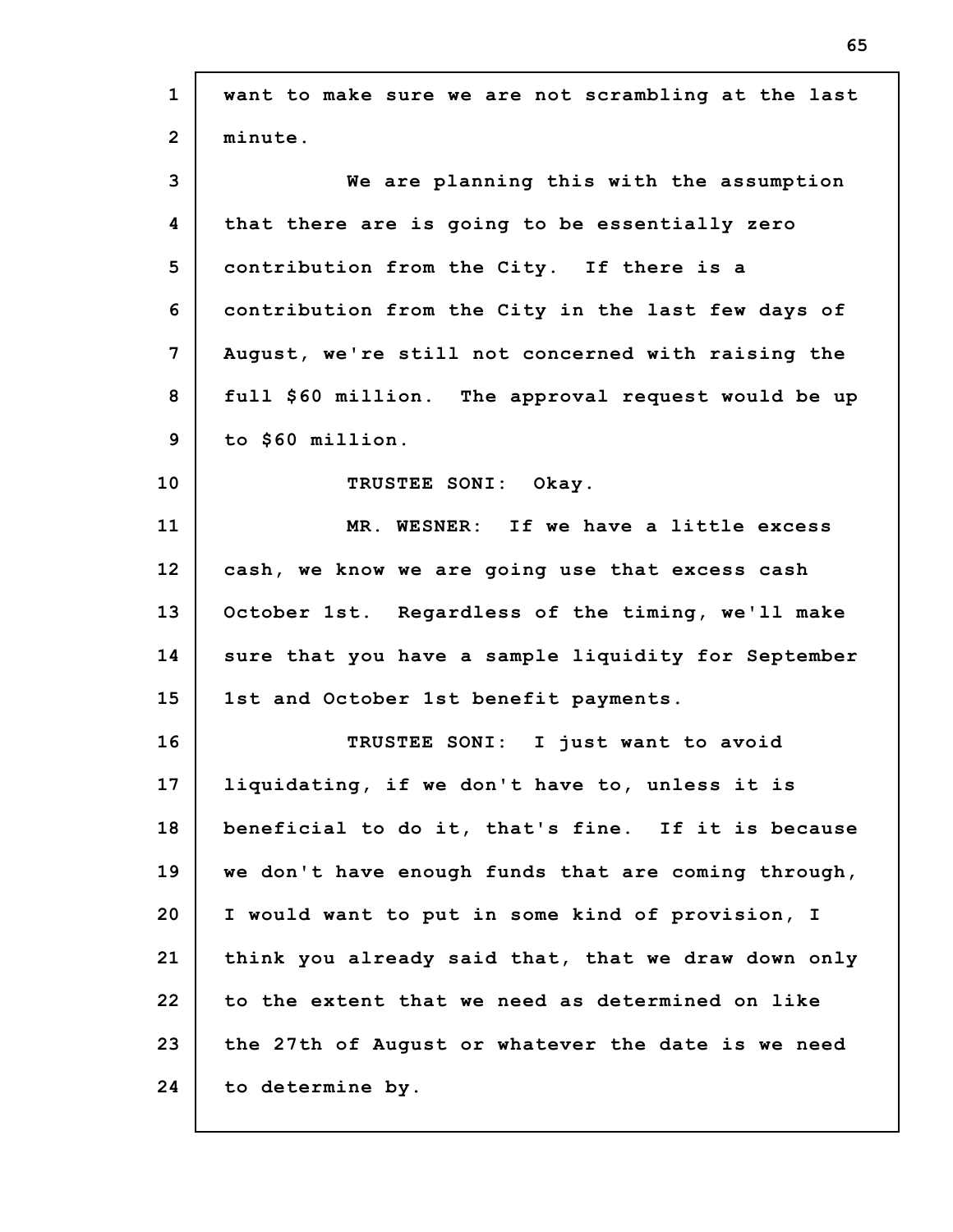want to make sure we are not scrambling at the last minute.

We are planning this with the assumption that there are is going to be essentially zero contribution from the City. If there is a contribution from the City in the last few days of August, we're still not concerned with raising the full $60 million. The approval request would be up to $60 million.

TRUSTEE SONI: Okay.

MR. WESNER: If we have a little excess cash, we know we are going use that excess cash October 1st. Regardless of the timing, we'll make sure that you have a sample liquidity for September 1st and October 1st benefit payments.

TRUSTEE SONI: I just want to avoid liquidating, if we don't have to, unless it is beneficial to do it, that's fine. If it is because we don't have enough funds that are coming through, I would want to put in some kind of provision, I think you already said that, that we draw down only to the extent that we need as determined on like the 27th of August or whatever the date is we need to determine by.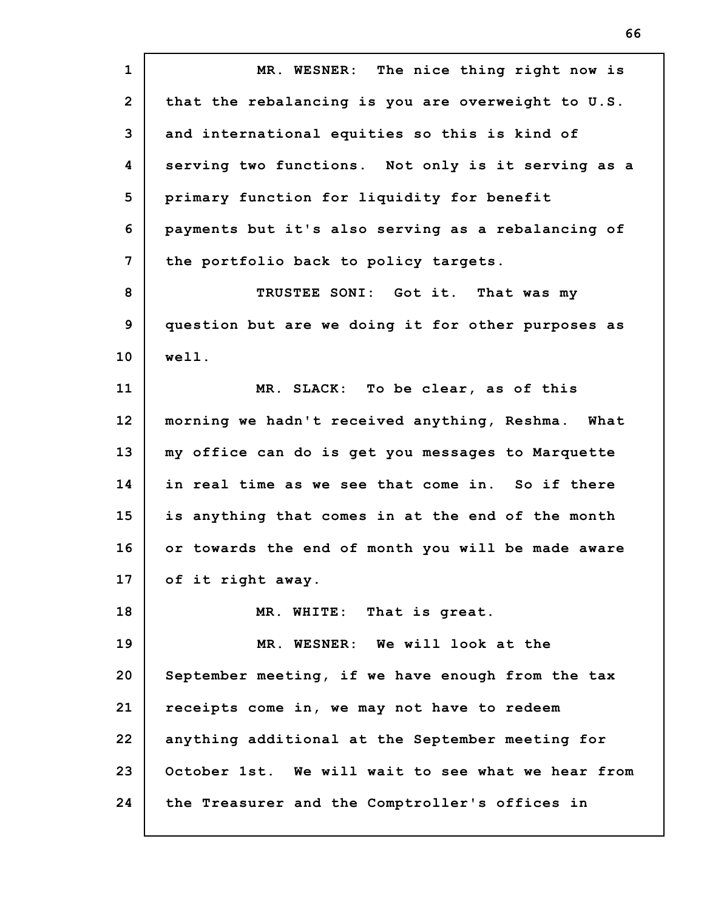MR. WESNER: The nice thing right now is that the rebalancing is you are overweight to U.S. and international equities so this is kind of serving two functions. Not only is it serving as a primary function for liquidity for benefit payments but it's also serving as a rebalancing of the portfolio back to policy targets.

TRUSTEE SONI: Got it. That was my question but are we doing it for other purposes as well.

MR. SLACK: To be clear, as of this morning we hadn't received anything, Reshma. What my office can do is get you messages to Marquette in real time as we see that come in. So if there is anything that comes in at the end of the month or towards the end of month you will be made aware of it right away.

MR. WHITE: That is great.

MR. WESNER: We will look at the September meeting, if we have enough from the tax receipts come in, we may not have to redeem anything additional at the September meeting for October 1st. We will wait to see what we hear from the Treasurer and the Comptroller's offices in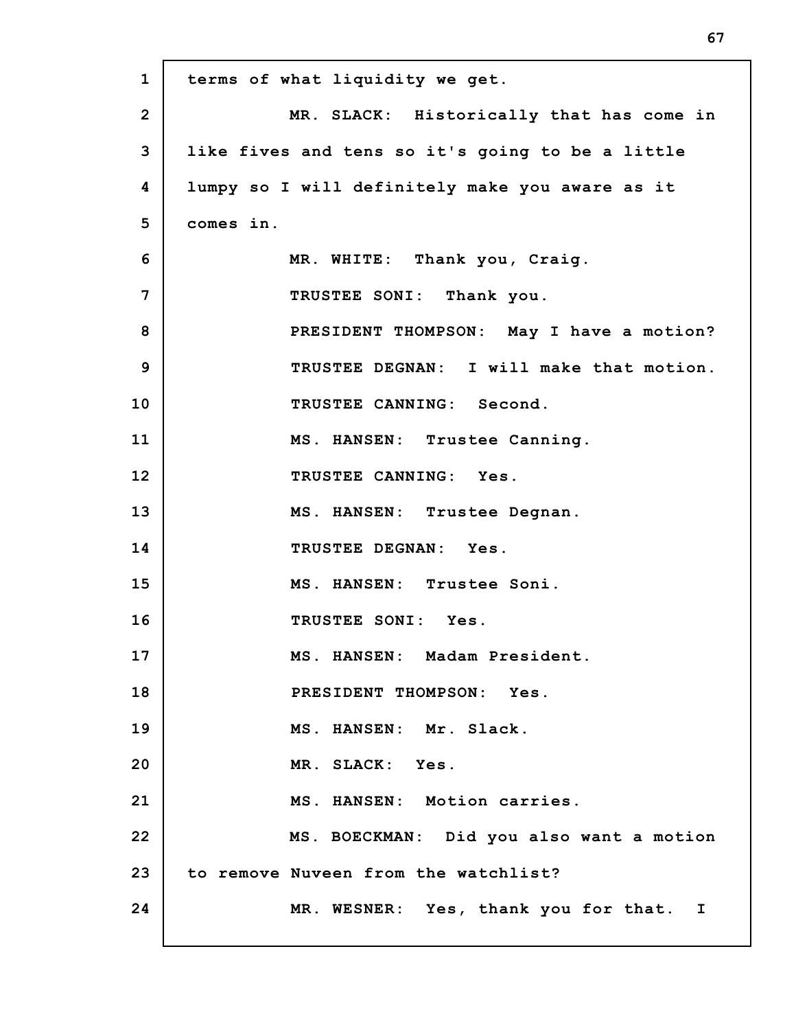terms of what liquidity we get.

MR. SLACK: Historically that has come in like fives and tens so it's going to be a little lumpy so I will definitely make you aware as it comes in.

MR. WHITE: Thank you, Craig.

TRUSTEE SONI: Thank you.

PRESIDENT THOMPSON: May I have a motion?

TRUSTEE DEGNAN: I will make that motion.

TRUSTEE CANNING: Second.

MS. HANSEN: Trustee Canning.

TRUSTEE CANNING: Yes.

MS. HANSEN: Trustee Degnan.

TRUSTEE DEGNAN: Yes.

MS. HANSEN: Trustee Soni.

TRUSTEE SONI: Yes.

MS. HANSEN: Madam President.

PRESIDENT THOMPSON: Yes.

MS. HANSEN: Mr. Slack.

MR. SLACK: Yes.

MS. HANSEN: Motion carries.

MS. BOECKMAN: Did you also want a motion to remove Nuveen from the watchlist?

MR. WESNER: Yes, thank you for that. I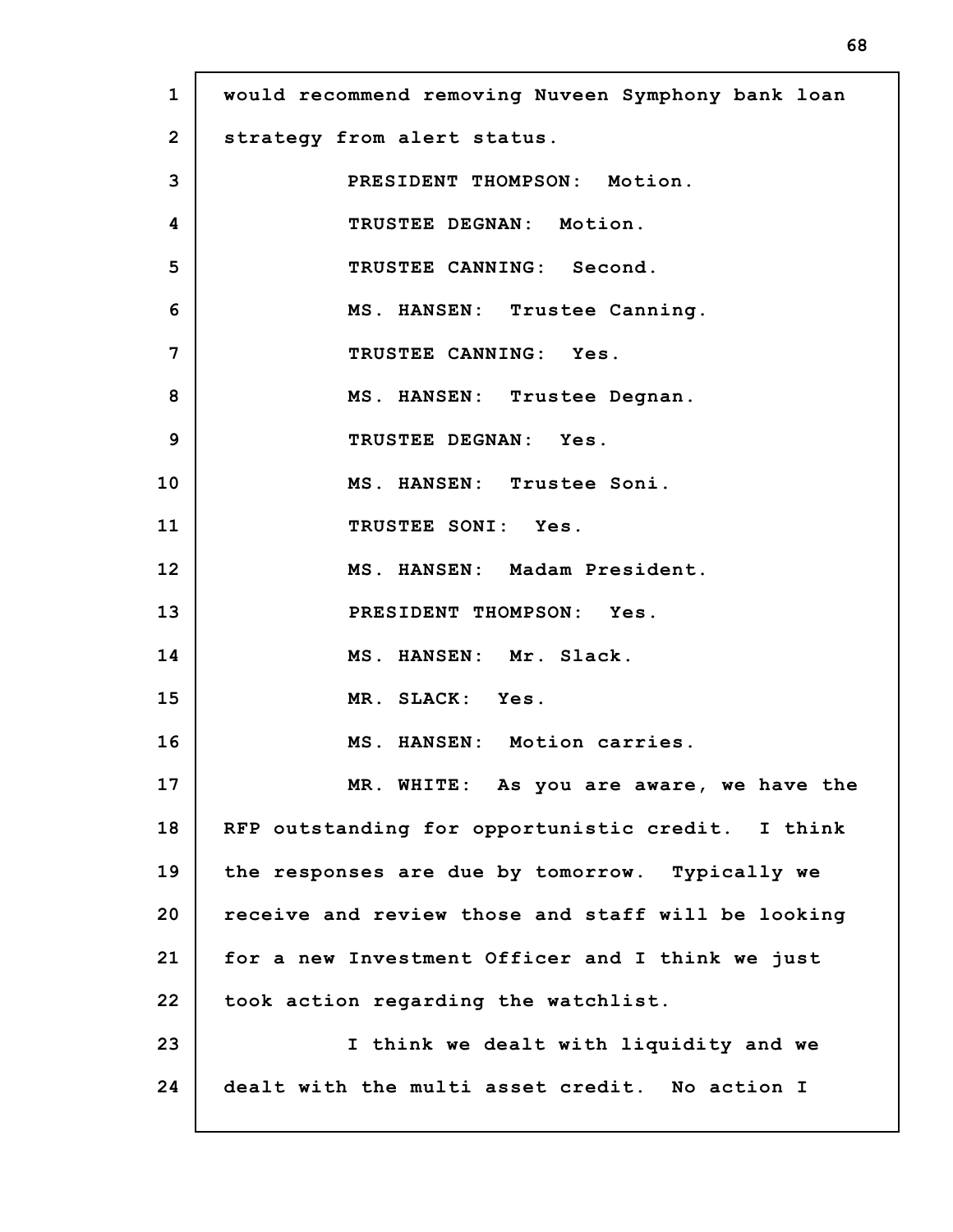would recommend removing Nuveen Symphony bank loan strategy from alert status.

PRESIDENT THOMPSON: Motion.

TRUSTEE DEGNAN: Motion.

TRUSTEE CANNING: Second.

MS. HANSEN: Trustee Canning.

TRUSTEE CANNING: Yes.

MS. HANSEN: Trustee Degnan.

TRUSTEE DEGNAN: Yes.

MS. HANSEN: Trustee Soni.

TRUSTEE SONI: Yes.

MS. HANSEN: Madam President.

PRESIDENT THOMPSON: Yes.

MS. HANSEN: Mr. Slack.

MR. SLACK: Yes.

MS. HANSEN: Motion carries.

MR. WHITE: As you are aware, we have the RFP outstanding for opportunistic credit. I think the responses are due by tomorrow. Typically we receive and review those and staff will be looking for a new Investment Officer and I think we just took action regarding the watchlist.

I think we dealt with liquidity and we dealt with the multi asset credit. No action I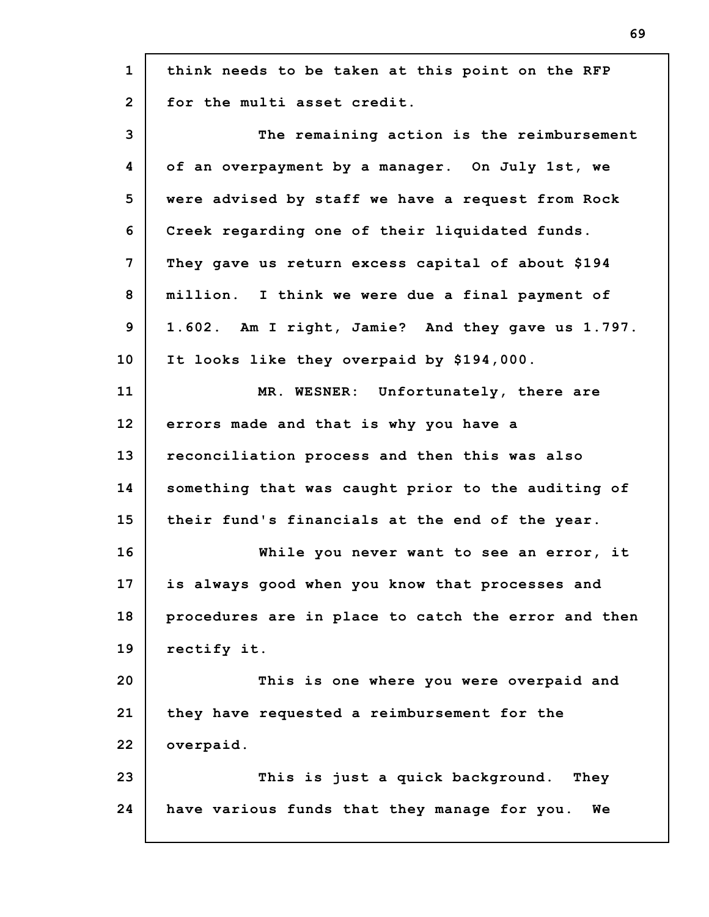think needs to be taken at this point on the RFP for the multi asset credit.

The remaining action is the reimbursement of an overpayment by a manager. On July 1st, we were advised by staff we have a request from Rock Creek regarding one of their liquidated funds. They gave us return excess capital of about $194 million. I think we were due a final payment of 1.602. Am I right, Jamie? And they gave us 1.797. It looks like they overpaid by $194,000.

MR. WESNER: Unfortunately, there are errors made and that is why you have a reconciliation process and then this was also something that was caught prior to the auditing of their fund's financials at the end of the year.

While you never want to see an error, it is always good when you know that processes and procedures are in place to catch the error and then rectify it.

This is one where you were overpaid and they have requested a reimbursement for the overpaid.

This is just a quick background. They have various funds that they manage for you. We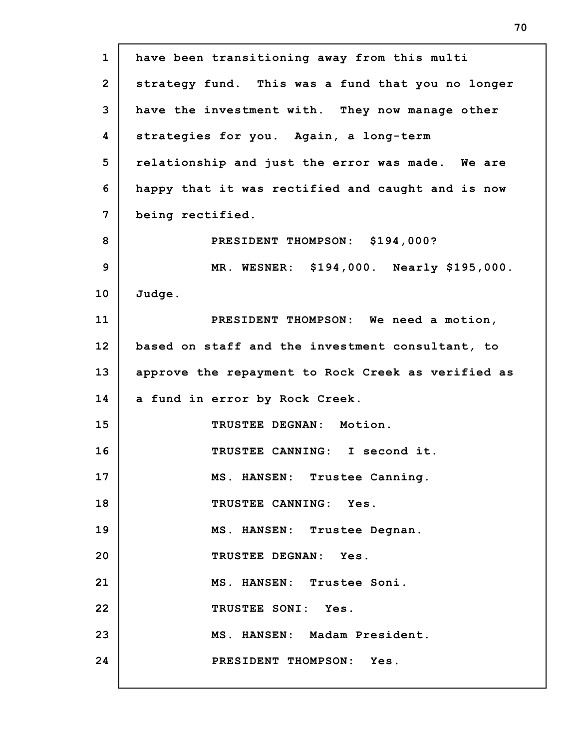have been transitioning away from this multi strategy fund. This was a fund that you no longer have the investment with. They now manage other strategies for you. Again, a long-term relationship and just the error was made. We are happy that it was rectified and caught and is now being rectified.

PRESIDENT THOMPSON: $194,000?

MR. WESNER: $194,000. Nearly $195,000. Judge.

PRESIDENT THOMPSON: We need a motion, based on staff and the investment consultant, to approve the repayment to Rock Creek as verified as a fund in error by Rock Creek.

TRUSTEE DEGNAN: Motion.

TRUSTEE CANNING: I second it.

MS. HANSEN: Trustee Canning.

TRUSTEE CANNING: Yes.

MS. HANSEN: Trustee Degnan.

TRUSTEE DEGNAN: Yes.

MS. HANSEN: Trustee Soni.

TRUSTEE SONI: Yes.

MS. HANSEN: Madam President.

PRESIDENT THOMPSON: Yes.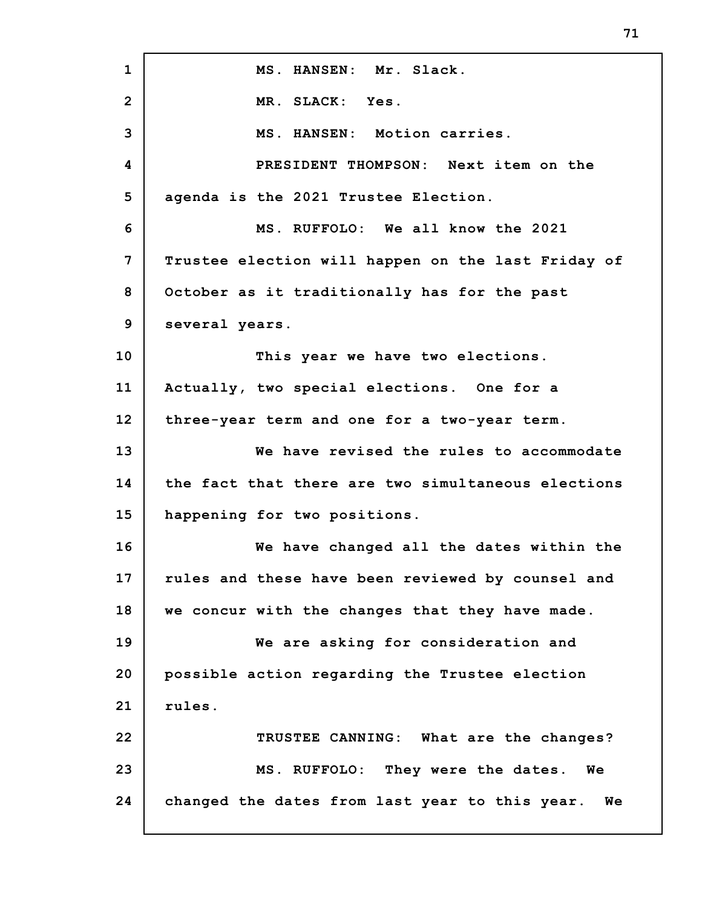MS. HANSEN: Mr. Slack.

MR. SLACK: Yes.

MS. HANSEN: Motion carries.

PRESIDENT THOMPSON: Next item on the agenda is the 2021 Trustee Election.

MS. RUFFOLO: We all know the 2021 Trustee election will happen on the last Friday of October as it traditionally has for the past several years.

This year we have two elections. Actually, two special elections. One for a three-year term and one for a two-year term.

We have revised the rules to accommodate the fact that there are two simultaneous elections happening for two positions.

We have changed all the dates within the rules and these have been reviewed by counsel and we concur with the changes that they have made.

We are asking for consideration and possible action regarding the Trustee election rules.

TRUSTEE CANNING: What are the changes?

MS. RUFFOLO: They were the dates. We changed the dates from last year to this year. We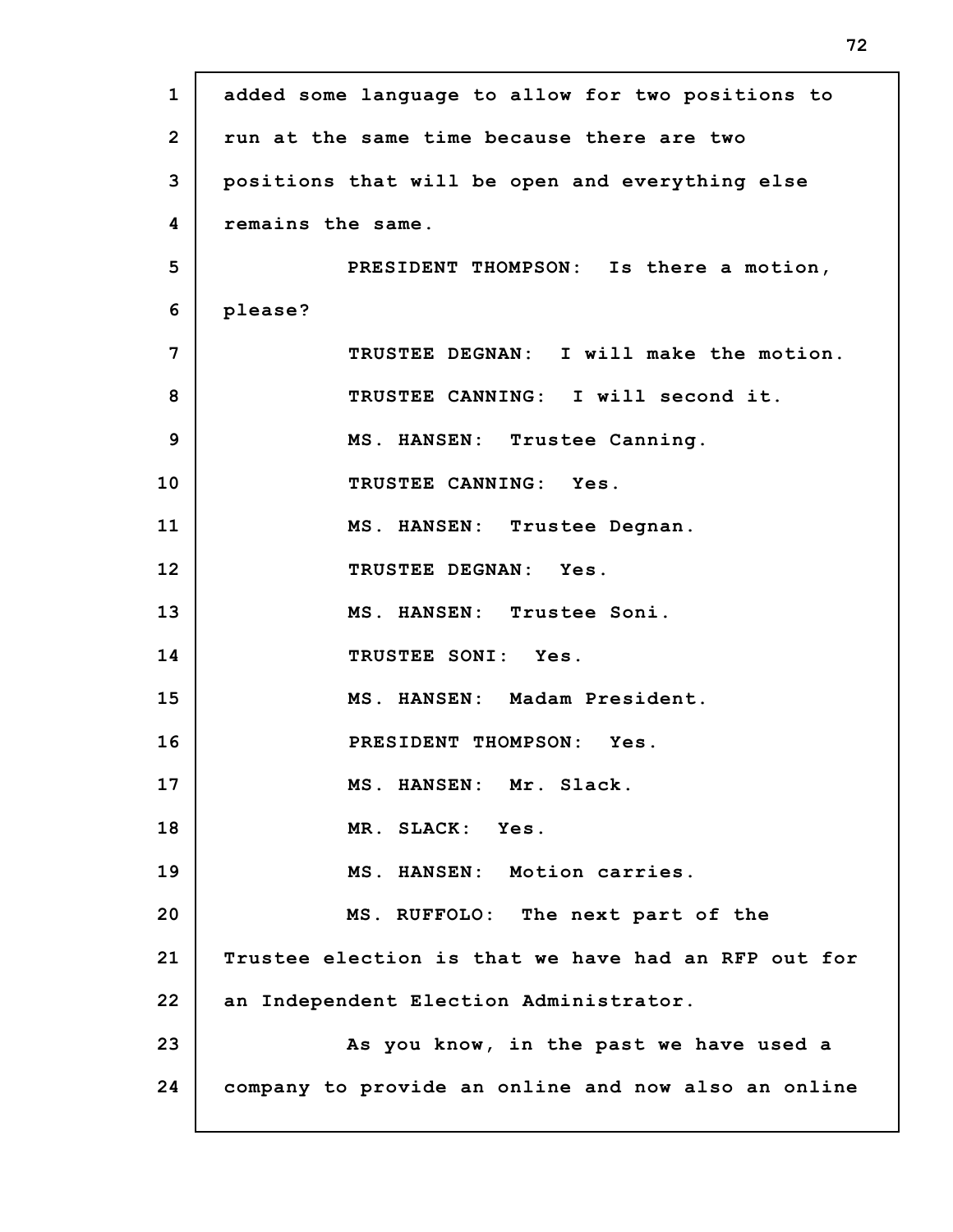added some language to allow for two positions to run at the same time because there are two positions that will be open and everything else remains the same.

PRESIDENT THOMPSON: Is there a motion, please?

TRUSTEE DEGNAN: I will make the motion.

TRUSTEE CANNING: I will second it.

MS. HANSEN: Trustee Canning.

TRUSTEE CANNING: Yes.

MS. HANSEN: Trustee Degnan.

TRUSTEE DEGNAN: Yes.

MS. HANSEN: Trustee Soni.

TRUSTEE SONI: Yes.

MS. HANSEN: Madam President.

PRESIDENT THOMPSON: Yes.

MS. HANSEN: Mr. Slack.

MR. SLACK: Yes.

MS. HANSEN: Motion carries.

MS. RUFFOLO: The next part of the Trustee election is that we have had an RFP out for an Independent Election Administrator.

As you know, in the past we have used a company to provide an online and now also an online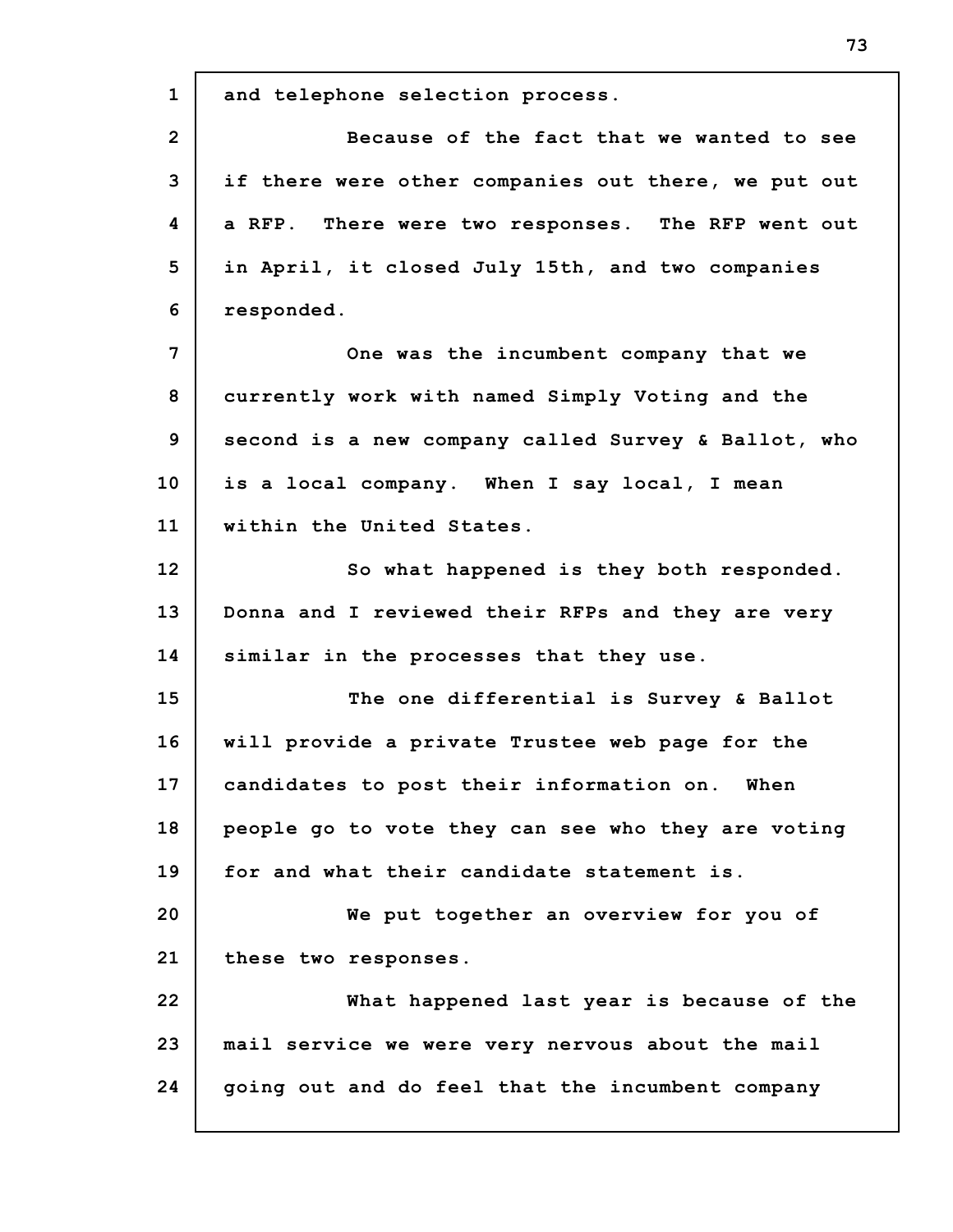and telephone selection process.

Because of the fact that we wanted to see if there were other companies out there, we put out a RFP. There were two responses. The RFP went out in April, it closed July 15th, and two companies responded.

One was the incumbent company that we currently work with named Simply Voting and the second is a new company called Survey & Ballot, who is a local company. When I say local, I mean within the United States.

So what happened is they both responded. Donna and I reviewed their RFPs and they are very similar in the processes that they use.

The one differential is Survey & Ballot will provide a private Trustee web page for the candidates to post their information on. When people go to vote they can see who they are voting for and what their candidate statement is.

We put together an overview for you of these two responses.

What happened last year is because of the mail service we were very nervous about the mail going out and do feel that the incumbent company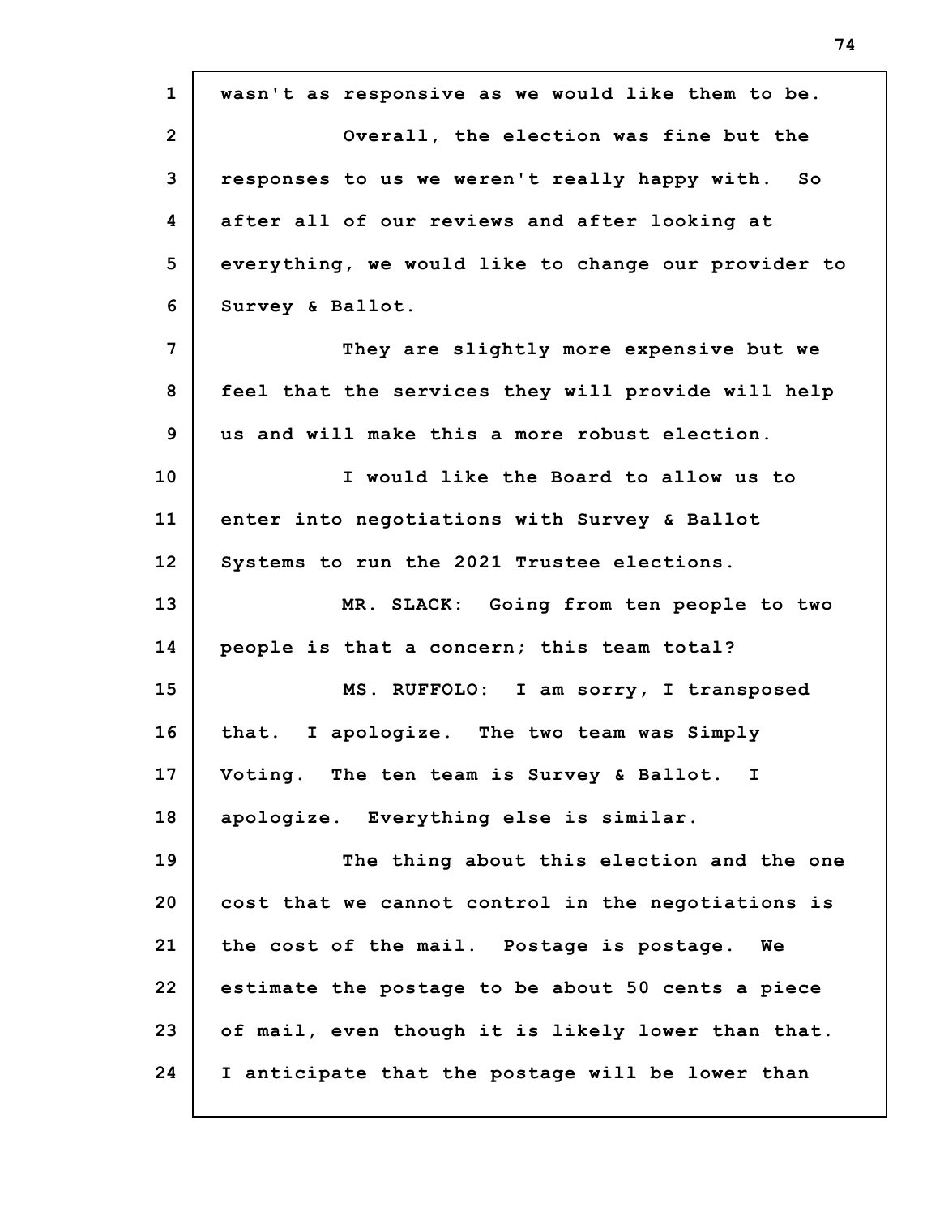wasn't as responsive as we would like them to be.

Overall, the election was fine but the responses to us we weren't really happy with. So after all of our reviews and after looking at everything, we would like to change our provider to Survey & Ballot.

They are slightly more expensive but we feel that the services they will provide will help us and will make this a more robust election.

I would like the Board to allow us to enter into negotiations with Survey & Ballot Systems to run the 2021 Trustee elections.

MR. SLACK: Going from ten people to two people is that a concern; this team total?

MS. RUFFOLO: I am sorry, I transposed that. I apologize. The two team was Simply Voting. The ten team is Survey & Ballot. I apologize. Everything else is similar.

The thing about this election and the one cost that we cannot control in the negotiations is the cost of the mail. Postage is postage. We estimate the postage to be about 50 cents a piece of mail, even though it is likely lower than that. I anticipate that the postage will be lower than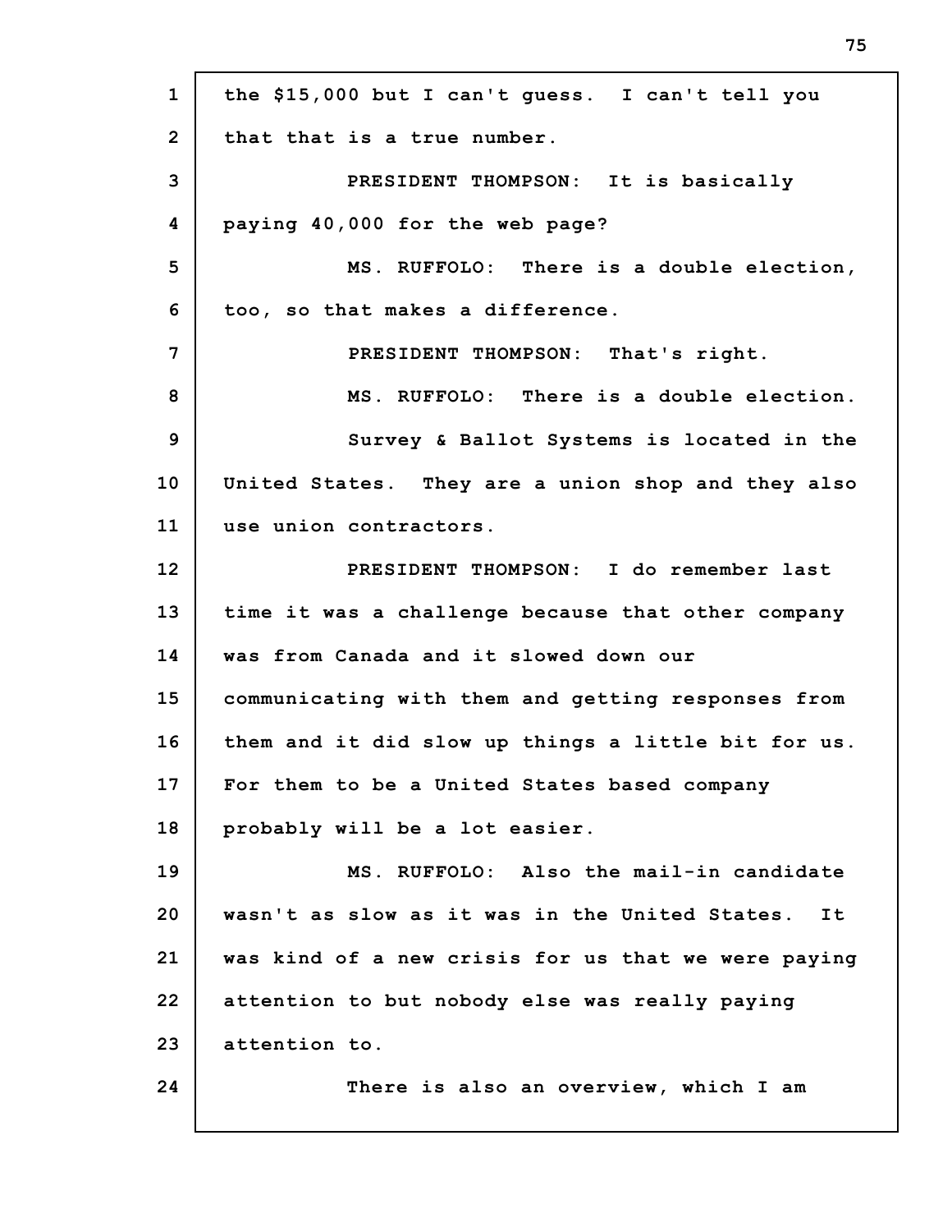the $15,000 but I can't guess. I can't tell you that that is a true number.

PRESIDENT THOMPSON: It is basically paying 40,000 for the web page?

MS. RUFFOLO: There is a double election, too, so that makes a difference.

PRESIDENT THOMPSON: That's right.

MS. RUFFOLO: There is a double election.

Survey & Ballot Systems is located in the United States. They are a union shop and they also use union contractors.

PRESIDENT THOMPSON: I do remember last time it was a challenge because that other company was from Canada and it slowed down our communicating with them and getting responses from them and it did slow up things a little bit for us. For them to be a United States based company probably will be a lot easier.

MS. RUFFOLO: Also the mail-in candidate wasn't as slow as it was in the United States. It was kind of a new crisis for us that we were paying attention to but nobody else was really paying attention to.

There is also an overview, which I am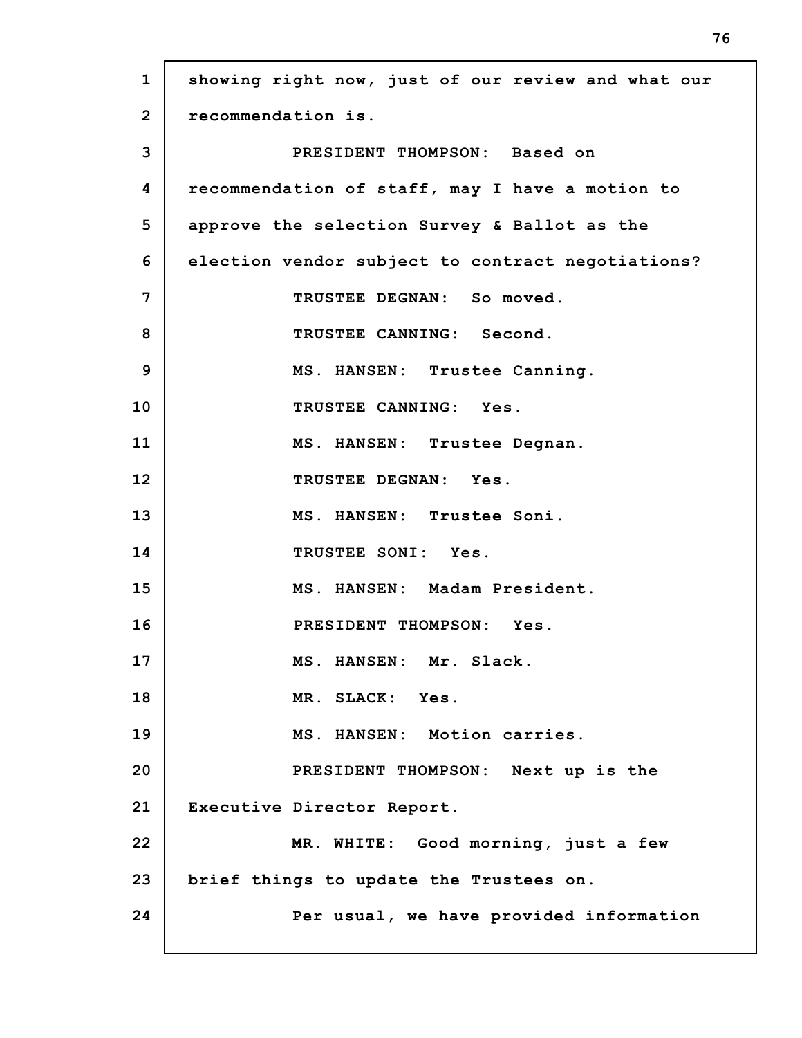showing right now, just of our review and what our recommendation is.

PRESIDENT THOMPSON: Based on recommendation of staff, may I have a motion to approve the selection Survey & Ballot as the election vendor subject to contract negotiations?

TRUSTEE DEGNAN: So moved.

TRUSTEE CANNING: Second.

MS. HANSEN: Trustee Canning.

TRUSTEE CANNING: Yes.

MS. HANSEN: Trustee Degnan.

TRUSTEE DEGNAN: Yes.

MS. HANSEN: Trustee Soni.

TRUSTEE SONI: Yes.

MS. HANSEN: Madam President.

PRESIDENT THOMPSON: Yes.

MS. HANSEN: Mr. Slack.

MR. SLACK: Yes.

MS. HANSEN: Motion carries.

PRESIDENT THOMPSON: Next up is the Executive Director Report.

MR. WHITE: Good morning, just a few brief things to update the Trustees on.

Per usual, we have provided information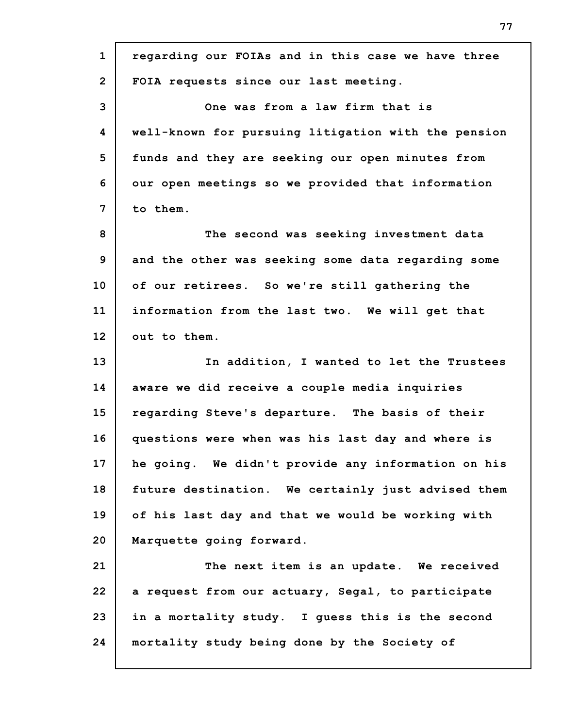regarding our FOIAs and in this case we have three FOIA requests since our last meeting.

One was from a law firm that is well-known for pursuing litigation with the pension funds and they are seeking our open minutes from our open meetings so we provided that information to them.

The second was seeking investment data and the other was seeking some data regarding some of our retirees. So we're still gathering the information from the last two. We will get that out to them.

In addition, I wanted to let the Trustees aware we did receive a couple media inquiries regarding Steve's departure. The basis of their questions were when was his last day and where is he going. We didn't provide any information on his future destination. We certainly just advised them of his last day and that we would be working with Marquette going forward.

The next item is an update. We received a request from our actuary, Segal, to participate in a mortality study. I guess this is the second mortality study being done by the Society of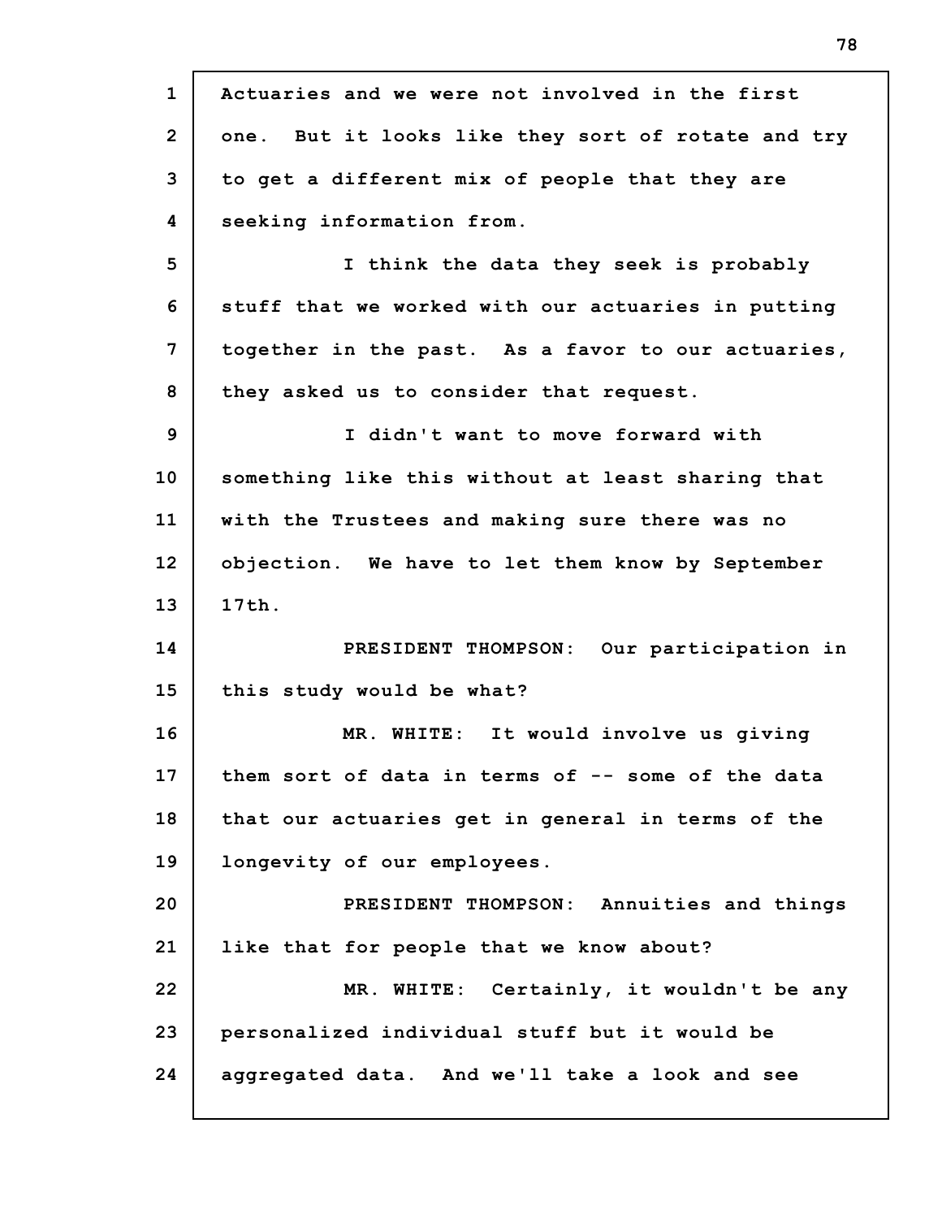Actuaries and we were not involved in the first one. But it looks like they sort of rotate and try to get a different mix of people that they are seeking information from.

I think the data they seek is probably stuff that we worked with our actuaries in putting together in the past. As a favor to our actuaries, they asked us to consider that request.

I didn't want to move forward with something like this without at least sharing that with the Trustees and making sure there was no objection. We have to let them know by September 17th.

PRESIDENT THOMPSON: Our participation in this study would be what?

MR. WHITE: It would involve us giving them sort of data in terms of -- some of the data that our actuaries get in general in terms of the longevity of our employees.

PRESIDENT THOMPSON: Annuities and things like that for people that we know about?

MR. WHITE: Certainly, it wouldn't be any personalized individual stuff but it would be aggregated data. And we'll take a look and see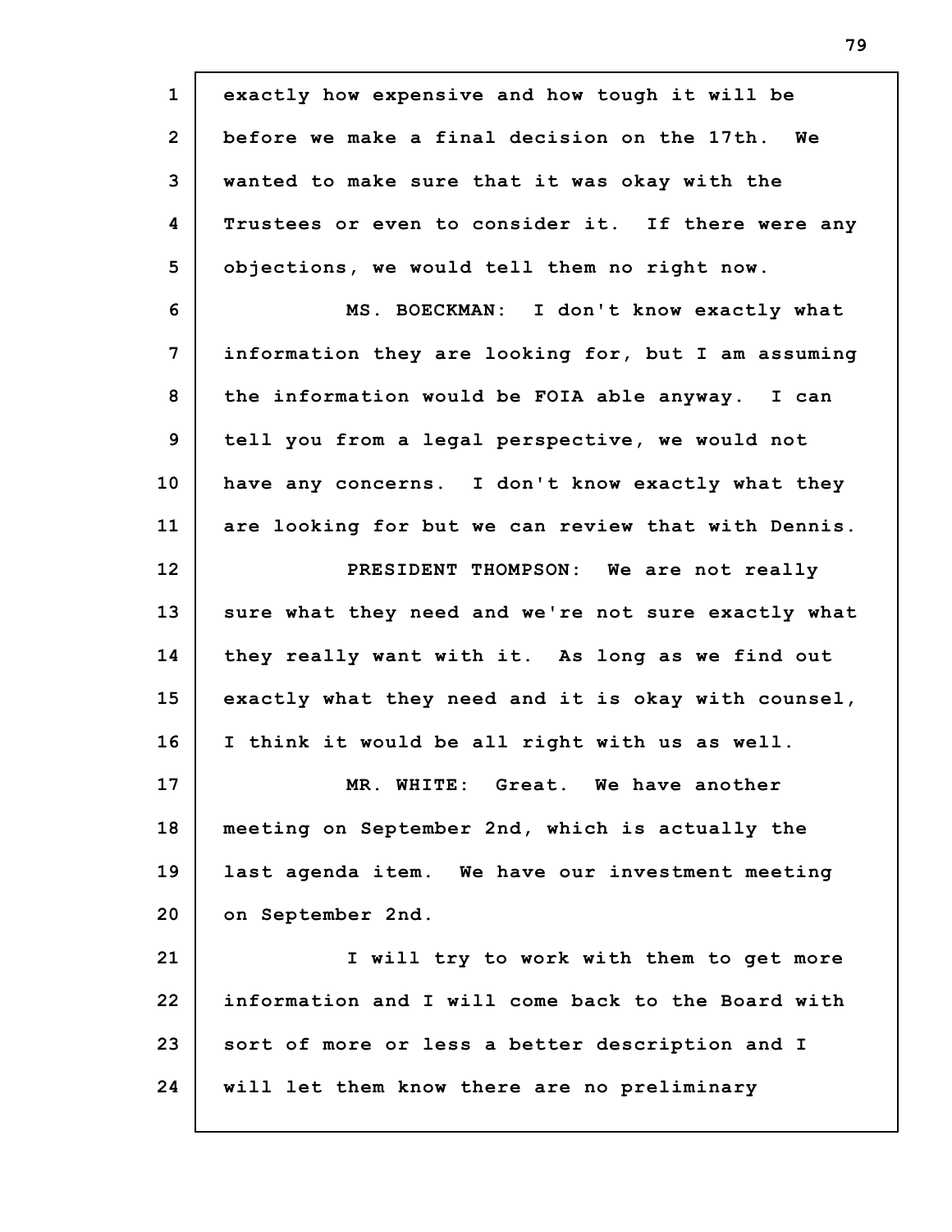exactly how expensive and how tough it will be before we make a final decision on the 17th. We wanted to make sure that it was okay with the Trustees or even to consider it. If there were any objections, we would tell them no right now.

MS. BOECKMAN: I don't know exactly what information they are looking for, but I am assuming the information would be FOIA able anyway. I can tell you from a legal perspective, we would not have any concerns. I don't know exactly what they are looking for but we can review that with Dennis.

PRESIDENT THOMPSON: We are not really sure what they need and we're not sure exactly what they really want with it. As long as we find out exactly what they need and it is okay with counsel, I think it would be all right with us as well.

MR. WHITE: Great. We have another meeting on September 2nd, which is actually the last agenda item. We have our investment meeting on September 2nd.

I will try to work with them to get more information and I will come back to the Board with sort of more or less a better description and I will let them know there are no preliminary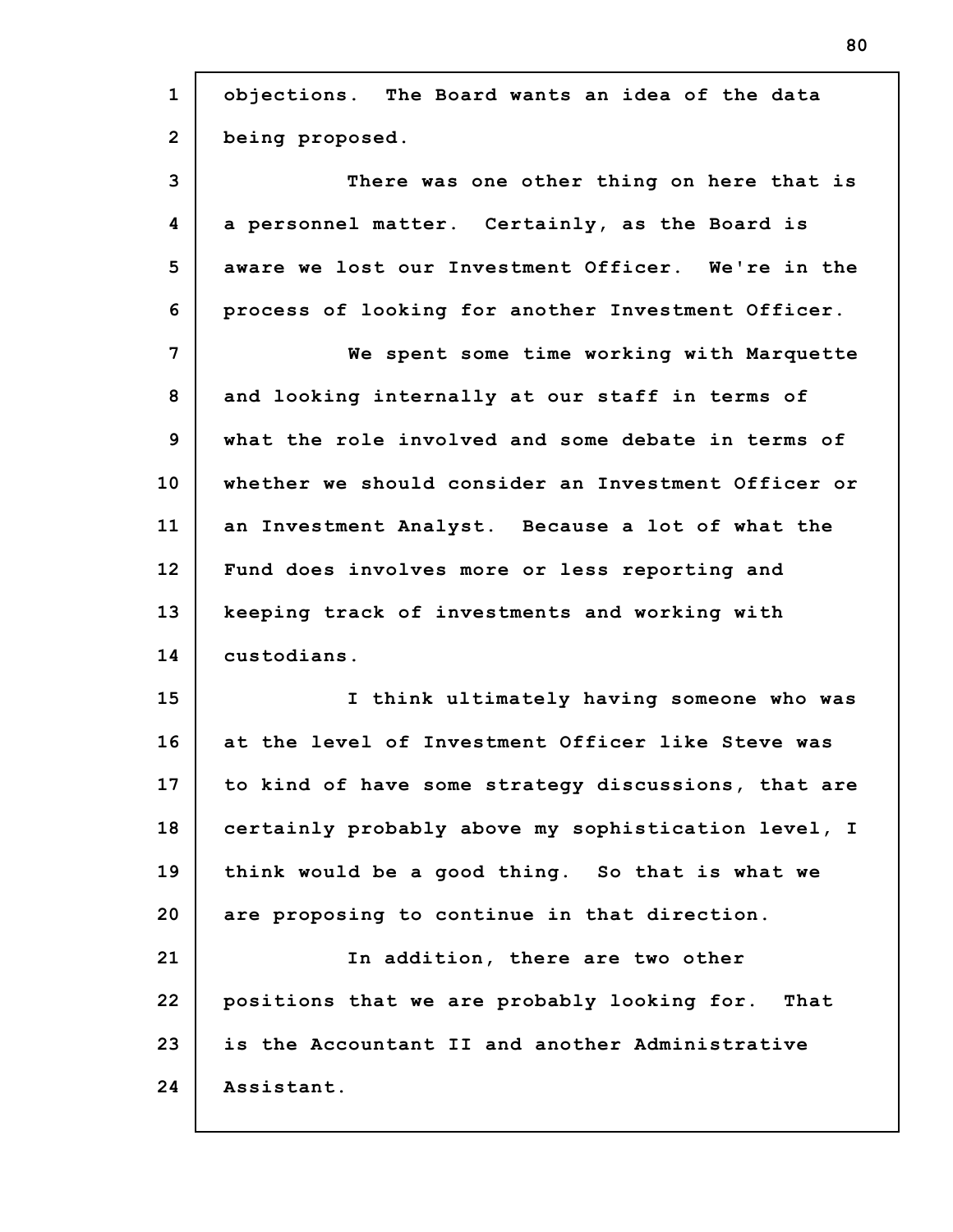objections. The Board wants an idea of the data being proposed.

There was one other thing on here that is a personnel matter. Certainly, as the Board is aware we lost our Investment Officer. We're in the process of looking for another Investment Officer.

We spent some time working with Marquette and looking internally at our staff in terms of what the role involved and some debate in terms of whether we should consider an Investment Officer or an Investment Analyst. Because a lot of what the Fund does involves more or less reporting and keeping track of investments and working with custodians.

I think ultimately having someone who was at the level of Investment Officer like Steve was to kind of have some strategy discussions, that are certainly probably above my sophistication level, I think would be a good thing. So that is what we are proposing to continue in that direction.

In addition, there are two other positions that we are probably looking for. That is the Accountant II and another Administrative Assistant.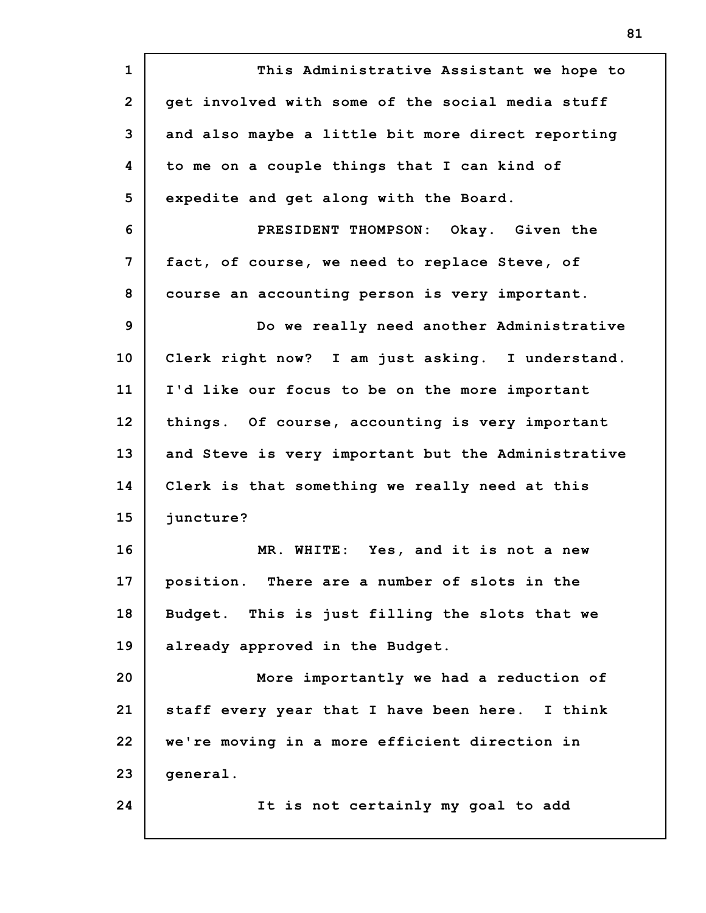This Administrative Assistant we hope to get involved with some of the social media stuff and also maybe a little bit more direct reporting to me on a couple things that I can kind of expedite and get along with the Board.

PRESIDENT THOMPSON: Okay. Given the fact, of course, we need to replace Steve, of course an accounting person is very important.

Do we really need another Administrative Clerk right now? I am just asking. I understand. I'd like our focus to be on the more important things. Of course, accounting is very important and Steve is very important but the Administrative Clerk is that something we really need at this juncture?

MR. WHITE: Yes, and it is not a new position. There are a number of slots in the Budget. This is just filling the slots that we already approved in the Budget.

More importantly we had a reduction of staff every year that I have been here. I think we're moving in a more efficient direction in general.

It is not certainly my goal to add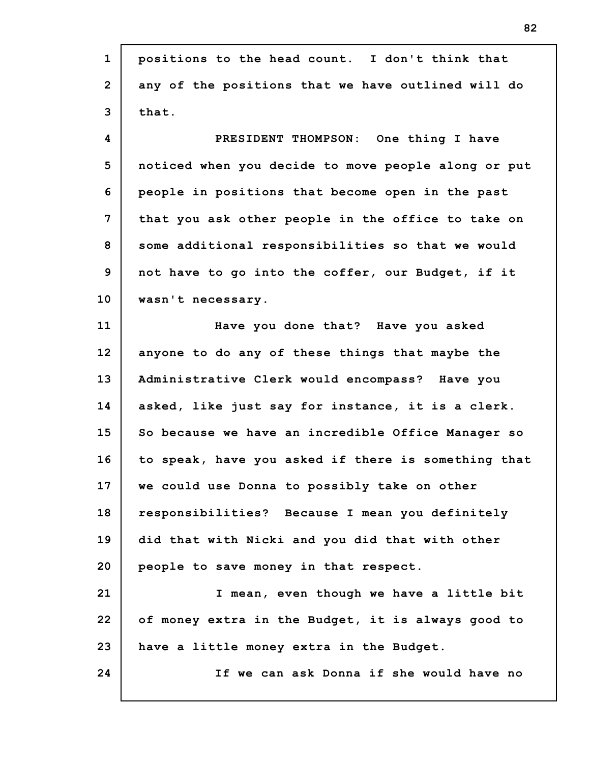positions to the head count. I don't think that any of the positions that we have outlined will do that.

PRESIDENT THOMPSON: One thing I have noticed when you decide to move people along or put people in positions that become open in the past that you ask other people in the office to take on some additional responsibilities so that we would not have to go into the coffer, our Budget, if it wasn't necessary.

Have you done that? Have you asked anyone to do any of these things that maybe the Administrative Clerk would encompass? Have you asked, like just say for instance, it is a clerk. So because we have an incredible Office Manager so to speak, have you asked if there is something that we could use Donna to possibly take on other responsibilities? Because I mean you definitely did that with Nicki and you did that with other people to save money in that respect.

I mean, even though we have a little bit of money extra in the Budget, it is always good to have a little money extra in the Budget.

If we can ask Donna if she would have no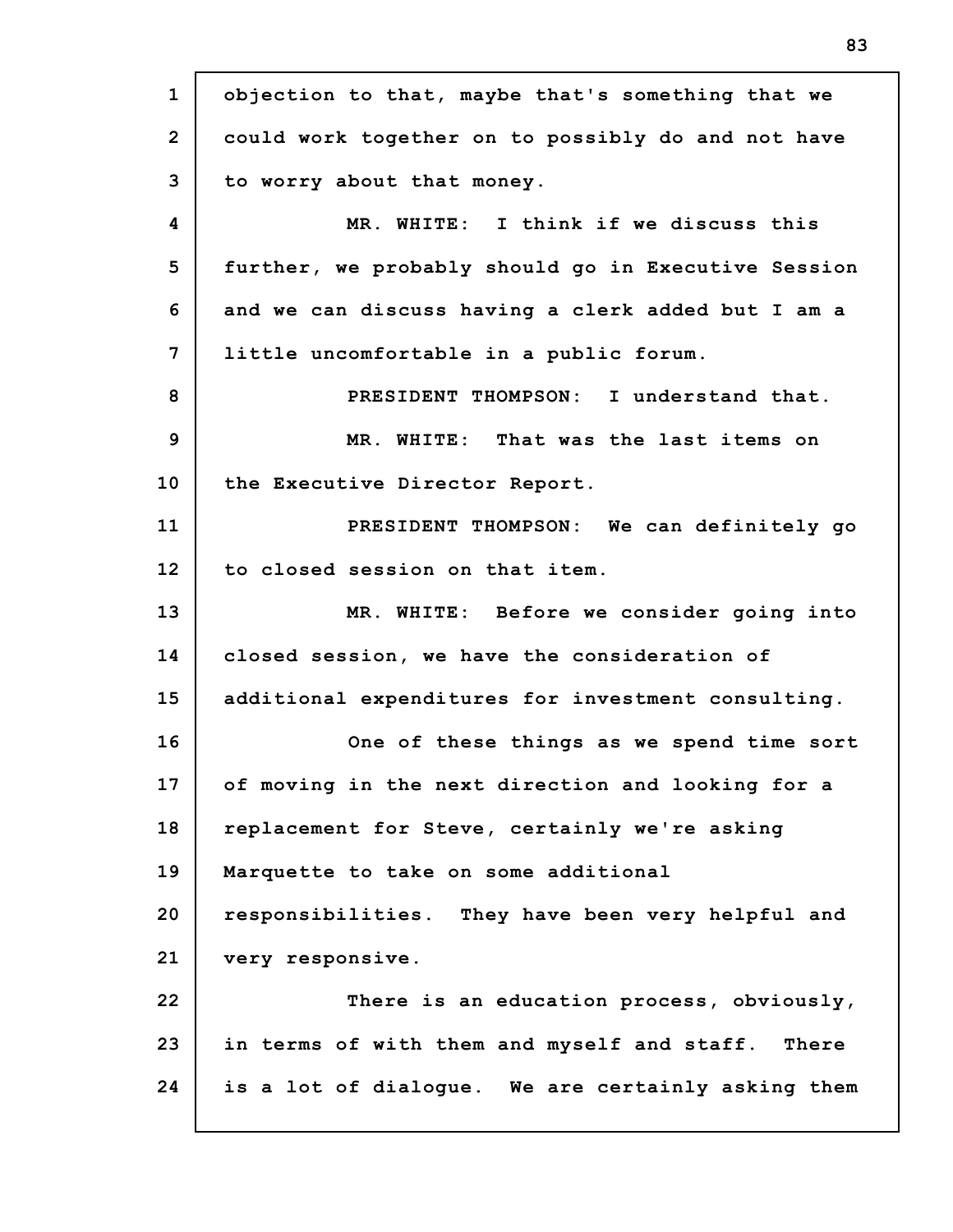objection to that, maybe that's something that we could work together on to possibly do and not have to worry about that money.

MR. WHITE: I think if we discuss this further, we probably should go in Executive Session and we can discuss having a clerk added but I am a little uncomfortable in a public forum.

PRESIDENT THOMPSON: I understand that.

MR. WHITE: That was the last items on the Executive Director Report.

PRESIDENT THOMPSON: We can definitely go to closed session on that item.

MR. WHITE: Before we consider going into closed session, we have the consideration of additional expenditures for investment consulting.

One of these things as we spend time sort of moving in the next direction and looking for a replacement for Steve, certainly we're asking Marquette to take on some additional responsibilities. They have been very helpful and very responsive.

There is an education process, obviously, in terms of with them and myself and staff. There is a lot of dialogue. We are certainly asking them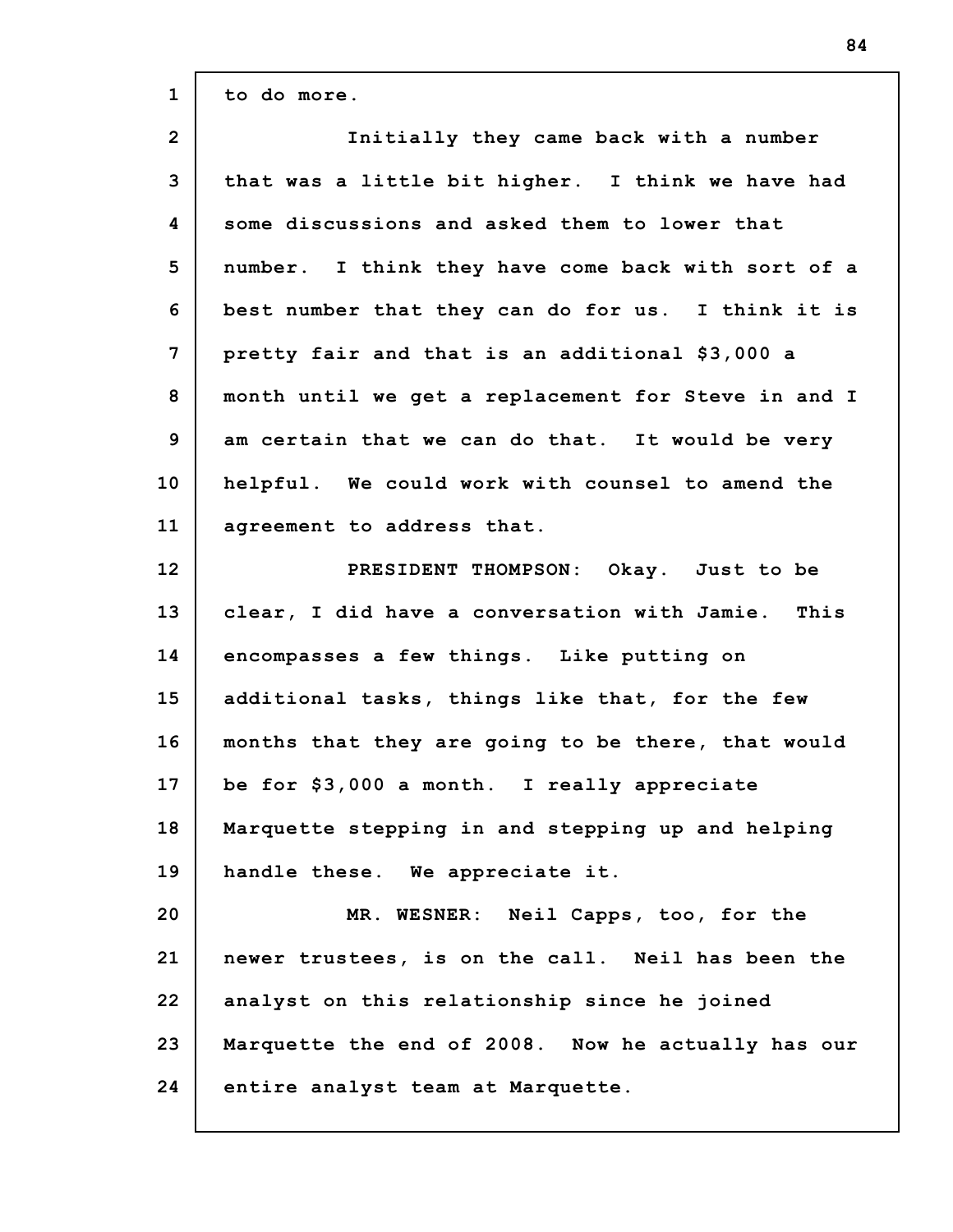to do more.

Initially they came back with a number that was a little bit higher. I think we have had some discussions and asked them to lower that number. I think they have come back with sort of a best number that they can do for us. I think it is pretty fair and that is an additional $3,000 a month until we get a replacement for Steve in and I am certain that we can do that. It would be very helpful. We could work with counsel to amend the agreement to address that.

PRESIDENT THOMPSON: Okay. Just to be clear, I did have a conversation with Jamie. This encompasses a few things. Like putting on additional tasks, things like that, for the few months that they are going to be there, that would be for $3,000 a month. I really appreciate Marquette stepping in and stepping up and helping handle these. We appreciate it.

MR. WESNER: Neil Capps, too, for the newer trustees, is on the call. Neil has been the analyst on this relationship since he joined Marquette the end of 2008. Now he actually has our entire analyst team at Marquette.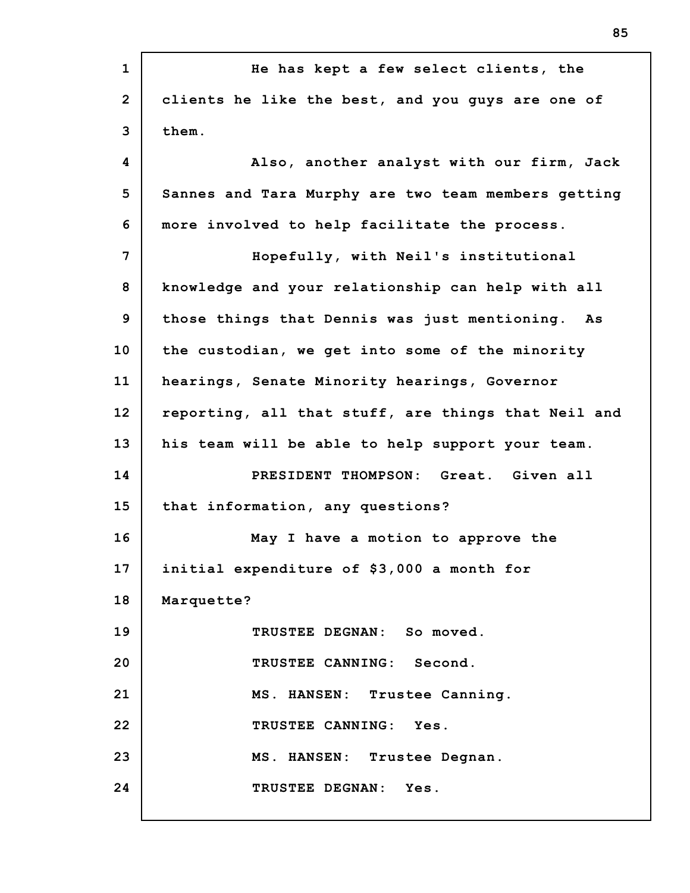He has kept a few select clients, the clients he like the best, and you guys are one of them.

Also, another analyst with our firm, Jack Sannes and Tara Murphy are two team members getting more involved to help facilitate the process.

Hopefully, with Neil's institutional knowledge and your relationship can help with all those things that Dennis was just mentioning. As the custodian, we get into some of the minority hearings, Senate Minority hearings, Governor reporting, all that stuff, are things that Neil and his team will be able to help support your team.

PRESIDENT THOMPSON: Great. Given all that information, any questions?

May I have a motion to approve the initial expenditure of $3,000 a month for Marquette?

TRUSTEE DEGNAN: So moved.

TRUSTEE CANNING: Second.

MS. HANSEN: Trustee Canning.

TRUSTEE CANNING: Yes.

MS. HANSEN: Trustee Degnan.

TRUSTEE DEGNAN: Yes.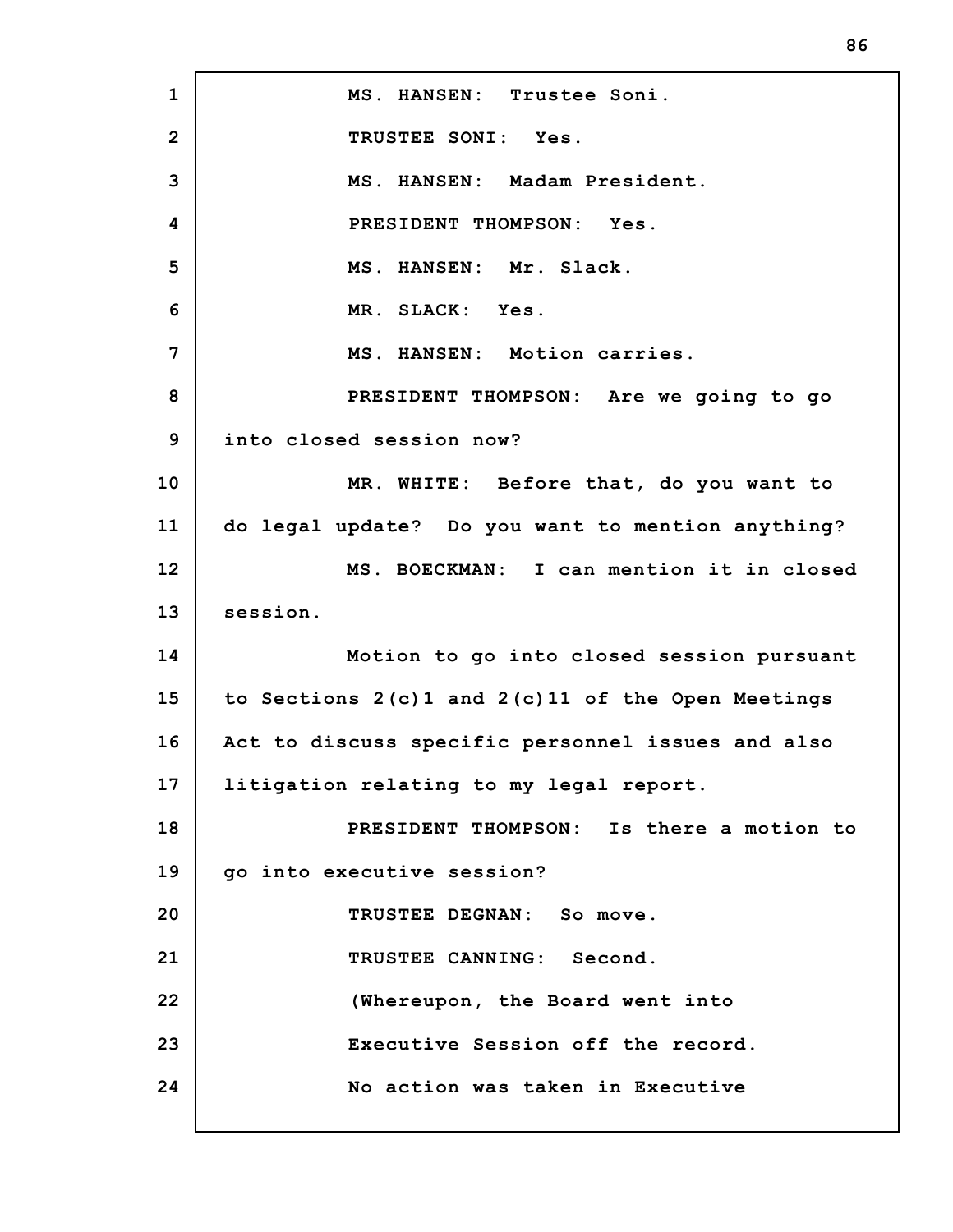MS. HANSEN: Trustee Soni.

TRUSTEE SONI: Yes.

MS. HANSEN: Madam President.

PRESIDENT THOMPSON: Yes.

MS. HANSEN: Mr. Slack.

MR. SLACK: Yes.

MS. HANSEN: Motion carries.

PRESIDENT THOMPSON: Are we going to go into closed session now?

MR. WHITE: Before that, do you want to do legal update? Do you want to mention anything?

MS. BOECKMAN: I can mention it in closed session.

Motion to go into closed session pursuant to Sections 2(c)1 and 2(c)11 of the Open Meetings Act to discuss specific personnel issues and also litigation relating to my legal report.

PRESIDENT THOMPSON: Is there a motion to go into executive session?

TRUSTEE DEGNAN: So move.

TRUSTEE CANNING: Second.

(Whereupon, the Board went into Executive Session off the record. No action was taken in Executive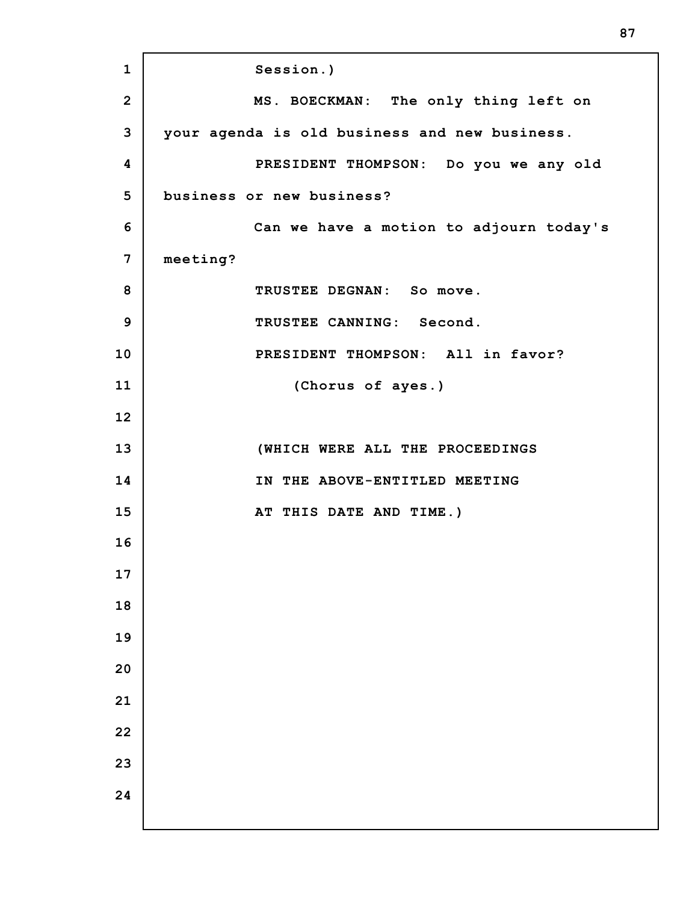Session.)

MS. BOECKMAN: The only thing left on your agenda is old business and new business.

PRESIDENT THOMPSON: Do you we any old business or new business?

Can we have a motion to adjourn today's meeting?

TRUSTEE DEGNAN: So move.

TRUSTEE CANNING: Second.

PRESIDENT THOMPSON: All in favor?

(Chorus of ayes.)

(WHICH WERE ALL THE PROCEEDINGS IN THE ABOVE-ENTITLED MEETING AT THIS DATE AND TIME.)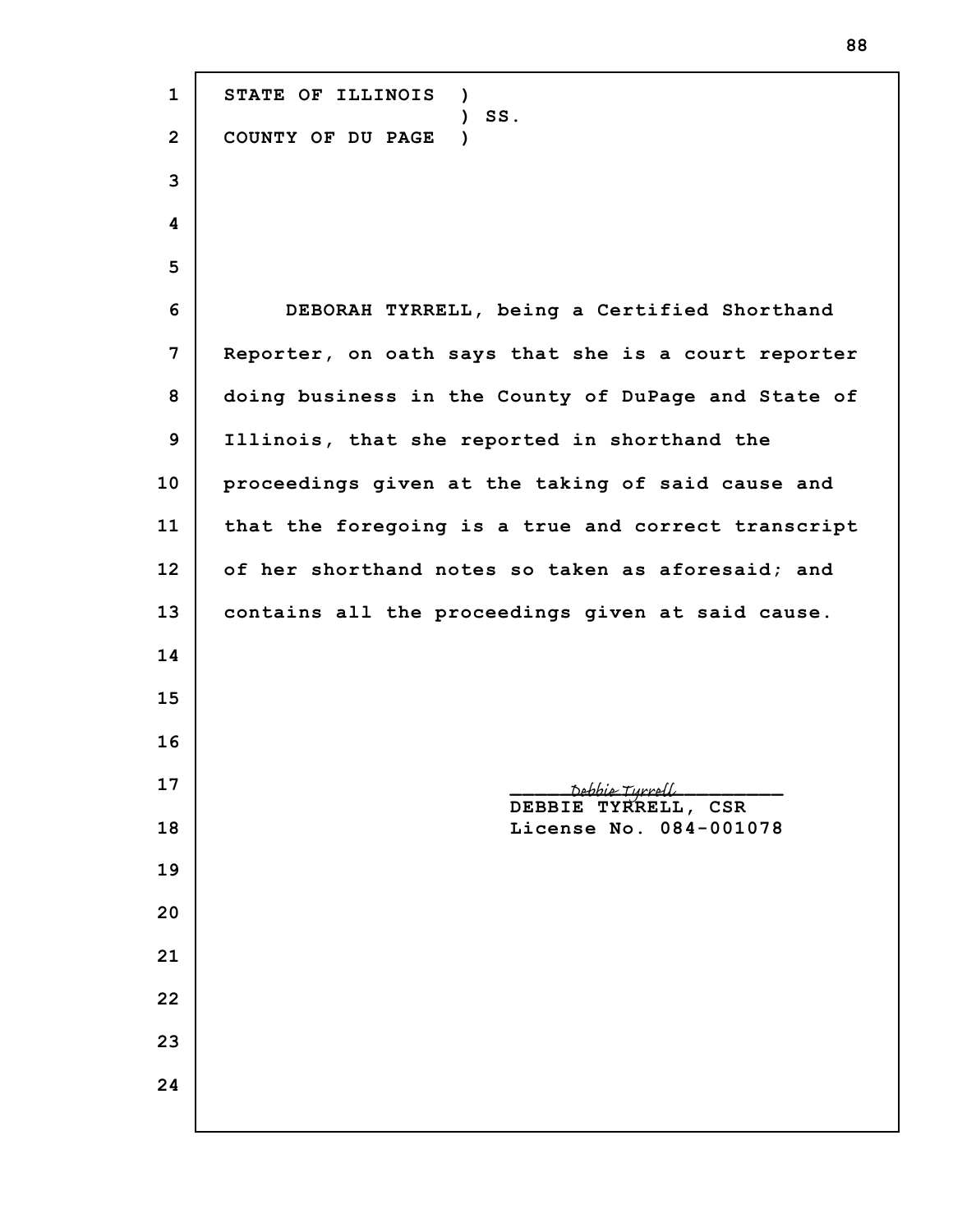STATE OF ILLINOIS )
) SS.
COUNTY OF DU PAGE )

DEBORAH TYRRELL, being a Certified Shorthand Reporter, on oath says that she is a court reporter doing business in the County of DuPage and State of Illinois, that she reported in shorthand the proceedings given at the taking of said cause and that the foregoing is a true and correct transcript of her shorthand notes so taken as aforesaid; and contains all the proceedings given at said cause.

Debbie Tyrrell
DEBBIE TYRRELL, CSR
License No. 084-001078